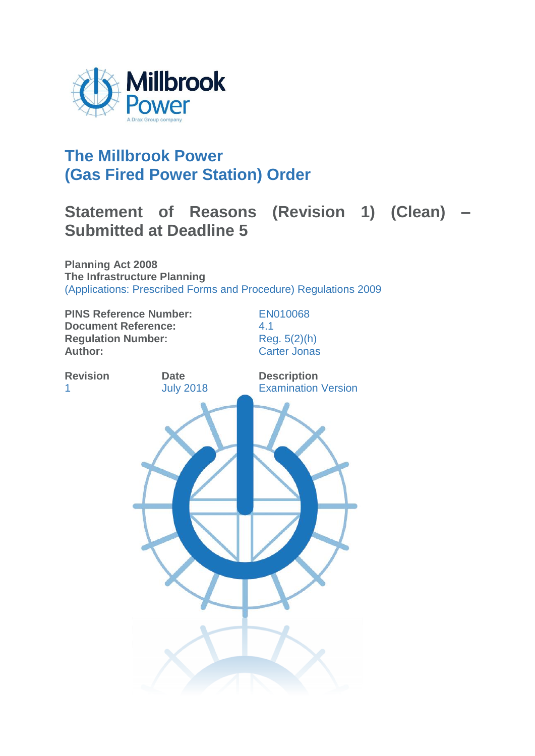# The Millbrook Power (Gas Fired Power Station) Order

## Statement of Reasons (Revision 1) (Clean) – Submitted at Deadline 5

**Planning Act 2008**
**The Infrastructure Planning**
(Applications: Prescribed Forms and Procedure) Regulations 2009

| | |
|---|---|
| **PINS Reference Number:** | EN010068 |
| **Document Reference:** | 4.1 |
| **Regulation Number:** | Reg. 5(2)(h) |
| **Author:** | Carter Jonas |

| Revision | Date | Description |
|---|---|---|
| 1 | July 2018 | Examination Version |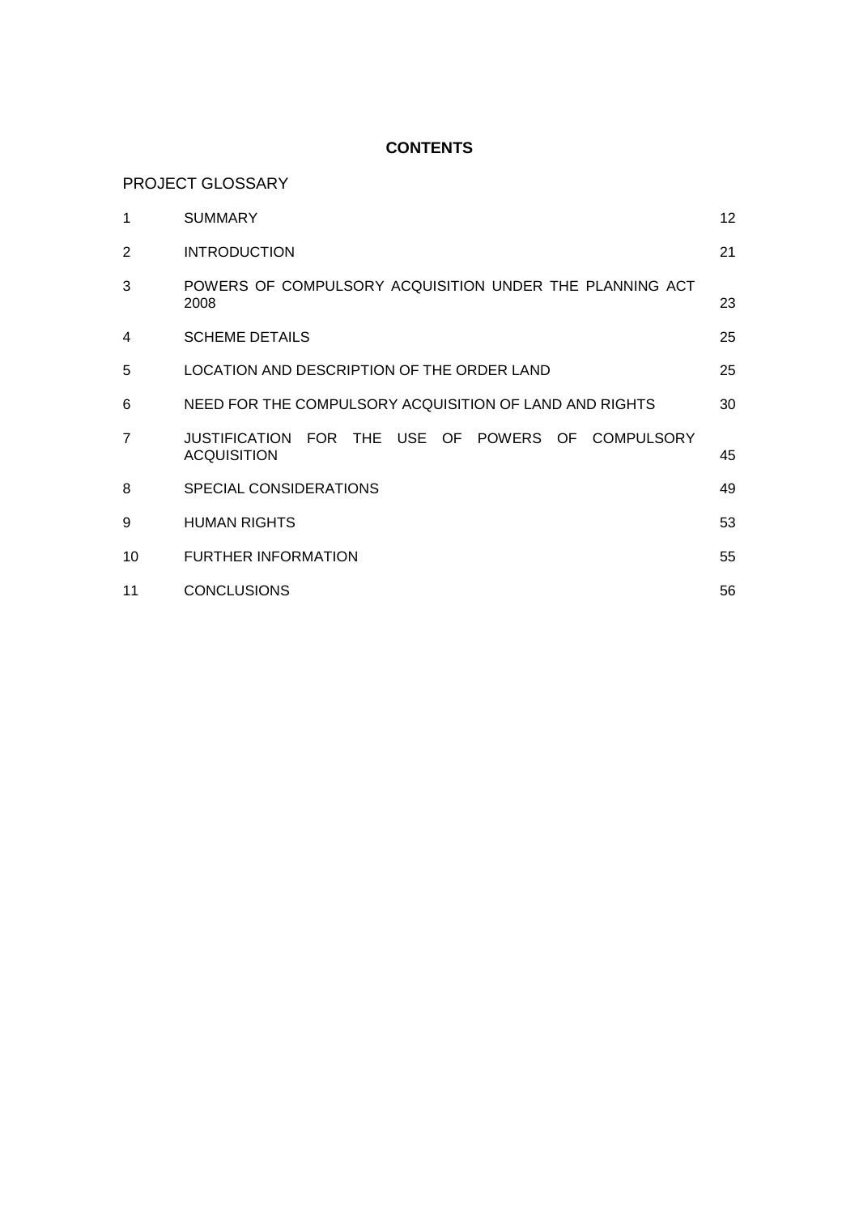# CONTENTS

PROJECT GLOSSARY

| | | |
|---|---|---|
| 1 | SUMMARY | 12 |
| 2 | INTRODUCTION | 21 |
| 3 | POWERS OF COMPULSORY ACQUISITION UNDER THE PLANNING ACT 2008 | 23 |
| 4 | SCHEME DETAILS | 25 |
| 5 | LOCATION AND DESCRIPTION OF THE ORDER LAND | 25 |
| 6 | NEED FOR THE COMPULSORY ACQUISITION OF LAND AND RIGHTS | 30 |
| 7 | JUSTIFICATION FOR THE USE OF POWERS OF COMPULSORY ACQUISITION | 45 |
| 8 | SPECIAL CONSIDERATIONS | 49 |
| 9 | HUMAN RIGHTS | 53 |
| 10 | FURTHER INFORMATION | 55 |
| 11 | CONCLUSIONS | 56 |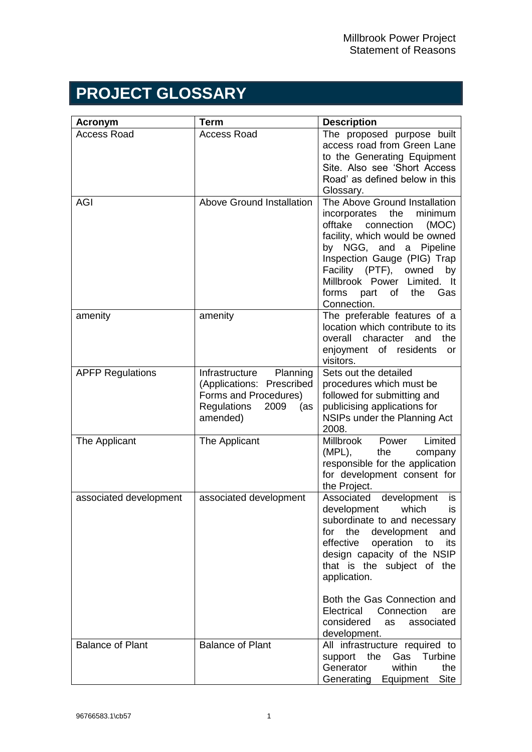# PROJECT GLOSSARY

| Acronym | Term | Description |
|---|---|---|
| Access Road | Access Road | The proposed purpose built access road from Green Lane to the Generating Equipment Site. Also see 'Short Access Road' as defined below in this Glossary. |
| AGI | Above Ground Installation | The Above Ground Installation incorporates the minimum offtake connection (MOC) facility, which would be owned by NGG, and a Pipeline Inspection Gauge (PIG) Trap Facility (PTF), owned by Millbrook Power Limited. It forms part of the Gas Connection. |
| amenity | amenity | The preferable features of a location which contribute to its overall character and the enjoyment of residents or visitors. |
| APFP Regulations | Infrastructure Planning (Applications: Prescribed Forms and Procedures) Regulations 2009 (as amended) | Sets out the detailed procedures which must be followed for submitting and publicising applications for NSIPs under the Planning Act 2008. |
| The Applicant | The Applicant | Millbrook Power Limited (MPL), the company responsible for the application for development consent for the Project. |
| associated development | associated development | Associated development is development which is subordinate to and necessary for the development and effective operation to its design capacity of the NSIP that is the subject of the application.<br><br>Both the Gas Connection and Electrical Connection are considered as associated development. |
| Balance of Plant | Balance of Plant | All infrastructure required to support the Gas Turbine Generator within the Generating Equipment Site |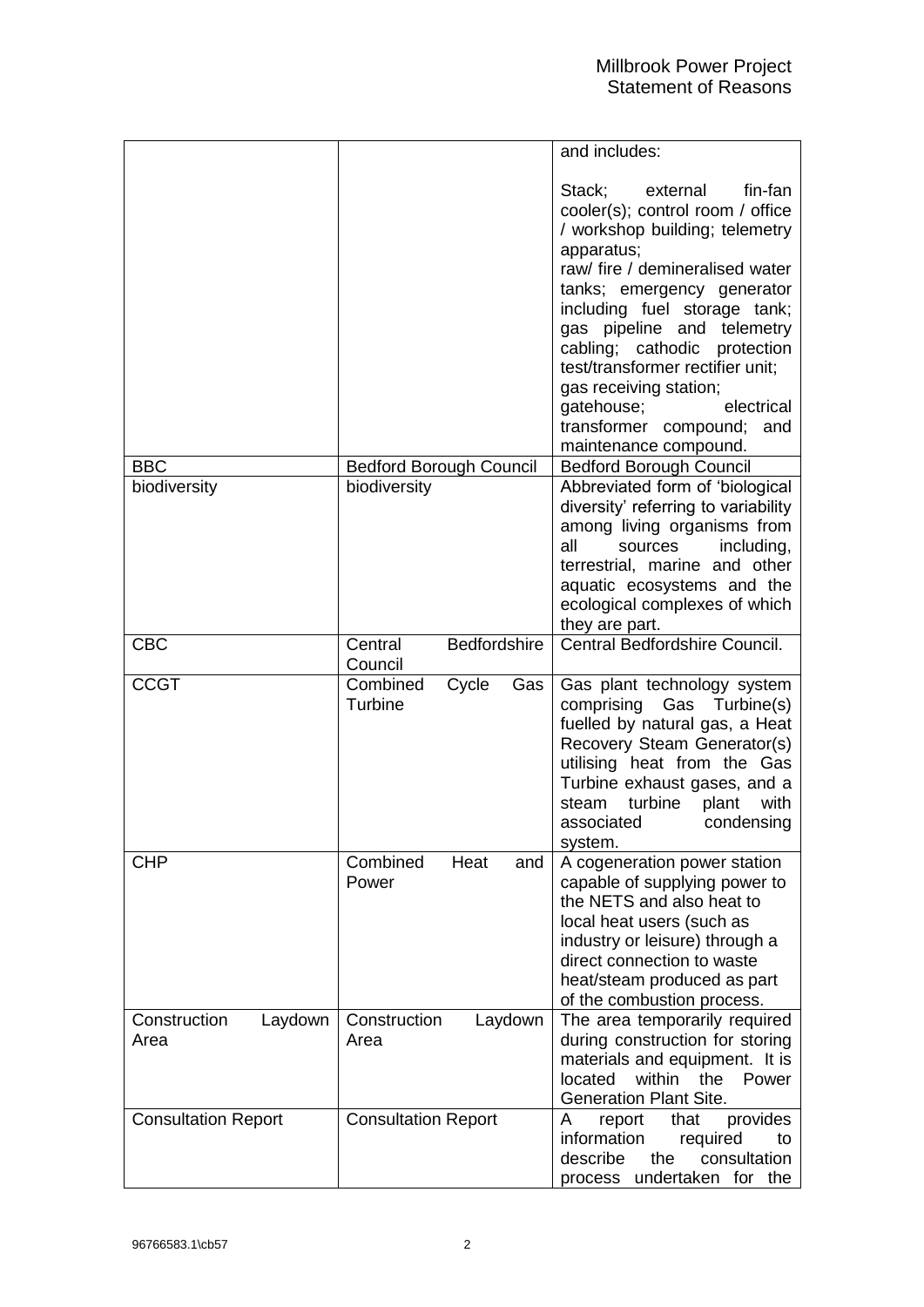| | | |
|---|---|---|
| | | and includes:<br><br>Stack; external fin-fan cooler(s); control room / office / workshop building; telemetry apparatus;<br>raw/ fire / demineralised water tanks; emergency generator including fuel storage tank; gas pipeline and telemetry cabling; cathodic protection test/transformer rectifier unit; gas receiving station;<br>gatehouse; electrical transformer compound; and maintenance compound. |
| BBC | Bedford Borough Council | Bedford Borough Council |
| biodiversity | biodiversity | Abbreviated form of 'biological diversity' referring to variability among living organisms from all sources including, terrestrial, marine and other aquatic ecosystems and the ecological complexes of which they are part. |
| CBC | Central Bedfordshire Council | Central Bedfordshire Council. |
| CCGT | Combined Cycle Gas Turbine | Gas plant technology system comprising Gas Turbine(s) fuelled by natural gas, a Heat Recovery Steam Generator(s) utilising heat from the Gas Turbine exhaust gases, and a steam turbine plant with associated condensing system. |
| CHP | Combined Heat and Power | A cogeneration power station capable of supplying power to the NETS and also heat to local heat users (such as industry or leisure) through a direct connection to waste heat/steam produced as part of the combustion process. |
| Construction Laydown Area | Construction Laydown Area | The area temporarily required during construction for storing materials and equipment. It is located within the Power Generation Plant Site. |
| Consultation Report | Consultation Report | A report that provides information required to describe the consultation process undertaken for the |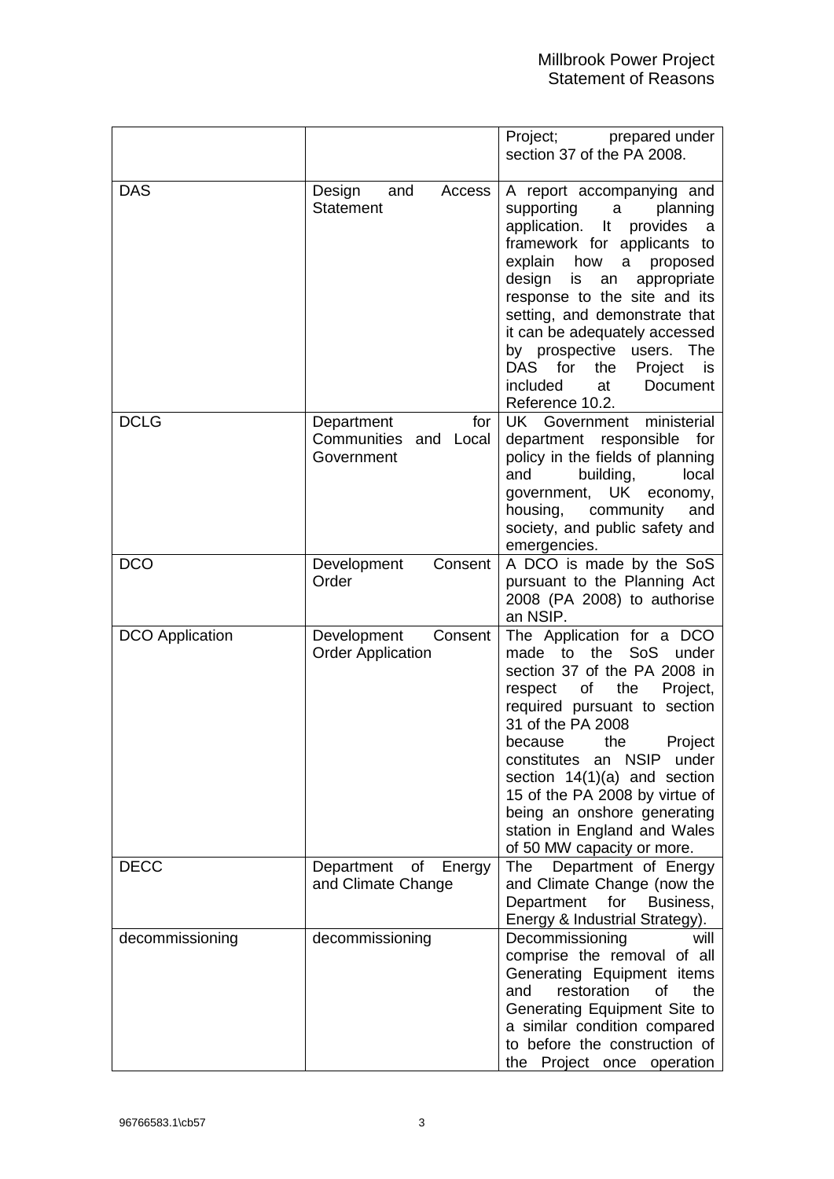| | | |
|---|---|---|
| | | Project; prepared under section 37 of the PA 2008. |
| DAS | Design and Access Statement | A report accompanying and supporting a planning application. It provides a framework for applicants to explain how a proposed design is an appropriate response to the site and its setting, and demonstrate that it can be adequately accessed by prospective users. The DAS for the Project is included at Document Reference 10.2. |
| DCLG | Department for Communities and Local Government | UK Government ministerial department responsible for policy in the fields of planning and building, local government, UK economy, housing, community and society, and public safety and emergencies. |
| DCO | Development Consent Order | A DCO is made by the SoS pursuant to the Planning Act 2008 (PA 2008) to authorise an NSIP. |
| DCO Application | Development Consent Order Application | The Application for a DCO made to the SoS under section 37 of the PA 2008 in respect of the Project, required pursuant to section 31 of the PA 2008 because the Project constitutes an NSIP under section 14(1)(a) and section 15 of the PA 2008 by virtue of being an onshore generating station in England and Wales of 50 MW capacity or more. |
| DECC | Department of Energy and Climate Change | The Department of Energy and Climate Change (now the Department for Business, Energy & Industrial Strategy). |
| decommissioning | decommissioning | Decommissioning will comprise the removal of all Generating Equipment items and restoration of the Generating Equipment Site to a similar condition compared to before the construction of the Project once operation |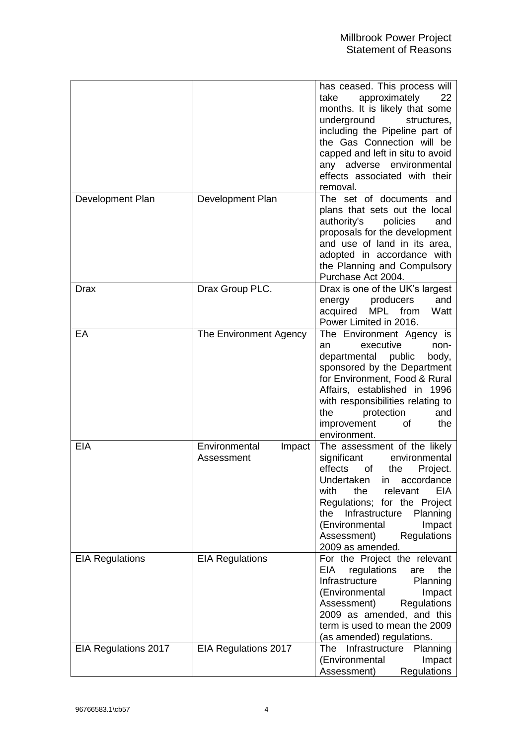| | | |
|---|---|---|
| | | has ceased. This process will take approximately 22 months. It is likely that some underground structures, including the Pipeline part of the Gas Connection will be capped and left in situ to avoid any adverse environmental effects associated with their removal. |
| Development Plan | Development Plan | The set of documents and plans that sets out the local authority's policies and proposals for the development and use of land in its area, adopted in accordance with the Planning and Compulsory Purchase Act 2004. |
| Drax | Drax Group PLC. | Drax is one of the UK's largest energy producers and acquired MPL from Watt Power Limited in 2016. |
| EA | The Environment Agency | The Environment Agency is an executive non-departmental public body, sponsored by the Department for Environment, Food & Rural Affairs, established in 1996 with responsibilities relating to the protection and improvement of the environment. |
| EIA | Environmental Impact Assessment | The assessment of the likely significant environmental effects of the Project. Undertaken in accordance with the relevant EIA Regulations; for the Project the Infrastructure Planning (Environmental Impact Assessment) Regulations 2009 as amended. |
| EIA Regulations | EIA Regulations | For the Project the relevant EIA regulations are the Infrastructure Planning (Environmental Impact Assessment) Regulations 2009 as amended, and this term is used to mean the 2009 (as amended) regulations. |
| EIA Regulations 2017 | EIA Regulations 2017 | The Infrastructure Planning (Environmental Impact Assessment) Regulations |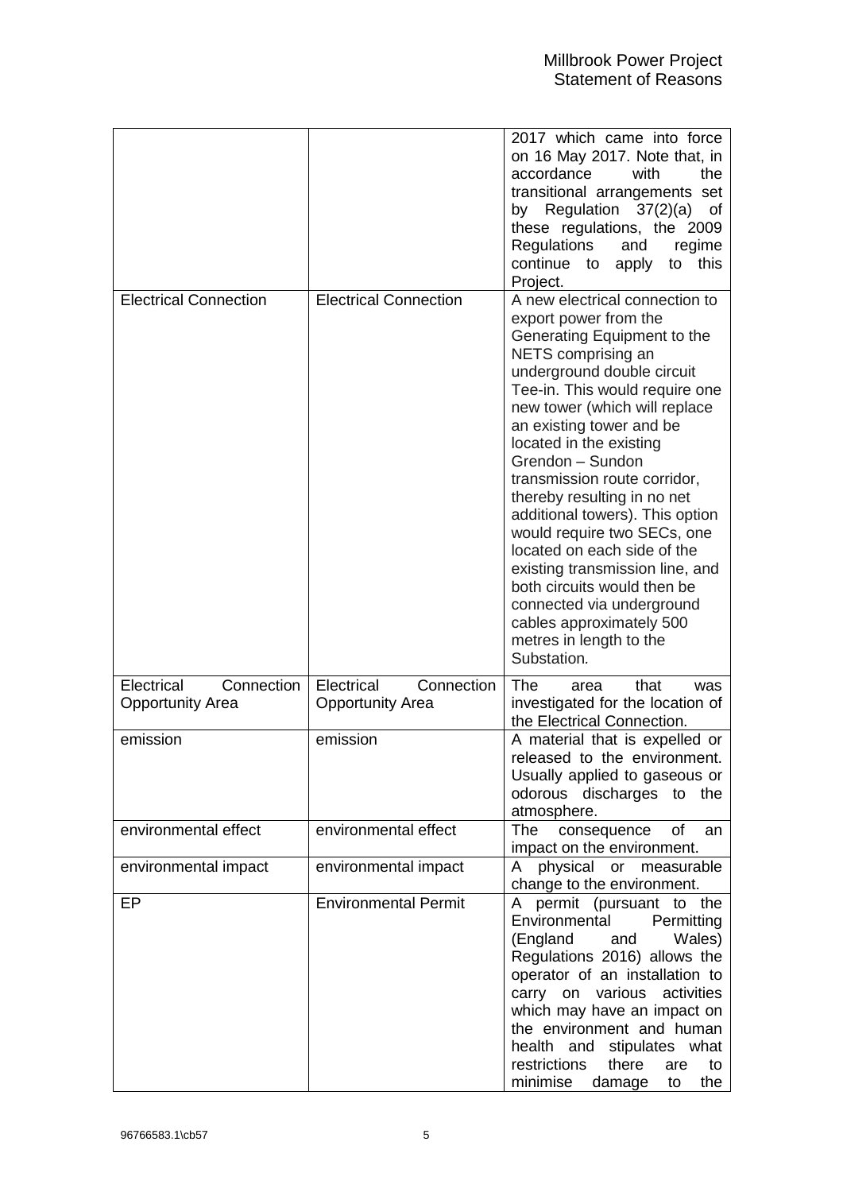| | | |
|---|---|---|
| | | 2017 which came into force on 16 May 2017. Note that, in accordance with the transitional arrangements set by Regulation 37(2)(a) of these regulations, the 2009 Regulations and regime continue to apply to this Project. |
| Electrical Connection | Electrical Connection | A new electrical connection to export power from the Generating Equipment to the NETS comprising an underground double circuit Tee-in. This would require one new tower (which will replace an existing tower and be located in the existing Grendon – Sundon transmission route corridor, thereby resulting in no net additional towers). This option would require two SECs, one located on each side of the existing transmission line, and both circuits would then be connected via underground cables approximately 500 metres in length to the Substation. |
| Electrical Connection Opportunity Area | Electrical Connection Opportunity Area | The area that was investigated for the location of the Electrical Connection. |
| emission | emission | A material that is expelled or released to the environment. Usually applied to gaseous or odorous discharges to the atmosphere. |
| environmental effect | environmental effect | The consequence of an impact on the environment. |
| environmental impact | environmental impact | A physical or measurable change to the environment. |
| EP | Environmental Permit | A permit (pursuant to the Environmental Permitting (England and Wales) Regulations 2016) allows the operator of an installation to carry on various activities which may have an impact on the environment and human health and stipulates what restrictions there are to minimise damage to the |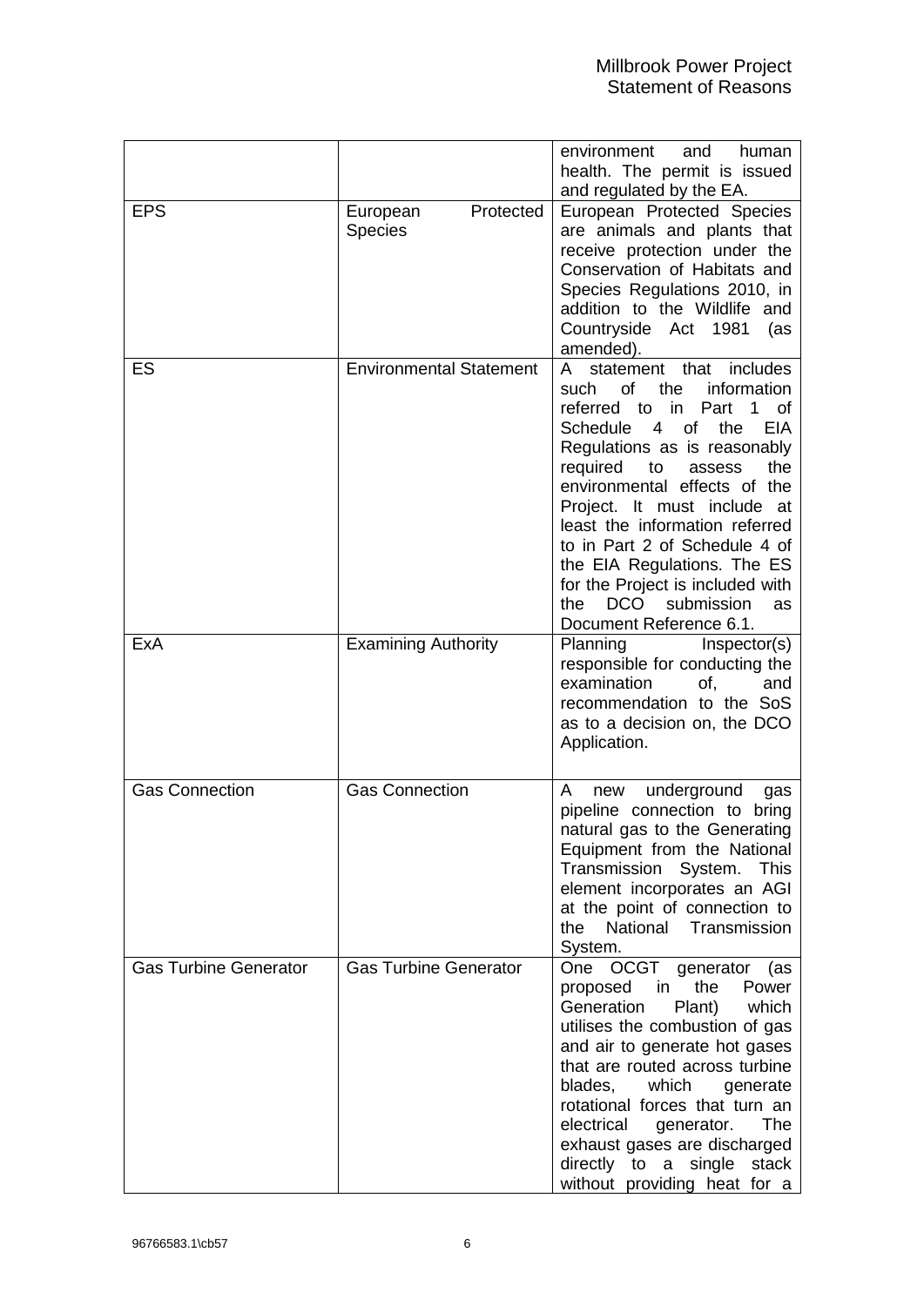| | | |
|---|---|---|
| | | environment and human health. The permit is issued and regulated by the EA. |
| EPS | European Protected Species | European Protected Species are animals and plants that receive protection under the Conservation of Habitats and Species Regulations 2010, in addition to the Wildlife and Countryside Act 1981 (as amended). |
| ES | Environmental Statement | A statement that includes such of the information referred to in Part 1 of Schedule 4 of the EIA Regulations as is reasonably required to assess the environmental effects of the Project. It must include at least the information referred to in Part 2 of Schedule 4 of the EIA Regulations. The ES for the Project is included with the DCO submission as Document Reference 6.1. |
| ExA | Examining Authority | Planning Inspector(s) responsible for conducting the examination of, and recommendation to the SoS as to a decision on, the DCO Application. |
| Gas Connection | Gas Connection | A new underground gas pipeline connection to bring natural gas to the Generating Equipment from the National Transmission System. This element incorporates an AGI at the point of connection to the National Transmission System. |
| Gas Turbine Generator | Gas Turbine Generator | One OCGT generator (as proposed in the Power Generation Plant) which utilises the combustion of gas and air to generate hot gases that are routed across turbine blades, which generate rotational forces that turn an electrical generator. The exhaust gases are discharged directly to a single stack without providing heat for a |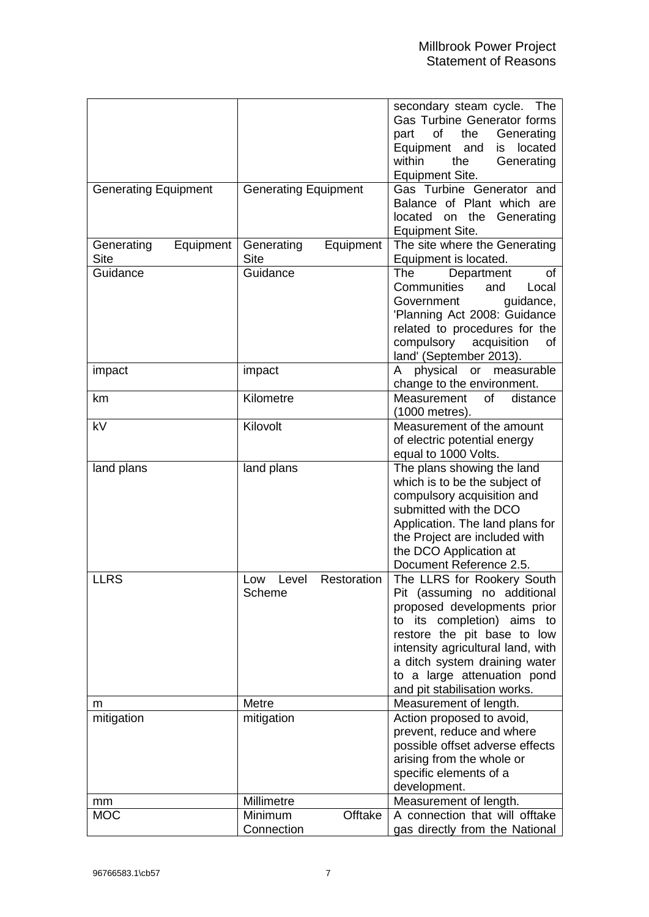| | | |
|---|---|---|
| | | secondary steam cycle. The Gas Turbine Generator forms part of the Generating Equipment and is located within the Generating Equipment Site. |
| Generating Equipment | Generating Equipment | Gas Turbine Generator and Balance of Plant which are located on the Generating Equipment Site. |
| Generating Equipment Site | Generating Equipment Site | The site where the Generating Equipment is located. |
| Guidance | Guidance | The Department of Communities and Local Government guidance, 'Planning Act 2008: Guidance related to procedures for the compulsory acquisition of land' (September 2013). |
| impact | impact | A physical or measurable change to the environment. |
| km | Kilometre | Measurement of distance (1000 metres). |
| kV | Kilovolt | Measurement of the amount of electric potential energy equal to 1000 Volts. |
| land plans | land plans | The plans showing the land which is to be the subject of compulsory acquisition and submitted with the DCO Application. The land plans for the Project are included with the DCO Application at Document Reference 2.5. |
| LLRS | Low Level Restoration Scheme | The LLRS for Rookery South Pit (assuming no additional proposed developments prior to its completion) aims to restore the pit base to low intensity agricultural land, with a ditch system draining water to a large attenuation pond and pit stabilisation works. |
| m | Metre | Measurement of length. |
| mitigation | mitigation | Action proposed to avoid, prevent, reduce and where possible offset adverse effects arising from the whole or specific elements of a development. |
| mm | Millimetre | Measurement of length. |
| MOC | Minimum Offtake Connection | A connection that will offtake gas directly from the National |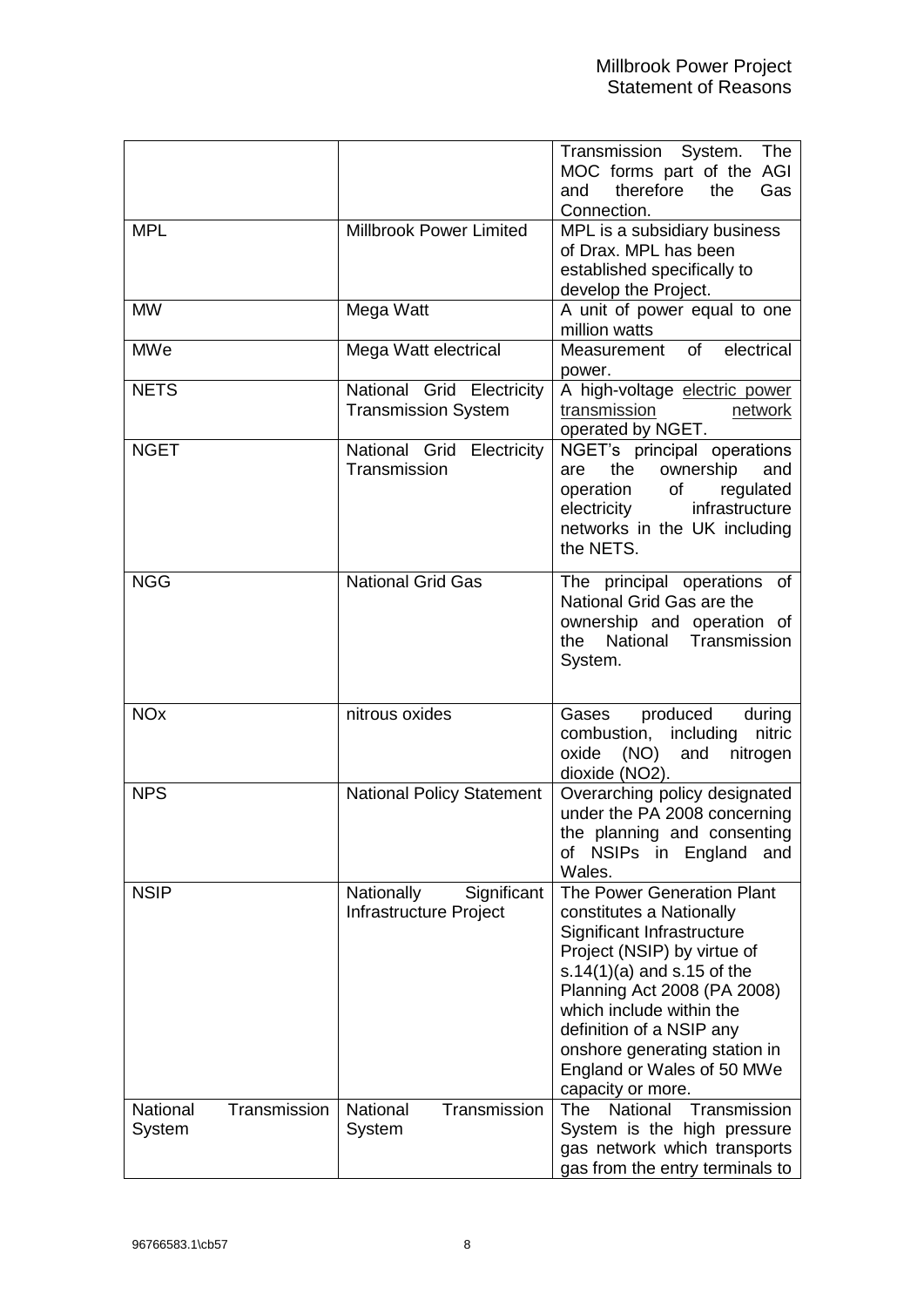| | | |
|---|---|---|
| | | Transmission System. The MOC forms part of the AGI and therefore the Gas Connection. |
| MPL | Millbrook Power Limited | MPL is a subsidiary business of Drax. MPL has been established specifically to develop the Project. |
| MW | Mega Watt | A unit of power equal to one million watts |
| MWe | Mega Watt electrical | Measurement of electrical power. |
| NETS | National Grid Electricity Transmission System | A high-voltage electric power transmission network operated by NGET. |
| NGET | National Grid Electricity Transmission | NGET's principal operations are the ownership and operation of regulated electricity infrastructure networks in the UK including the NETS. |
| NGG | National Grid Gas | The principal operations of National Grid Gas are the ownership and operation of the National Transmission System. |
| NOx | nitrous oxides | Gases produced during combustion, including nitric oxide (NO) and nitrogen dioxide ($NO_2$). |
| NPS | National Policy Statement | Overarching policy designated under the PA 2008 concerning the planning and consenting of NSIPs in England and Wales. |
| NSIP | Nationally Significant Infrastructure Project | The Power Generation Plant constitutes a Nationally Significant Infrastructure Project (NSIP) by virtue of s.14(1)(a) and s.15 of the Planning Act 2008 (PA 2008) which include within the definition of a NSIP any onshore generating station in England or Wales of 50 MWe capacity or more. |
| National Transmission System | National Transmission System | The National Transmission System is the high pressure gas network which transports gas from the entry terminals to |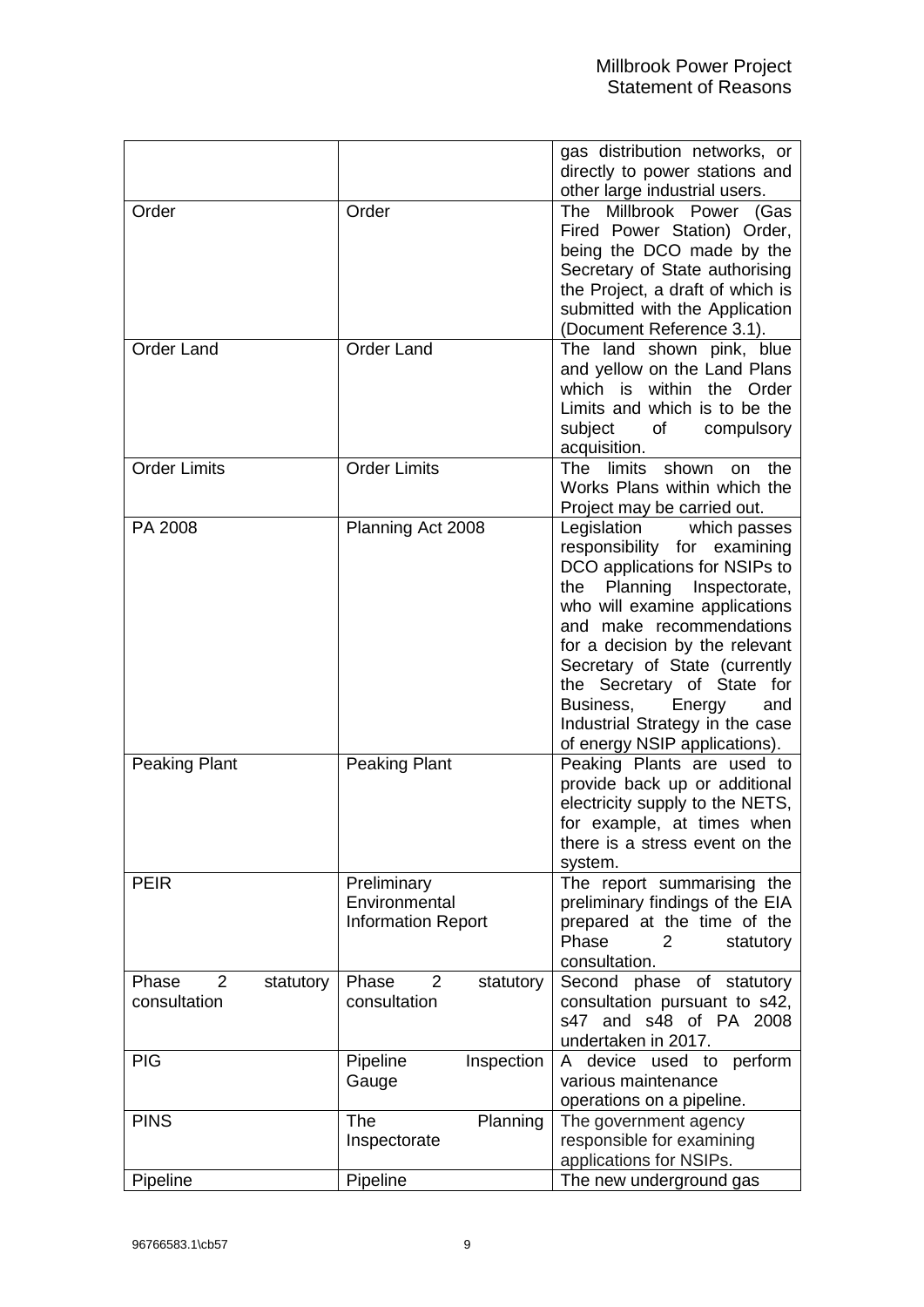| | | |
|---|---|---|
| | | gas distribution networks, or directly to power stations and other large industrial users. |
| Order | Order | The Millbrook Power (Gas Fired Power Station) Order, being the DCO made by the Secretary of State authorising the Project, a draft of which is submitted with the Application (Document Reference 3.1). |
| Order Land | Order Land | The land shown pink, blue and yellow on the Land Plans which is within the Order Limits and which is to be the subject of compulsory acquisition. |
| Order Limits | Order Limits | The limits shown on the Works Plans within which the Project may be carried out. |
| PA 2008 | Planning Act 2008 | Legislation which passes responsibility for examining DCO applications for NSIPs to the Planning Inspectorate, who will examine applications and make recommendations for a decision by the relevant Secretary of State (currently the Secretary of State for Business, Energy and Industrial Strategy in the case of energy NSIP applications). |
| Peaking Plant | Peaking Plant | Peaking Plants are used to provide back up or additional electricity supply to the NETS, for example, at times when there is a stress event on the system. |
| PEIR | Preliminary Environmental Information Report | The report summarising the preliminary findings of the EIA prepared at the time of the Phase 2 statutory consultation. |
| Phase 2 statutory consultation | Phase 2 statutory consultation | Second phase of statutory consultation pursuant to s42, s47 and s48 of PA 2008 undertaken in 2017. |
| PIG | Pipeline Inspection Gauge | A device used to perform various maintenance operations on a pipeline. |
| PINS | The Planning Inspectorate | The government agency responsible for examining applications for NSIPs. |
| Pipeline | Pipeline | The new underground gas |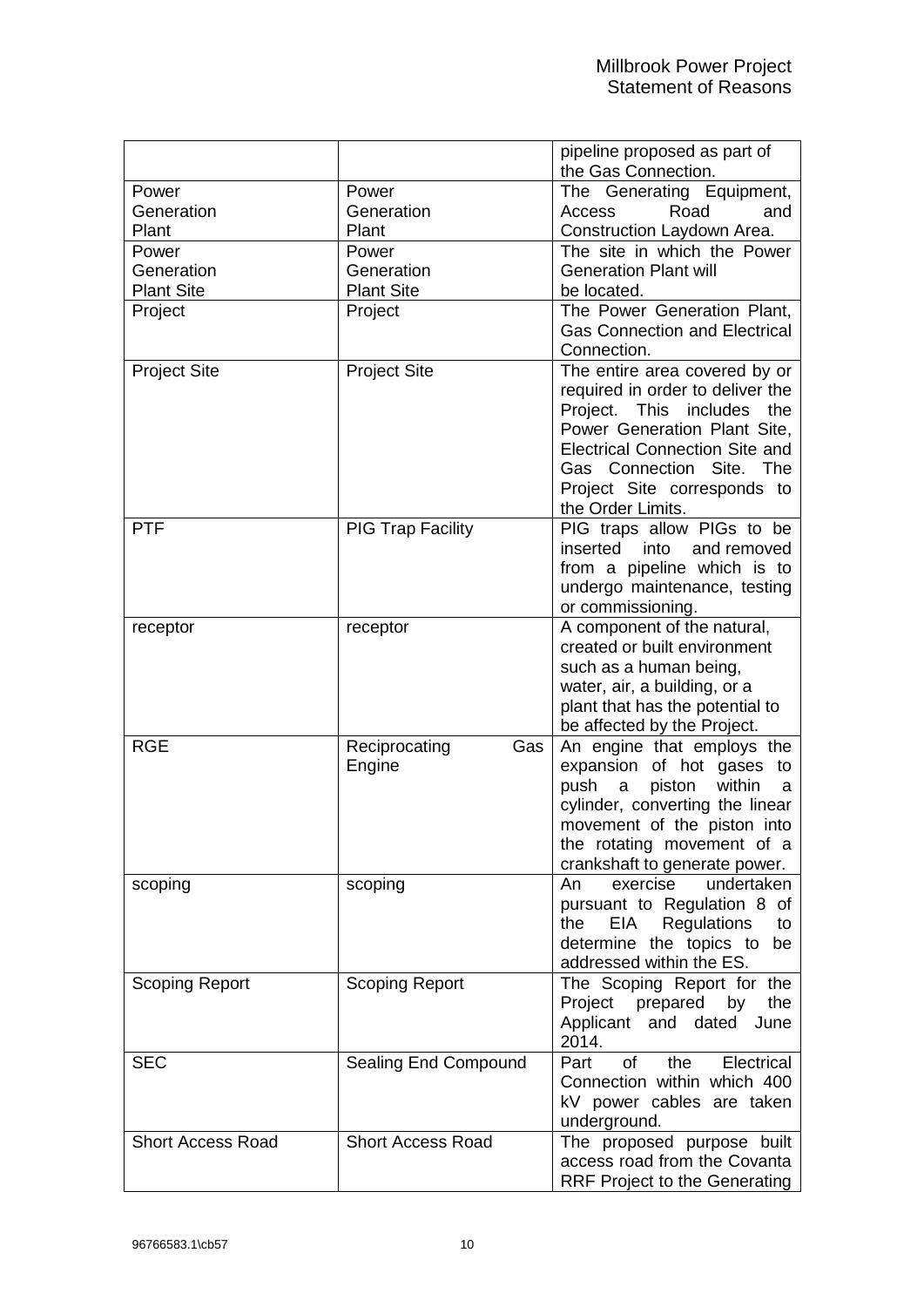| | | |
|---|---|---|
| | | pipeline proposed as part of the Gas Connection. |
| Power Generation Plant | Power Generation Plant | The Generating Equipment, Access Road and Construction Laydown Area. |
| Power Generation Plant Site | Power Generation Plant Site | The site in which the Power Generation Plant will be located. |
| Project | Project | The Power Generation Plant, Gas Connection and Electrical Connection. |
| Project Site | Project Site | The entire area covered by or required in order to deliver the Project. This includes the Power Generation Plant Site, Electrical Connection Site and Gas Connection Site. The Project Site corresponds to the Order Limits. |
| PTF | PIG Trap Facility | PIG traps allow PIGs to be inserted into and removed from a pipeline which is to undergo maintenance, testing or commissioning. |
| receptor | receptor | A component of the natural, created or built environment such as a human being, water, air, a building, or a plant that has the potential to be affected by the Project. |
| RGE | Reciprocating Gas Engine | An engine that employs the expansion of hot gases to push a piston within a cylinder, converting the linear movement of the piston into the rotating movement of a crankshaft to generate power. |
| scoping | scoping | An exercise undertaken pursuant to Regulation 8 of the EIA Regulations to determine the topics to be addressed within the ES. |
| Scoping Report | Scoping Report | The Scoping Report for the Project prepared by the Applicant and dated June 2014. |
| SEC | Sealing End Compound | Part of the Electrical Connection within which 400 kV power cables are taken underground. |
| Short Access Road | Short Access Road | The proposed purpose built access road from the Covanta RRF Project to the Generating |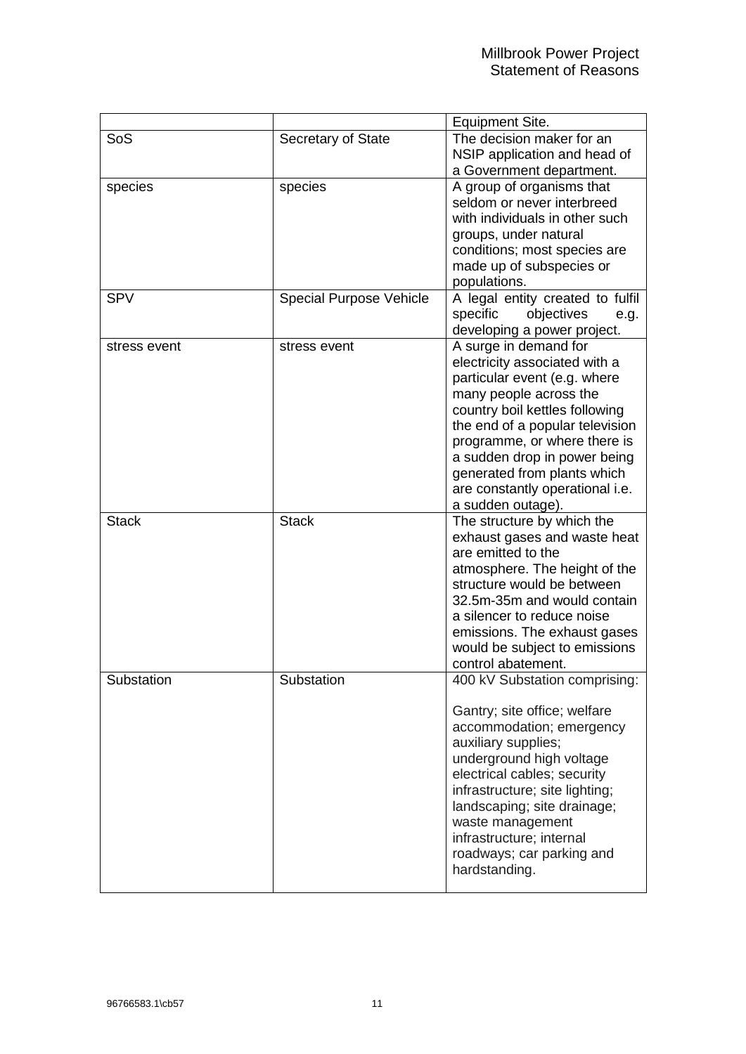| | | Equipment Site. |
|---|---|---|
| SoS | Secretary of State | The decision maker for an NSIP application and head of a Government department. |
| species | species | A group of organisms that seldom or never interbreed with individuals in other such groups, under natural conditions; most species are made up of subspecies or populations. |
| SPV | Special Purpose Vehicle | A legal entity created to fulfil specific objectives e.g. developing a power project. |
| stress event | stress event | A surge in demand for electricity associated with a particular event (e.g. where many people across the country boil kettles following the end of a popular television programme, or where there is a sudden drop in power being generated from plants which are constantly operational i.e. a sudden outage). |
| Stack | Stack | The structure by which the exhaust gases and waste heat are emitted to the atmosphere. The height of the structure would be between 32.5m-35m and would contain a silencer to reduce noise emissions. The exhaust gases would be subject to emissions control abatement. |
| Substation | Substation | 400 kV Substation comprising:<br><br>Gantry; site office; welfare accommodation; emergency auxiliary supplies; underground high voltage electrical cables; security infrastructure; site lighting; landscaping; site drainage; waste management infrastructure; internal roadways; car parking and hardstanding. |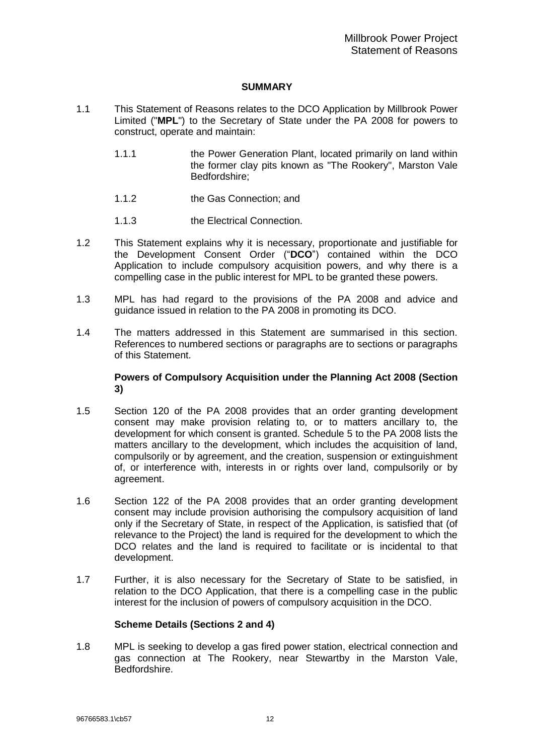## SUMMARY

1.1 This Statement of Reasons relates to the DCO Application by Millbrook Power Limited ("**MPL**") to the Secretary of State under the PA 2008 for powers to construct, operate and maintain:

1.1.1 the Power Generation Plant, located primarily on land within the former clay pits known as "The Rookery", Marston Vale Bedfordshire;

1.1.2 the Gas Connection; and

1.1.3 the Electrical Connection.

1.2 This Statement explains why it is necessary, proportionate and justifiable for the Development Consent Order ("**DCO**") contained within the DCO Application to include compulsory acquisition powers, and why there is a compelling case in the public interest for MPL to be granted these powers.

1.3 MPL has had regard to the provisions of the PA 2008 and advice and guidance issued in relation to the PA 2008 in promoting its DCO.

1.4 The matters addressed in this Statement are summarised in this section. References to numbered sections or paragraphs are to sections or paragraphs of this Statement.

**Powers of Compulsory Acquisition under the Planning Act 2008 (Section 3)**

1.5 Section 120 of the PA 2008 provides that an order granting development consent may make provision relating to, or to matters ancillary to, the development for which consent is granted. Schedule 5 to the PA 2008 lists the matters ancillary to the development, which includes the acquisition of land, compulsorily or by agreement, and the creation, suspension or extinguishment of, or interference with, interests in or rights over land, compulsorily or by agreement.

1.6 Section 122 of the PA 2008 provides that an order granting development consent may include provision authorising the compulsory acquisition of land only if the Secretary of State, in respect of the Application, is satisfied that (of relevance to the Project) the land is required for the development to which the DCO relates and the land is required to facilitate or is incidental to that development.

1.7 Further, it is also necessary for the Secretary of State to be satisfied, in relation to the DCO Application, that there is a compelling case in the public interest for the inclusion of powers of compulsory acquisition in the DCO.

**Scheme Details (Sections 2 and 4)**

1.8 MPL is seeking to develop a gas fired power station, electrical connection and gas connection at The Rookery, near Stewartby in the Marston Vale, Bedfordshire.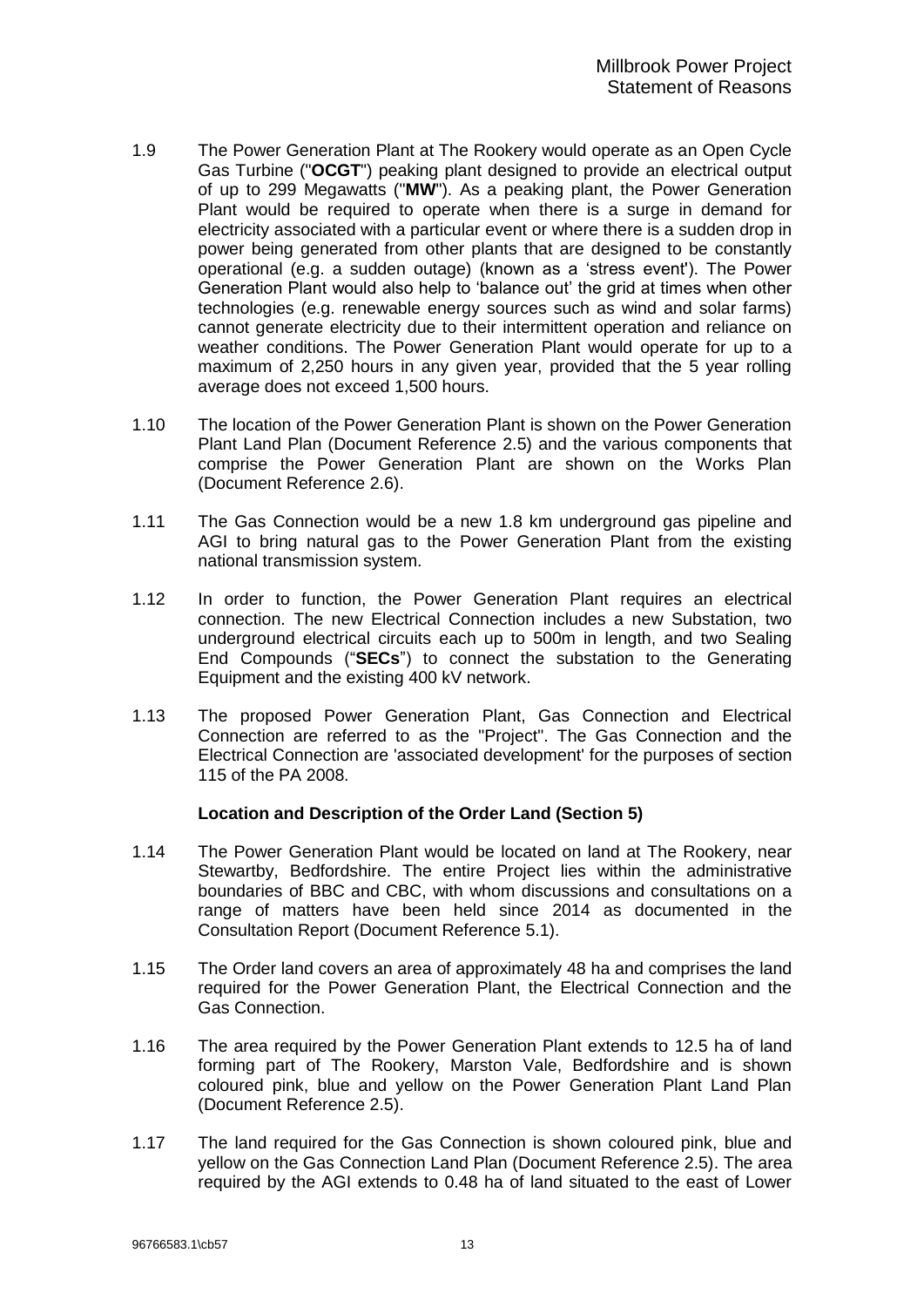1.9 The Power Generation Plant at The Rookery would operate as an Open Cycle Gas Turbine ("**OCGT**") peaking plant designed to provide an electrical output of up to 299 Megawatts ("**MW**"). As a peaking plant, the Power Generation Plant would be required to operate when there is a surge in demand for electricity associated with a particular event or where there is a sudden drop in power being generated from other plants that are designed to be constantly operational (e.g. a sudden outage) (known as a 'stress event'). The Power Generation Plant would also help to 'balance out' the grid at times when other technologies (e.g. renewable energy sources such as wind and solar farms) cannot generate electricity due to their intermittent operation and reliance on weather conditions. The Power Generation Plant would operate for up to a maximum of 2,250 hours in any given year, provided that the 5 year rolling average does not exceed 1,500 hours.

1.10 The location of the Power Generation Plant is shown on the Power Generation Plant Land Plan (Document Reference 2.5) and the various components that comprise the Power Generation Plant are shown on the Works Plan (Document Reference 2.6).

1.11 The Gas Connection would be a new 1.8 km underground gas pipeline and AGI to bring natural gas to the Power Generation Plant from the existing national transmission system.

1.12 In order to function, the Power Generation Plant requires an electrical connection. The new Electrical Connection includes a new Substation, two underground electrical circuits each up to 500m in length, and two Sealing End Compounds ("**SECs**") to connect the substation to the Generating Equipment and the existing 400 kV network.

1.13 The proposed Power Generation Plant, Gas Connection and Electrical Connection are referred to as the "Project". The Gas Connection and the Electrical Connection are 'associated development' for the purposes of section 115 of the PA 2008.

**Location and Description of the Order Land (Section 5)**

1.14 The Power Generation Plant would be located on land at The Rookery, near Stewartby, Bedfordshire. The entire Project lies within the administrative boundaries of BBC and CBC, with whom discussions and consultations on a range of matters have been held since 2014 as documented in the Consultation Report (Document Reference 5.1).

1.15 The Order land covers an area of approximately 48 ha and comprises the land required for the Power Generation Plant, the Electrical Connection and the Gas Connection.

1.16 The area required by the Power Generation Plant extends to 12.5 ha of land forming part of The Rookery, Marston Vale, Bedfordshire and is shown coloured pink, blue and yellow on the Power Generation Plant Land Plan (Document Reference 2.5).

1.17 The land required for the Gas Connection is shown coloured pink, blue and yellow on the Gas Connection Land Plan (Document Reference 2.5). The area required by the AGI extends to 0.48 ha of land situated to the east of Lower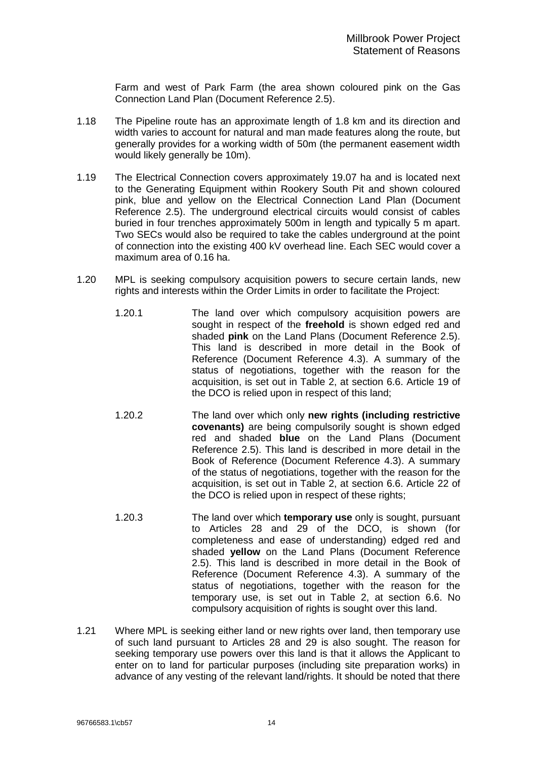Farm and west of Park Farm (the area shown coloured pink on the Gas Connection Land Plan (Document Reference 2.5).

1.18 The Pipeline route has an approximate length of 1.8 km and its direction and width varies to account for natural and man made features along the route, but generally provides for a working width of 50m (the permanent easement width would likely generally be 10m).

1.19 The Electrical Connection covers approximately 19.07 ha and is located next to the Generating Equipment within Rookery South Pit and shown coloured pink, blue and yellow on the Electrical Connection Land Plan (Document Reference 2.5). The underground electrical circuits would consist of cables buried in four trenches approximately 500m in length and typically 5 m apart. Two SECs would also be required to take the cables underground at the point of connection into the existing 400 kV overhead line. Each SEC would cover a maximum area of 0.16 ha.

1.20 MPL is seeking compulsory acquisition powers to secure certain lands, new rights and interests within the Order Limits in order to facilitate the Project:

1.20.1 The land over which compulsory acquisition powers are sought in respect of the **freehold** is shown edged red and shaded **pink** on the Land Plans (Document Reference 2.5). This land is described in more detail in the Book of Reference (Document Reference 4.3). A summary of the status of negotiations, together with the reason for the acquisition, is set out in Table 2, at section 6.6. Article 19 of the DCO is relied upon in respect of this land;

1.20.2 The land over which only **new rights (including restrictive covenants)** are being compulsorily sought is shown edged red and shaded **blue** on the Land Plans (Document Reference 2.5). This land is described in more detail in the Book of Reference (Document Reference 4.3). A summary of the status of negotiations, together with the reason for the acquisition, is set out in Table 2, at section 6.6. Article 22 of the DCO is relied upon in respect of these rights;

1.20.3 The land over which **temporary use** only is sought, pursuant to Articles 28 and 29 of the DCO, is shown (for completeness and ease of understanding) edged red and shaded **yellow** on the Land Plans (Document Reference 2.5). This land is described in more detail in the Book of Reference (Document Reference 4.3). A summary of the status of negotiations, together with the reason for the temporary use, is set out in Table 2, at section 6.6. No compulsory acquisition of rights is sought over this land.

1.21 Where MPL is seeking either land or new rights over land, then temporary use of such land pursuant to Articles 28 and 29 is also sought. The reason for seeking temporary use powers over this land is that it allows the Applicant to enter on to land for particular purposes (including site preparation works) in advance of any vesting of the relevant land/rights. It should be noted that there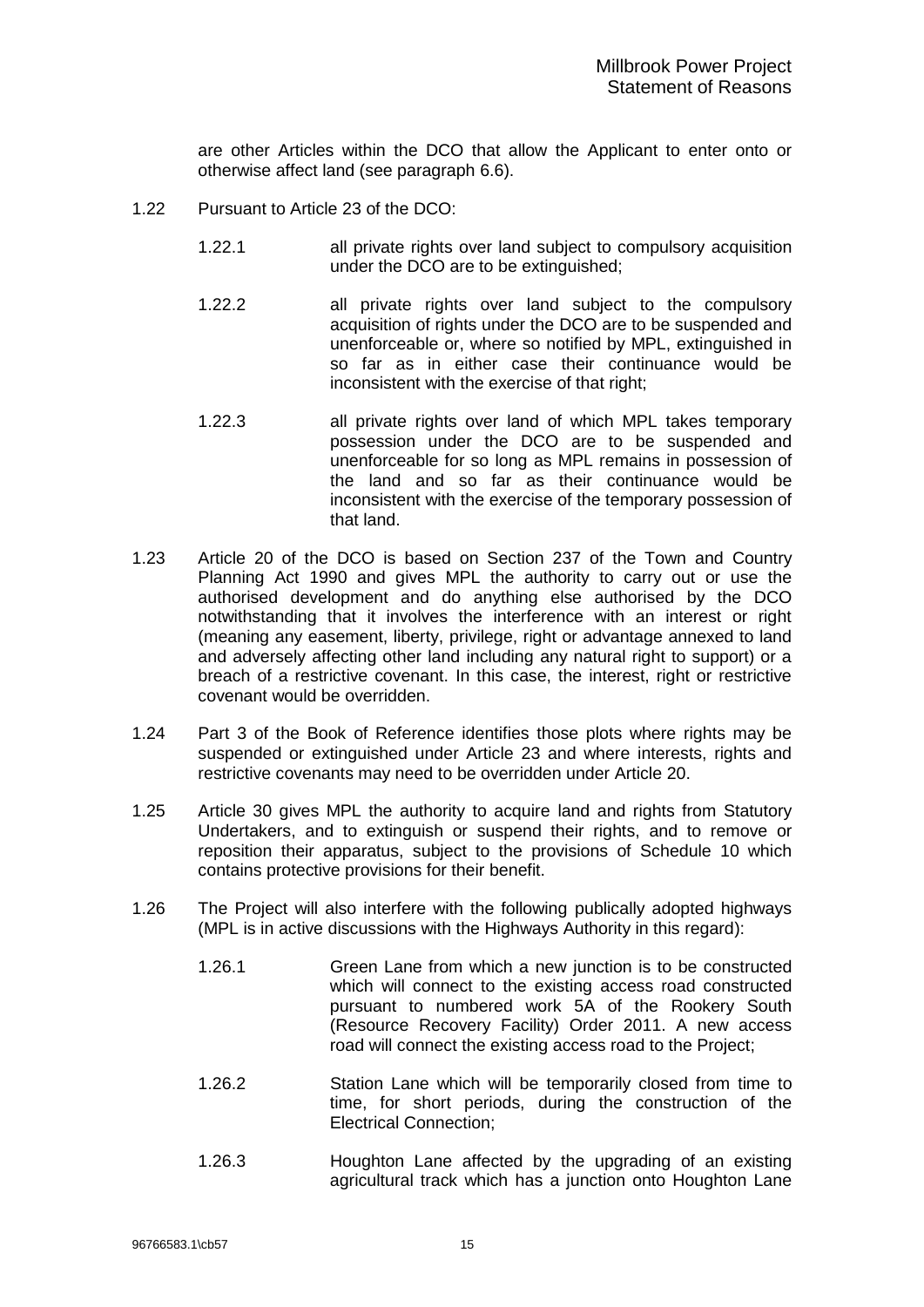are other Articles within the DCO that allow the Applicant to enter onto or otherwise affect land (see paragraph 6.6).

1.22 Pursuant to Article 23 of the DCO:

1.22.1 all private rights over land subject to compulsory acquisition under the DCO are to be extinguished;

1.22.2 all private rights over land subject to the compulsory acquisition of rights under the DCO are to be suspended and unenforceable or, where so notified by MPL, extinguished in so far as in either case their continuance would be inconsistent with the exercise of that right;

1.22.3 all private rights over land of which MPL takes temporary possession under the DCO are to be suspended and unenforceable for so long as MPL remains in possession of the land and so far as their continuance would be inconsistent with the exercise of the temporary possession of that land.

1.23 Article 20 of the DCO is based on Section 237 of the Town and Country Planning Act 1990 and gives MPL the authority to carry out or use the authorised development and do anything else authorised by the DCO notwithstanding that it involves the interference with an interest or right (meaning any easement, liberty, privilege, right or advantage annexed to land and adversely affecting other land including any natural right to support) or a breach of a restrictive covenant. In this case, the interest, right or restrictive covenant would be overridden.

1.24 Part 3 of the Book of Reference identifies those plots where rights may be suspended or extinguished under Article 23 and where interests, rights and restrictive covenants may need to be overridden under Article 20.

1.25 Article 30 gives MPL the authority to acquire land and rights from Statutory Undertakers, and to extinguish or suspend their rights, and to remove or reposition their apparatus, subject to the provisions of Schedule 10 which contains protective provisions for their benefit.

1.26 The Project will also interfere with the following publically adopted highways (MPL is in active discussions with the Highways Authority in this regard):

1.26.1 Green Lane from which a new junction is to be constructed which will connect to the existing access road constructed pursuant to numbered work 5A of the Rookery South (Resource Recovery Facility) Order 2011. A new access road will connect the existing access road to the Project;

1.26.2 Station Lane which will be temporarily closed from time to time, for short periods, during the construction of the Electrical Connection;

1.26.3 Houghton Lane affected by the upgrading of an existing agricultural track which has a junction onto Houghton Lane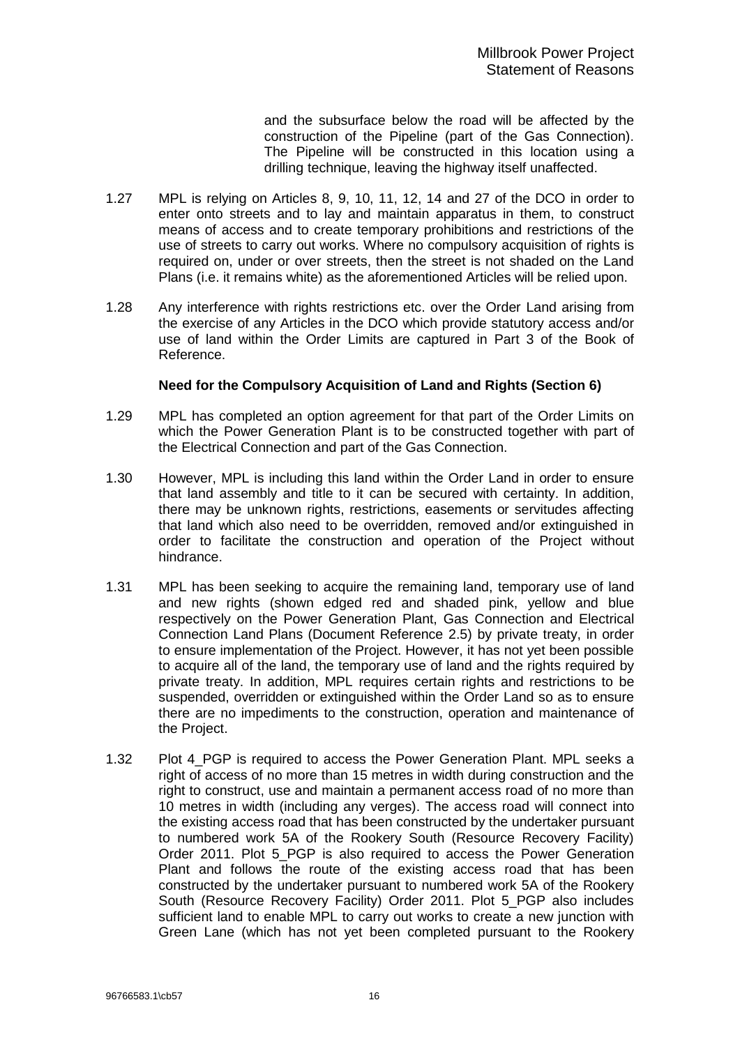and the subsurface below the road will be affected by the construction of the Pipeline (part of the Gas Connection). The Pipeline will be constructed in this location using a drilling technique, leaving the highway itself unaffected.

1.27 MPL is relying on Articles 8, 9, 10, 11, 12, 14 and 27 of the DCO in order to enter onto streets and to lay and maintain apparatus in them, to construct means of access and to create temporary prohibitions and restrictions of the use of streets to carry out works. Where no compulsory acquisition of rights is required on, under or over streets, then the street is not shaded on the Land Plans (i.e. it remains white) as the aforementioned Articles will be relied upon.

1.28 Any interference with rights restrictions etc. over the Order Land arising from the exercise of any Articles in the DCO which provide statutory access and/or use of land within the Order Limits are captured in Part 3 of the Book of Reference.

**Need for the Compulsory Acquisition of Land and Rights (Section 6)**

1.29 MPL has completed an option agreement for that part of the Order Limits on which the Power Generation Plant is to be constructed together with part of the Electrical Connection and part of the Gas Connection.

1.30 However, MPL is including this land within the Order Land in order to ensure that land assembly and title to it can be secured with certainty. In addition, there may be unknown rights, restrictions, easements or servitudes affecting that land which also need to be overridden, removed and/or extinguished in order to facilitate the construction and operation of the Project without hindrance.

1.31 MPL has been seeking to acquire the remaining land, temporary use of land and new rights (shown edged red and shaded pink, yellow and blue respectively on the Power Generation Plant, Gas Connection and Electrical Connection Land Plans (Document Reference 2.5) by private treaty, in order to ensure implementation of the Project. However, it has not yet been possible to acquire all of the land, the temporary use of land and the rights required by private treaty. In addition, MPL requires certain rights and restrictions to be suspended, overridden or extinguished within the Order Land so as to ensure there are no impediments to the construction, operation and maintenance of the Project.

1.32 Plot 4_PGP is required to access the Power Generation Plant. MPL seeks a right of access of no more than 15 metres in width during construction and the right to construct, use and maintain a permanent access road of no more than 10 metres in width (including any verges). The access road will connect into the existing access road that has been constructed by the undertaker pursuant to numbered work 5A of the Rookery South (Resource Recovery Facility) Order 2011. Plot 5_PGP is also required to access the Power Generation Plant and follows the route of the existing access road that has been constructed by the undertaker pursuant to numbered work 5A of the Rookery South (Resource Recovery Facility) Order 2011. Plot 5_PGP also includes sufficient land to enable MPL to carry out works to create a new junction with Green Lane (which has not yet been completed pursuant to the Rookery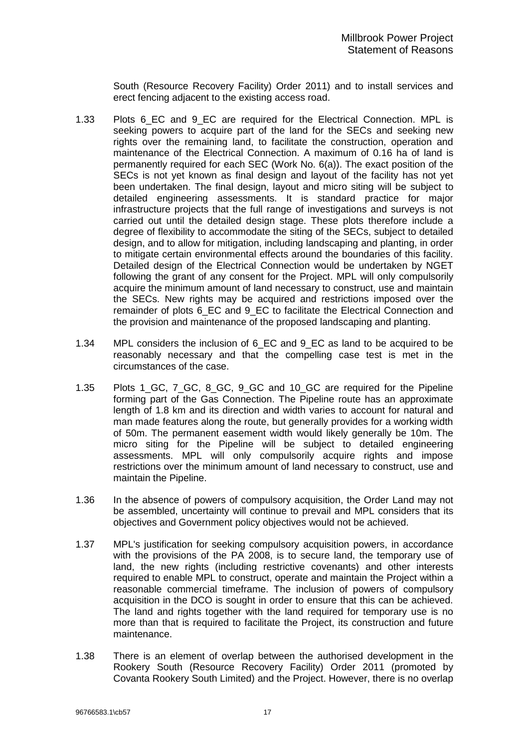South (Resource Recovery Facility) Order 2011) and to install services and erect fencing adjacent to the existing access road.

1.33 Plots 6_EC and 9_EC are required for the Electrical Connection. MPL is seeking powers to acquire part of the land for the SECs and seeking new rights over the remaining land, to facilitate the construction, operation and maintenance of the Electrical Connection. A maximum of 0.16 ha of land is permanently required for each SEC (Work No. 6(a)). The exact position of the SECs is not yet known as final design and layout of the facility has not yet been undertaken. The final design, layout and micro siting will be subject to detailed engineering assessments. It is standard practice for major infrastructure projects that the full range of investigations and surveys is not carried out until the detailed design stage. These plots therefore include a degree of flexibility to accommodate the siting of the SECs, subject to detailed design, and to allow for mitigation, including landscaping and planting, in order to mitigate certain environmental effects around the boundaries of this facility. Detailed design of the Electrical Connection would be undertaken by NGET following the grant of any consent for the Project. MPL will only compulsorily acquire the minimum amount of land necessary to construct, use and maintain the SECs. New rights may be acquired and restrictions imposed over the remainder of plots 6_EC and 9_EC to facilitate the Electrical Connection and the provision and maintenance of the proposed landscaping and planting.

1.34 MPL considers the inclusion of 6_EC and 9_EC as land to be acquired to be reasonably necessary and that the compelling case test is met in the circumstances of the case.

1.35 Plots 1_GC, 7_GC, 8_GC, 9_GC and 10_GC are required for the Pipeline forming part of the Gas Connection. The Pipeline route has an approximate length of 1.8 km and its direction and width varies to account for natural and man made features along the route, but generally provides for a working width of 50m. The permanent easement width would likely generally be 10m. The micro siting for the Pipeline will be subject to detailed engineering assessments. MPL will only compulsorily acquire rights and impose restrictions over the minimum amount of land necessary to construct, use and maintain the Pipeline.

1.36 In the absence of powers of compulsory acquisition, the Order Land may not be assembled, uncertainty will continue to prevail and MPL considers that its objectives and Government policy objectives would not be achieved.

1.37 MPL's justification for seeking compulsory acquisition powers, in accordance with the provisions of the PA 2008, is to secure land, the temporary use of land, the new rights (including restrictive covenants) and other interests required to enable MPL to construct, operate and maintain the Project within a reasonable commercial timeframe. The inclusion of powers of compulsory acquisition in the DCO is sought in order to ensure that this can be achieved. The land and rights together with the land required for temporary use is no more than that is required to facilitate the Project, its construction and future maintenance.

1.38 There is an element of overlap between the authorised development in the Rookery South (Resource Recovery Facility) Order 2011 (promoted by Covanta Rookery South Limited) and the Project. However, there is no overlap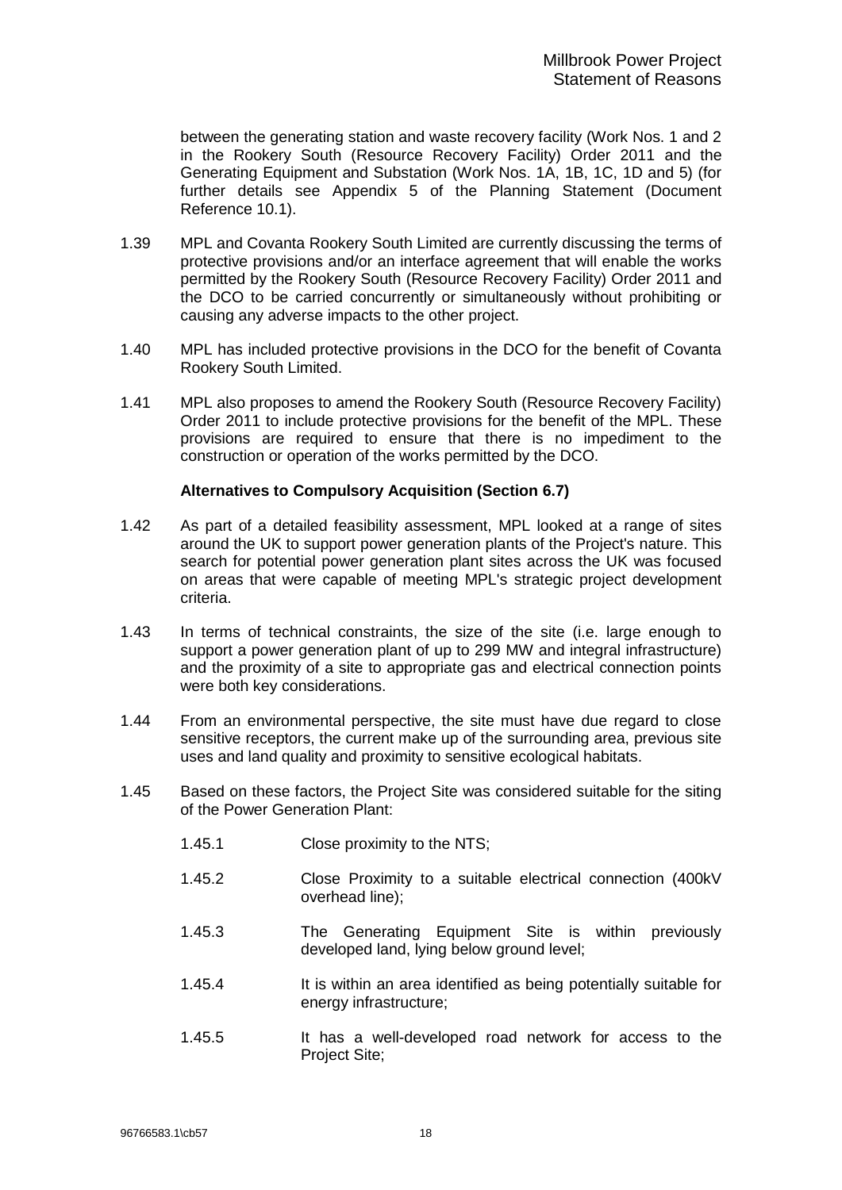between the generating station and waste recovery facility (Work Nos. 1 and 2 in the Rookery South (Resource Recovery Facility) Order 2011 and the Generating Equipment and Substation (Work Nos. 1A, 1B, 1C, 1D and 5) (for further details see Appendix 5 of the Planning Statement (Document Reference 10.1).

1.39 MPL and Covanta Rookery South Limited are currently discussing the terms of protective provisions and/or an interface agreement that will enable the works permitted by the Rookery South (Resource Recovery Facility) Order 2011 and the DCO to be carried concurrently or simultaneously without prohibiting or causing any adverse impacts to the other project.

1.40 MPL has included protective provisions in the DCO for the benefit of Covanta Rookery South Limited.

1.41 MPL also proposes to amend the Rookery South (Resource Recovery Facility) Order 2011 to include protective provisions for the benefit of the MPL. These provisions are required to ensure that there is no impediment to the construction or operation of the works permitted by the DCO.

**Alternatives to Compulsory Acquisition (Section 6.7)**

1.42 As part of a detailed feasibility assessment, MPL looked at a range of sites around the UK to support power generation plants of the Project's nature. This search for potential power generation plant sites across the UK was focused on areas that were capable of meeting MPL's strategic project development criteria.

1.43 In terms of technical constraints, the size of the site (i.e. large enough to support a power generation plant of up to 299 MW and integral infrastructure) and the proximity of a site to appropriate gas and electrical connection points were both key considerations.

1.44 From an environmental perspective, the site must have due regard to close sensitive receptors, the current make up of the surrounding area, previous site uses and land quality and proximity to sensitive ecological habitats.

1.45 Based on these factors, the Project Site was considered suitable for the siting of the Power Generation Plant:

1.45.1 Close proximity to the NTS;

1.45.2 Close Proximity to a suitable electrical connection (400kV overhead line);

1.45.3 The Generating Equipment Site is within previously developed land, lying below ground level;

1.45.4 It is within an area identified as being potentially suitable for energy infrastructure;

1.45.5 It has a well-developed road network for access to the Project Site;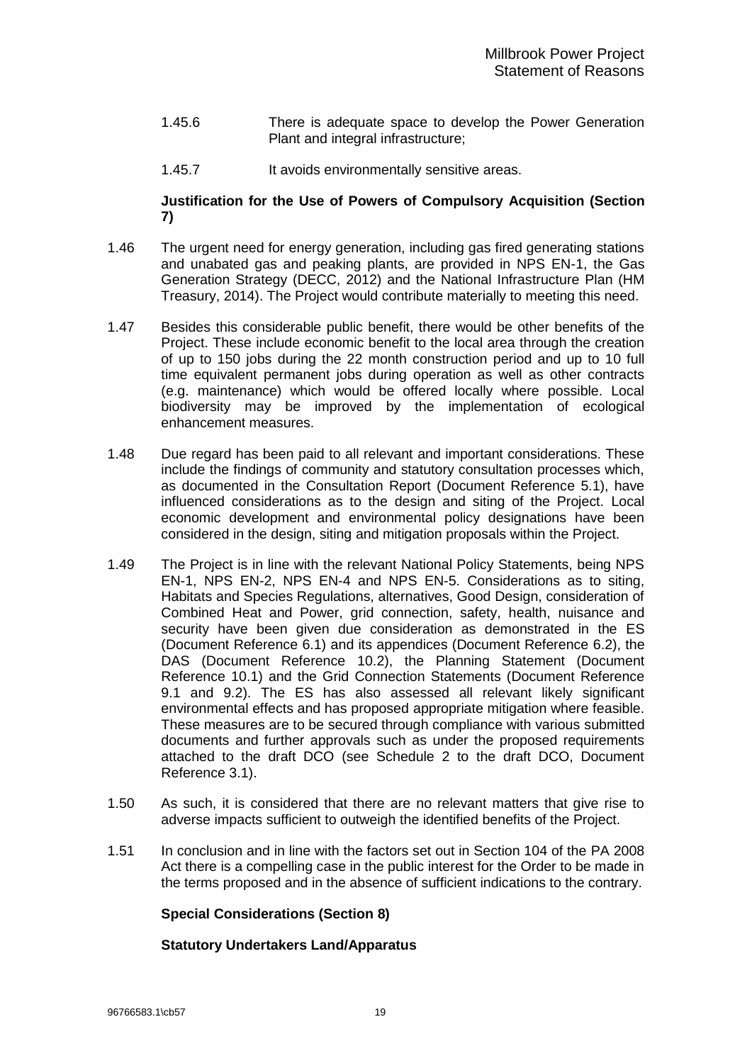1.45.6 There is adequate space to develop the Power Generation Plant and integral infrastructure;

1.45.7 It avoids environmentally sensitive areas.

**Justification for the Use of Powers of Compulsory Acquisition (Section 7)**

1.46 The urgent need for energy generation, including gas fired generating stations and unabated gas and peaking plants, are provided in NPS EN-1, the Gas Generation Strategy (DECC, 2012) and the National Infrastructure Plan (HM Treasury, 2014). The Project would contribute materially to meeting this need.

1.47 Besides this considerable public benefit, there would be other benefits of the Project. These include economic benefit to the local area through the creation of up to 150 jobs during the 22 month construction period and up to 10 full time equivalent permanent jobs during operation as well as other contracts (e.g. maintenance) which would be offered locally where possible. Local biodiversity may be improved by the implementation of ecological enhancement measures.

1.48 Due regard has been paid to all relevant and important considerations. These include the findings of community and statutory consultation processes which, as documented in the Consultation Report (Document Reference 5.1), have influenced considerations as to the design and siting of the Project. Local economic development and environmental policy designations have been considered in the design, siting and mitigation proposals within the Project.

1.49 The Project is in line with the relevant National Policy Statements, being NPS EN-1, NPS EN-2, NPS EN-4 and NPS EN-5. Considerations as to siting, Habitats and Species Regulations, alternatives, Good Design, consideration of Combined Heat and Power, grid connection, safety, health, nuisance and security have been given due consideration as demonstrated in the ES (Document Reference 6.1) and its appendices (Document Reference 6.2), the DAS (Document Reference 10.2), the Planning Statement (Document Reference 10.1) and the Grid Connection Statements (Document Reference 9.1 and 9.2). The ES has also assessed all relevant likely significant environmental effects and has proposed appropriate mitigation where feasible. These measures are to be secured through compliance with various submitted documents and further approvals such as under the proposed requirements attached to the draft DCO (see Schedule 2 to the draft DCO, Document Reference 3.1).

1.50 As such, it is considered that there are no relevant matters that give rise to adverse impacts sufficient to outweigh the identified benefits of the Project.

1.51 In conclusion and in line with the factors set out in Section 104 of the PA 2008 Act there is a compelling case in the public interest for the Order to be made in the terms proposed and in the absence of sufficient indications to the contrary.

**Special Considerations (Section 8)**

**Statutory Undertakers Land/Apparatus**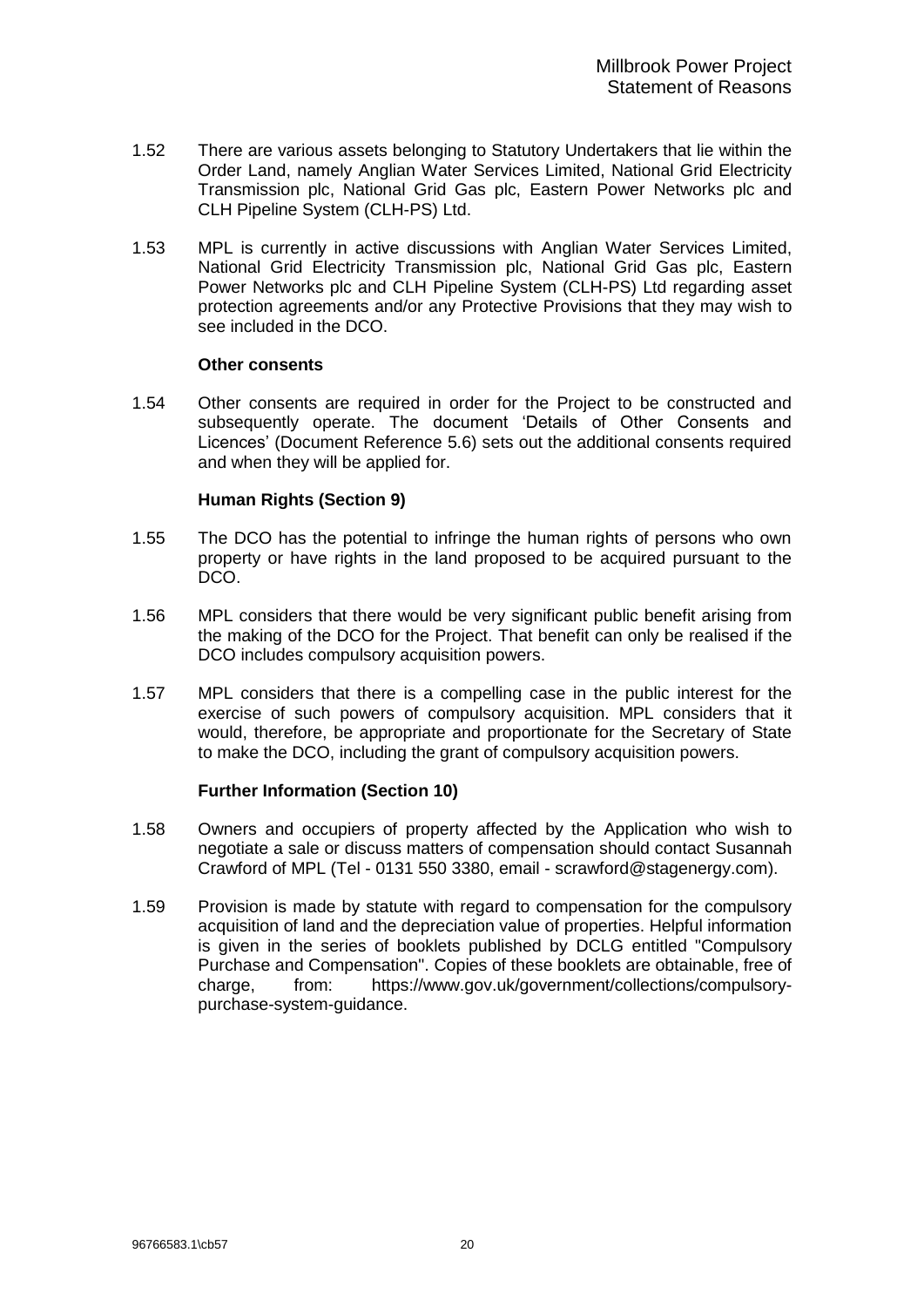1.52 There are various assets belonging to Statutory Undertakers that lie within the Order Land, namely Anglian Water Services Limited, National Grid Electricity Transmission plc, National Grid Gas plc, Eastern Power Networks plc and CLH Pipeline System (CLH-PS) Ltd.

1.53 MPL is currently in active discussions with Anglian Water Services Limited, National Grid Electricity Transmission plc, National Grid Gas plc, Eastern Power Networks plc and CLH Pipeline System (CLH-PS) Ltd regarding asset protection agreements and/or any Protective Provisions that they may wish to see included in the DCO.

**Other consents**

1.54 Other consents are required in order for the Project to be constructed and subsequently operate. The document 'Details of Other Consents and Licences' (Document Reference 5.6) sets out the additional consents required and when they will be applied for.

**Human Rights (Section 9)**

1.55 The DCO has the potential to infringe the human rights of persons who own property or have rights in the land proposed to be acquired pursuant to the DCO.

1.56 MPL considers that there would be very significant public benefit arising from the making of the DCO for the Project. That benefit can only be realised if the DCO includes compulsory acquisition powers.

1.57 MPL considers that there is a compelling case in the public interest for the exercise of such powers of compulsory acquisition. MPL considers that it would, therefore, be appropriate and proportionate for the Secretary of State to make the DCO, including the grant of compulsory acquisition powers.

**Further Information (Section 10)**

1.58 Owners and occupiers of property affected by the Application who wish to negotiate a sale or discuss matters of compensation should contact Susannah Crawford of MPL (Tel - 0131 550 3380, email - scrawford@stagenergy.com).

1.59 Provision is made by statute with regard to compensation for the compulsory acquisition of land and the depreciation value of properties. Helpful information is given in the series of booklets published by DCLG entitled "Compulsory Purchase and Compensation". Copies of these booklets are obtainable, free of charge, from: https://www.gov.uk/government/collections/compulsory-purchase-system-guidance.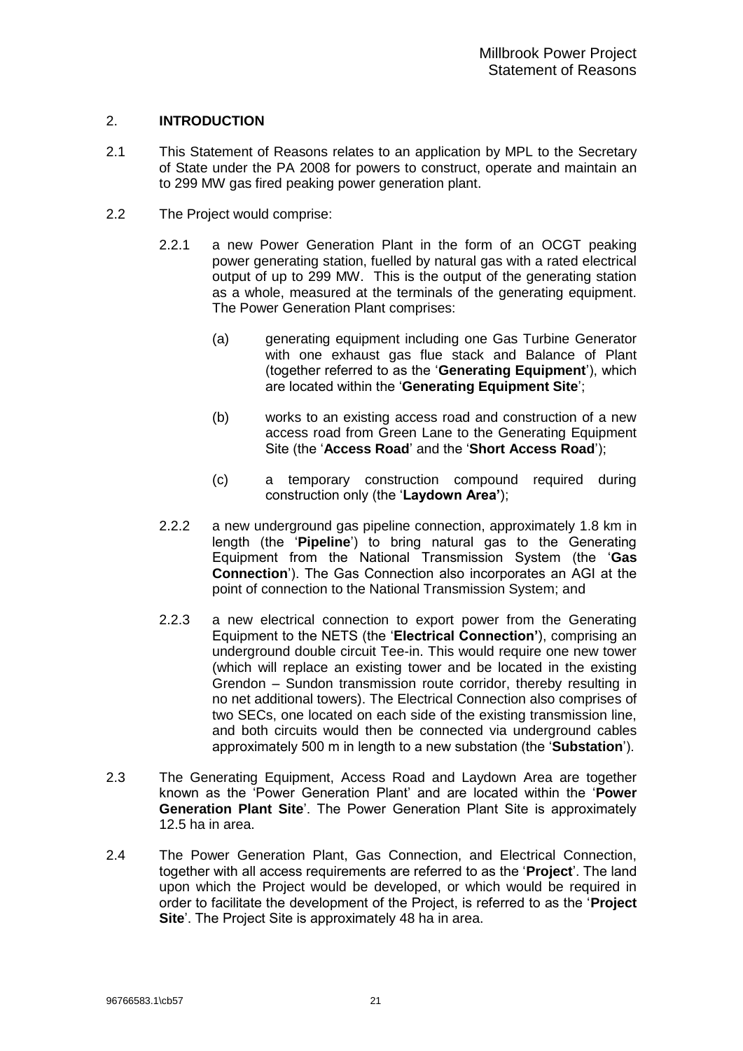## 2. INTRODUCTION

2.1 This Statement of Reasons relates to an application by MPL to the Secretary of State under the PA 2008 for powers to construct, operate and maintain an to 299 MW gas fired peaking power generation plant.

2.2 The Project would comprise:

2.2.1 a new Power Generation Plant in the form of an OCGT peaking power generating station, fuelled by natural gas with a rated electrical output of up to 299 MW. This is the output of the generating station as a whole, measured at the terminals of the generating equipment. The Power Generation Plant comprises:

(a) generating equipment including one Gas Turbine Generator with one exhaust gas flue stack and Balance of Plant (together referred to as the '**Generating Equipment**'), which are located within the '**Generating Equipment Site**';

(b) works to an existing access road and construction of a new access road from Green Lane to the Generating Equipment Site (the '**Access Road**' and the '**Short Access Road**');

(c) a temporary construction compound required during construction only (the '**Laydown Area'**);

2.2.2 a new underground gas pipeline connection, approximately 1.8 km in length (the '**Pipeline**') to bring natural gas to the Generating Equipment from the National Transmission System (the '**Gas Connection**'). The Gas Connection also incorporates an AGI at the point of connection to the National Transmission System; and

2.2.3 a new electrical connection to export power from the Generating Equipment to the NETS (the '**Electrical Connection'**), comprising an underground double circuit Tee-in. This would require one new tower (which will replace an existing tower and be located in the existing Grendon – Sundon transmission route corridor, thereby resulting in no net additional towers). The Electrical Connection also comprises of two SECs, one located on each side of the existing transmission line, and both circuits would then be connected via underground cables approximately 500 m in length to a new substation (the '**Substation**').

2.3 The Generating Equipment, Access Road and Laydown Area are together known as the 'Power Generation Plant' and are located within the '**Power Generation Plant Site**'. The Power Generation Plant Site is approximately 12.5 ha in area.

2.4 The Power Generation Plant, Gas Connection, and Electrical Connection, together with all access requirements are referred to as the '**Project**'. The land upon which the Project would be developed, or which would be required in order to facilitate the development of the Project, is referred to as the '**Project Site**'. The Project Site is approximately 48 ha in area.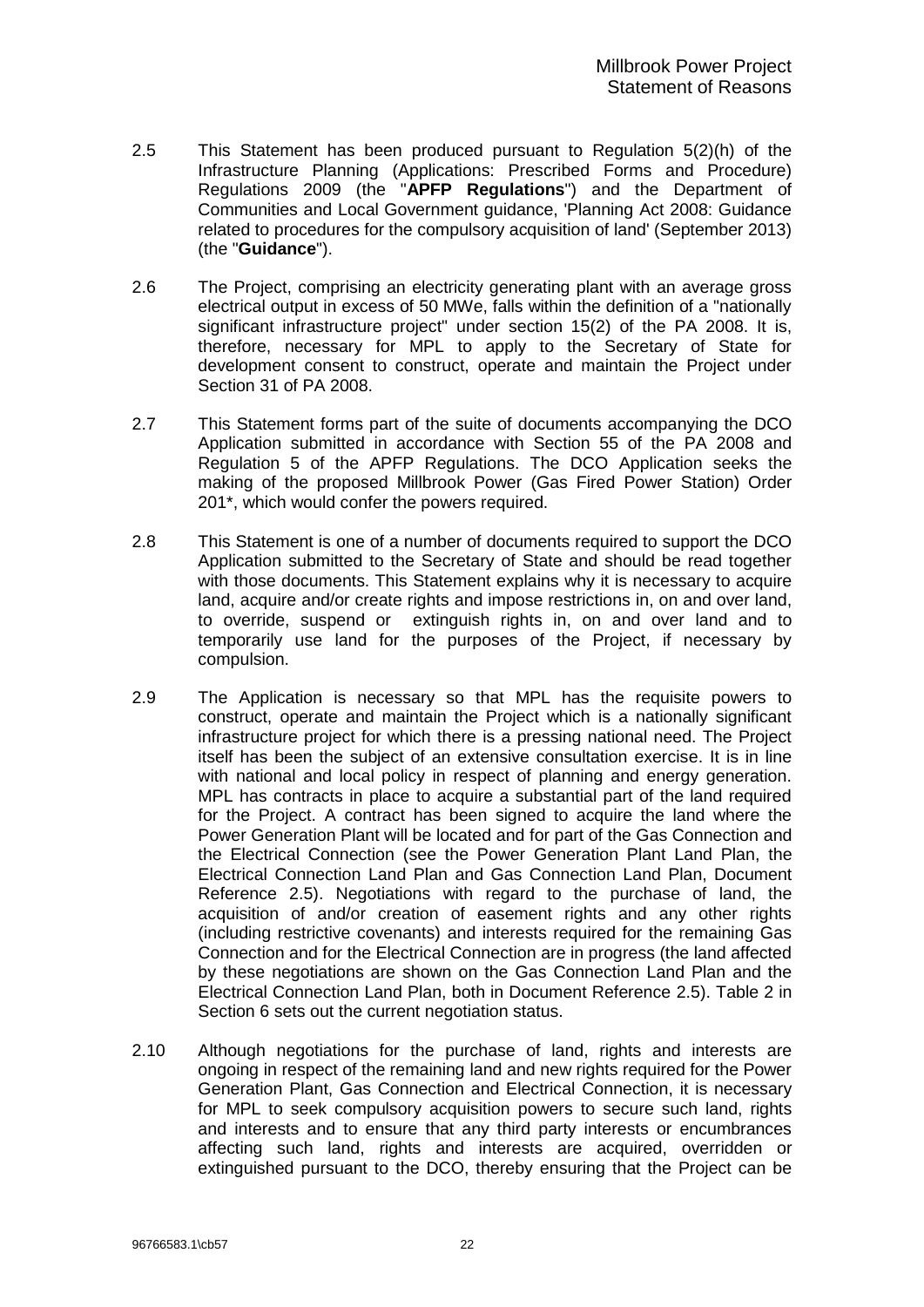2.5 This Statement has been produced pursuant to Regulation 5(2)(h) of the Infrastructure Planning (Applications: Prescribed Forms and Procedure) Regulations 2009 (the "**APFP Regulations**") and the Department of Communities and Local Government guidance, 'Planning Act 2008: Guidance related to procedures for the compulsory acquisition of land' (September 2013) (the "**Guidance**").

2.6 The Project, comprising an electricity generating plant with an average gross electrical output in excess of 50 MWe, falls within the definition of a "nationally significant infrastructure project" under section 15(2) of the PA 2008. It is, therefore, necessary for MPL to apply to the Secretary of State for development consent to construct, operate and maintain the Project under Section 31 of PA 2008.

2.7 This Statement forms part of the suite of documents accompanying the DCO Application submitted in accordance with Section 55 of the PA 2008 and Regulation 5 of the APFP Regulations. The DCO Application seeks the making of the proposed Millbrook Power (Gas Fired Power Station) Order 201*, which would confer the powers required.

2.8 This Statement is one of a number of documents required to support the DCO Application submitted to the Secretary of State and should be read together with those documents. This Statement explains why it is necessary to acquire land, acquire and/or create rights and impose restrictions in, on and over land, to override, suspend or extinguish rights in, on and over land and to temporarily use land for the purposes of the Project, if necessary by compulsion.

2.9 The Application is necessary so that MPL has the requisite powers to construct, operate and maintain the Project which is a nationally significant infrastructure project for which there is a pressing national need. The Project itself has been the subject of an extensive consultation exercise. It is in line with national and local policy in respect of planning and energy generation. MPL has contracts in place to acquire a substantial part of the land required for the Project. A contract has been signed to acquire the land where the Power Generation Plant will be located and for part of the Gas Connection and the Electrical Connection (see the Power Generation Plant Land Plan, the Electrical Connection Land Plan and Gas Connection Land Plan, Document Reference 2.5). Negotiations with regard to the purchase of land, the acquisition of and/or creation of easement rights and any other rights (including restrictive covenants) and interests required for the remaining Gas Connection and for the Electrical Connection are in progress (the land affected by these negotiations are shown on the Gas Connection Land Plan and the Electrical Connection Land Plan, both in Document Reference 2.5). Table 2 in Section 6 sets out the current negotiation status.

2.10 Although negotiations for the purchase of land, rights and interests are ongoing in respect of the remaining land and new rights required for the Power Generation Plant, Gas Connection and Electrical Connection, it is necessary for MPL to seek compulsory acquisition powers to secure such land, rights and interests and to ensure that any third party interests or encumbrances affecting such land, rights and interests are acquired, overridden or extinguished pursuant to the DCO, thereby ensuring that the Project can be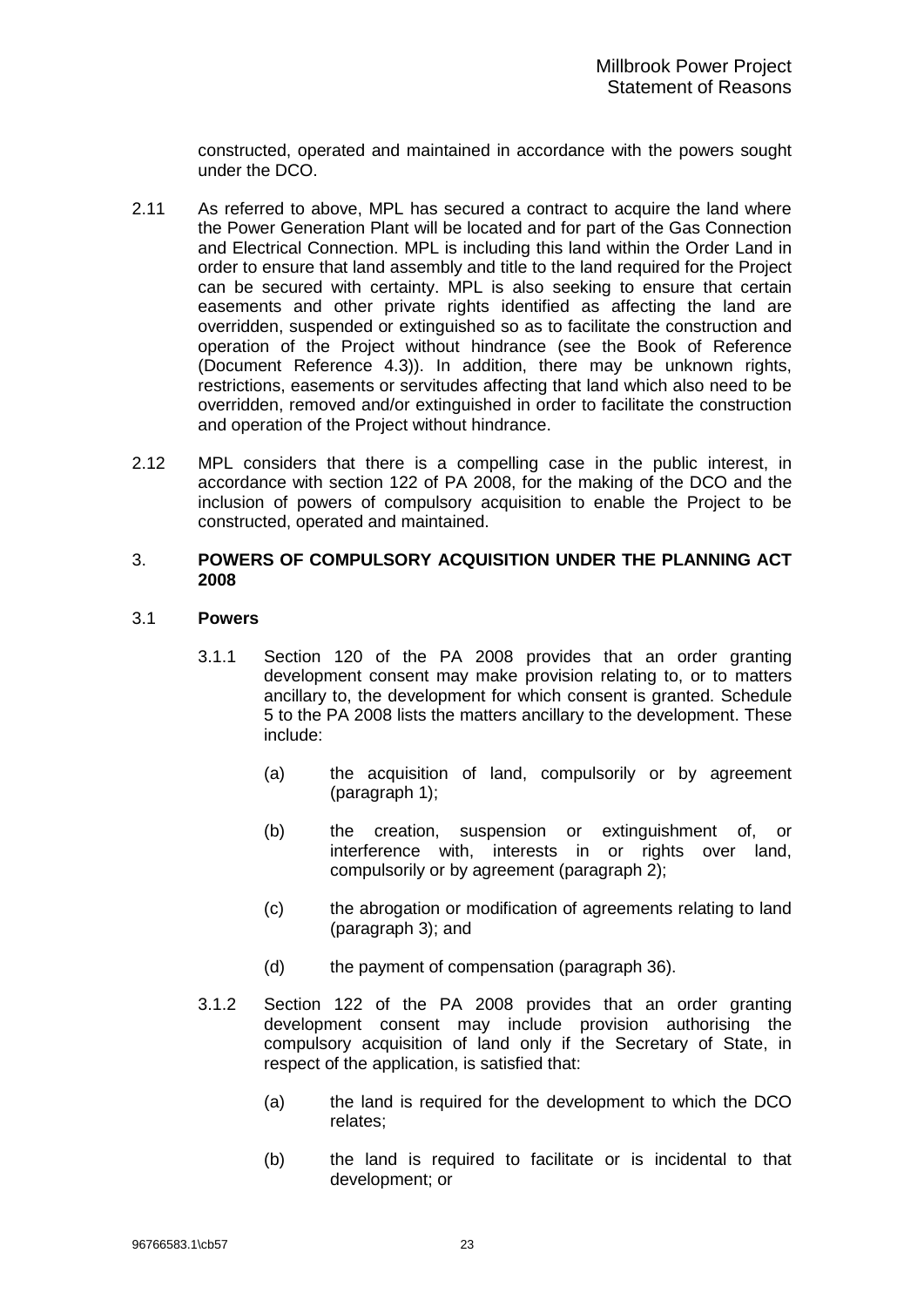constructed, operated and maintained in accordance with the powers sought under the DCO.

2.11 As referred to above, MPL has secured a contract to acquire the land where the Power Generation Plant will be located and for part of the Gas Connection and Electrical Connection. MPL is including this land within the Order Land in order to ensure that land assembly and title to the land required for the Project can be secured with certainty. MPL is also seeking to ensure that certain easements and other private rights identified as affecting the land are overridden, suspended or extinguished so as to facilitate the construction and operation of the Project without hindrance (see the Book of Reference (Document Reference 4.3)). In addition, there may be unknown rights, restrictions, easements or servitudes affecting that land which also need to be overridden, removed and/or extinguished in order to facilitate the construction and operation of the Project without hindrance.

2.12 MPL considers that there is a compelling case in the public interest, in accordance with section 122 of PA 2008, for the making of the DCO and the inclusion of powers of compulsory acquisition to enable the Project to be constructed, operated and maintained.

## 3. POWERS OF COMPULSORY ACQUISITION UNDER THE PLANNING ACT 2008

### 3.1 Powers

3.1.1 Section 120 of the PA 2008 provides that an order granting development consent may make provision relating to, or to matters ancillary to, the development for which consent is granted. Schedule 5 to the PA 2008 lists the matters ancillary to the development. These include:

(a) the acquisition of land, compulsorily or by agreement (paragraph 1);

(b) the creation, suspension or extinguishment of, or interference with, interests in or rights over land, compulsorily or by agreement (paragraph 2);

(c) the abrogation or modification of agreements relating to land (paragraph 3); and

(d) the payment of compensation (paragraph 36).

3.1.2 Section 122 of the PA 2008 provides that an order granting development consent may include provision authorising the compulsory acquisition of land only if the Secretary of State, in respect of the application, is satisfied that:

(a) the land is required for the development to which the DCO relates;

(b) the land is required to facilitate or is incidental to that development; or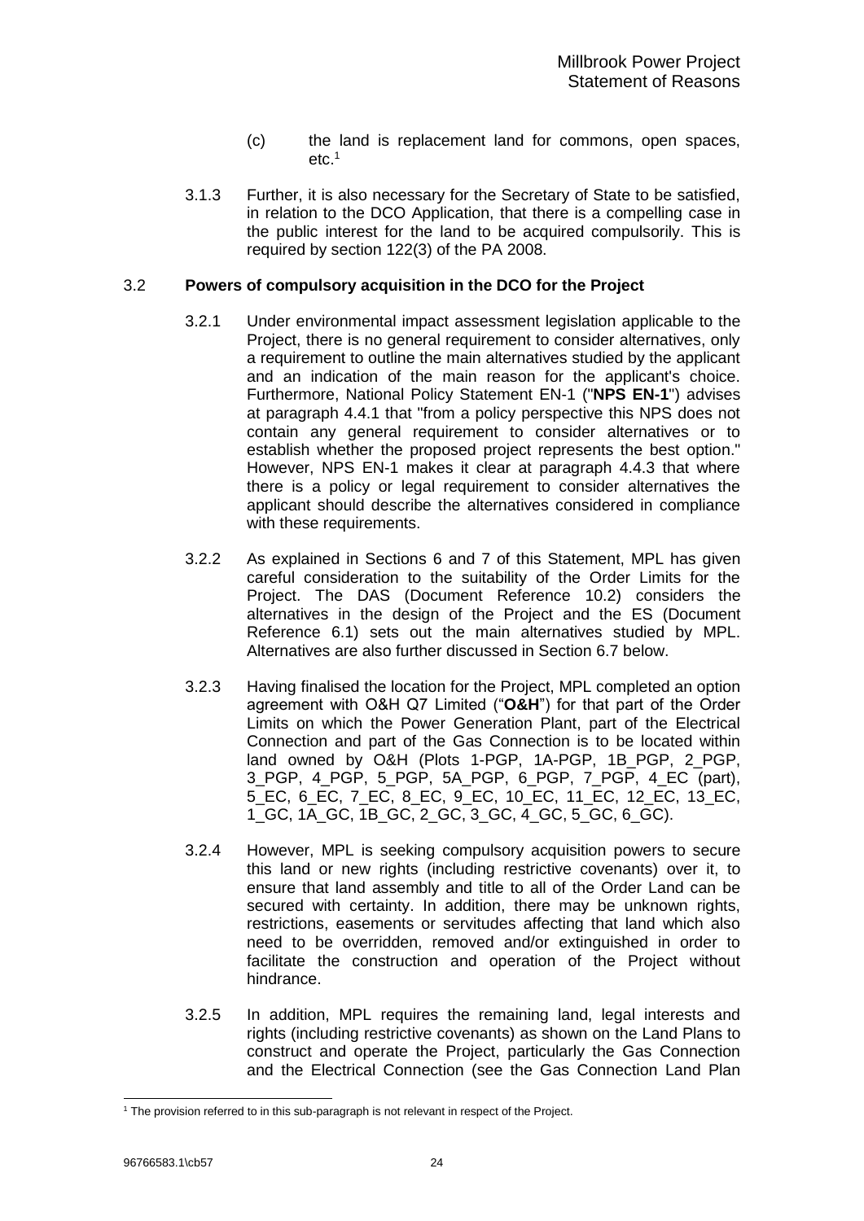(c) the land is replacement land for commons, open spaces, etc.[1]

3.1.3 Further, it is also necessary for the Secretary of State to be satisfied, in relation to the DCO Application, that there is a compelling case in the public interest for the land to be acquired compulsorily. This is required by section 122(3) of the PA 2008.

## 3.2 Powers of compulsory acquisition in the DCO for the Project

3.2.1 Under environmental impact assessment legislation applicable to the Project, there is no general requirement to consider alternatives, only a requirement to outline the main alternatives studied by the applicant and an indication of the main reason for the applicant's choice. Furthermore, National Policy Statement EN-1 ("**NPS EN-1**") advises at paragraph 4.4.1 that "from a policy perspective this NPS does not contain any general requirement to consider alternatives or to establish whether the proposed project represents the best option." However, NPS EN-1 makes it clear at paragraph 4.4.3 that where there is a policy or legal requirement to consider alternatives the applicant should describe the alternatives considered in compliance with these requirements.

3.2.2 As explained in Sections 6 and 7 of this Statement, MPL has given careful consideration to the suitability of the Order Limits for the Project. The DAS (Document Reference 10.2) considers the alternatives in the design of the Project and the ES (Document Reference 6.1) sets out the main alternatives studied by MPL. Alternatives are also further discussed in Section 6.7 below.

3.2.3 Having finalised the location for the Project, MPL completed an option agreement with O&H Q7 Limited ("**O&H**") for that part of the Order Limits on which the Power Generation Plant, part of the Electrical Connection and part of the Gas Connection is to be located within land owned by O&H (Plots 1-PGP, 1A-PGP, 1B_PGP, 2_PGP, 3_PGP, 4_PGP, 5_PGP, 5A_PGP, 6_PGP, 7_PGP, 4_EC (part), 5_EC, 6_EC, 7_EC, 8_EC, 9_EC, 10_EC, 11_EC, 12_EC, 13_EC, 1_GC, 1A_GC, 1B_GC, 2_GC, 3_GC, 4_GC, 5_GC, 6_GC).

3.2.4 However, MPL is seeking compulsory acquisition powers to secure this land or new rights (including restrictive covenants) over it, to ensure that land assembly and title to all of the Order Land can be secured with certainty. In addition, there may be unknown rights, restrictions, easements or servitudes affecting that land which also need to be overridden, removed and/or extinguished in order to facilitate the construction and operation of the Project without hindrance.

3.2.5 In addition, MPL requires the remaining land, legal interests and rights (including restrictive covenants) as shown on the Land Plans to construct and operate the Project, particularly the Gas Connection and the Electrical Connection (see the Gas Connection Land Plan

---

[1] The provision referred to in this sub-paragraph is not relevant in respect of the Project.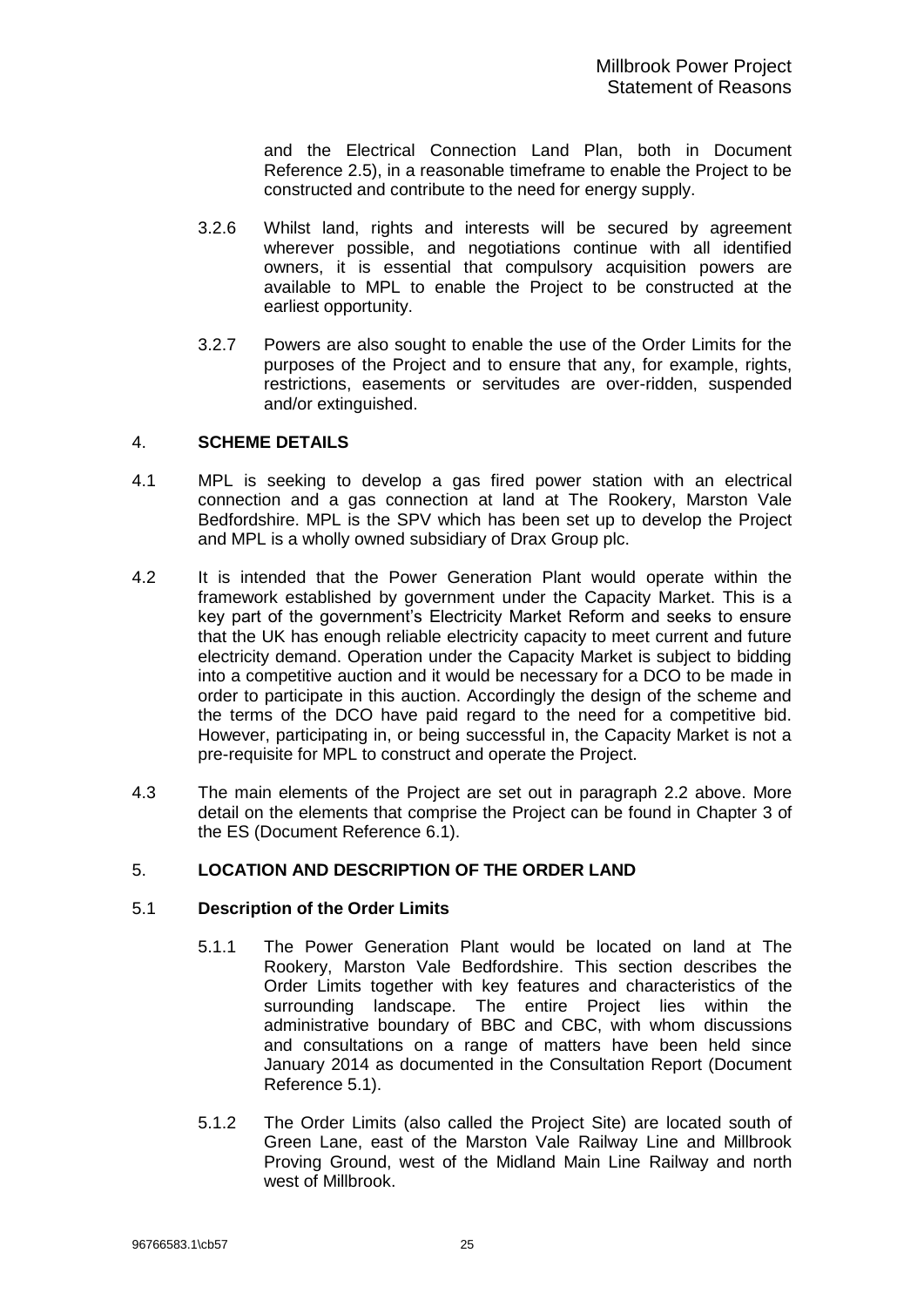and the Electrical Connection Land Plan, both in Document Reference 2.5), in a reasonable timeframe to enable the Project to be constructed and contribute to the need for energy supply.

3.2.6 Whilst land, rights and interests will be secured by agreement wherever possible, and negotiations continue with all identified owners, it is essential that compulsory acquisition powers are available to MPL to enable the Project to be constructed at the earliest opportunity.

3.2.7 Powers are also sought to enable the use of the Order Limits for the purposes of the Project and to ensure that any, for example, rights, restrictions, easements or servitudes are over-ridden, suspended and/or extinguished.

## 4. SCHEME DETAILS

4.1 MPL is seeking to develop a gas fired power station with an electrical connection and a gas connection at land at The Rookery, Marston Vale Bedfordshire. MPL is the SPV which has been set up to develop the Project and MPL is a wholly owned subsidiary of Drax Group plc.

4.2 It is intended that the Power Generation Plant would operate within the framework established by government under the Capacity Market. This is a key part of the government's Electricity Market Reform and seeks to ensure that the UK has enough reliable electricity capacity to meet current and future electricity demand. Operation under the Capacity Market is subject to bidding into a competitive auction and it would be necessary for a DCO to be made in order to participate in this auction. Accordingly the design of the scheme and the terms of the DCO have paid regard to the need for a competitive bid. However, participating in, or being successful in, the Capacity Market is not a pre-requisite for MPL to construct and operate the Project.

4.3 The main elements of the Project are set out in paragraph 2.2 above. More detail on the elements that comprise the Project can be found in Chapter 3 of the ES (Document Reference 6.1).

## 5. LOCATION AND DESCRIPTION OF THE ORDER LAND

### 5.1 Description of the Order Limits

5.1.1 The Power Generation Plant would be located on land at The Rookery, Marston Vale Bedfordshire. This section describes the Order Limits together with key features and characteristics of the surrounding landscape. The entire Project lies within the administrative boundary of BBC and CBC, with whom discussions and consultations on a range of matters have been held since January 2014 as documented in the Consultation Report (Document Reference 5.1).

5.1.2 The Order Limits (also called the Project Site) are located south of Green Lane, east of the Marston Vale Railway Line and Millbrook Proving Ground, west of the Midland Main Line Railway and north west of Millbrook.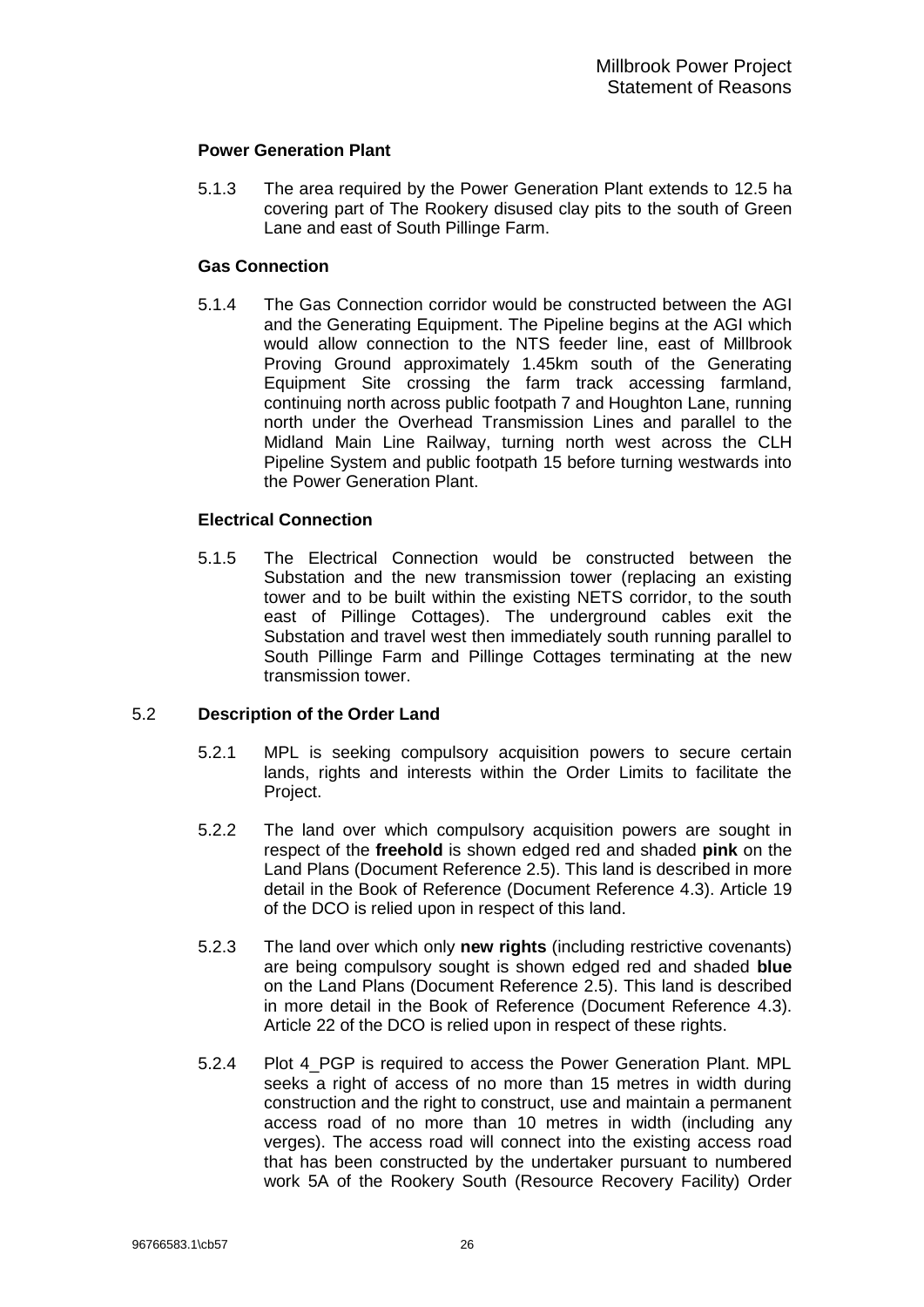**Power Generation Plant**

5.1.3 The area required by the Power Generation Plant extends to 12.5 ha covering part of The Rookery disused clay pits to the south of Green Lane and east of South Pillinge Farm.

**Gas Connection**

5.1.4 The Gas Connection corridor would be constructed between the AGI and the Generating Equipment. The Pipeline begins at the AGI which would allow connection to the NTS feeder line, east of Millbrook Proving Ground approximately 1.45km south of the Generating Equipment Site crossing the farm track accessing farmland, continuing north across public footpath 7 and Houghton Lane, running north under the Overhead Transmission Lines and parallel to the Midland Main Line Railway, turning north west across the CLH Pipeline System and public footpath 15 before turning westwards into the Power Generation Plant.

**Electrical Connection**

5.1.5 The Electrical Connection would be constructed between the Substation and the new transmission tower (replacing an existing tower and to be built within the existing NETS corridor, to the south east of Pillinge Cottages). The underground cables exit the Substation and travel west then immediately south running parallel to South Pillinge Farm and Pillinge Cottages terminating at the new transmission tower.

## 5.2 Description of the Order Land

5.2.1 MPL is seeking compulsory acquisition powers to secure certain lands, rights and interests within the Order Limits to facilitate the Project.

5.2.2 The land over which compulsory acquisition powers are sought in respect of the **freehold** is shown edged red and shaded **pink** on the Land Plans (Document Reference 2.5). This land is described in more detail in the Book of Reference (Document Reference 4.3). Article 19 of the DCO is relied upon in respect of this land.

5.2.3 The land over which only **new rights** (including restrictive covenants) are being compulsory sought is shown edged red and shaded **blue** on the Land Plans (Document Reference 2.5). This land is described in more detail in the Book of Reference (Document Reference 4.3). Article 22 of the DCO is relied upon in respect of these rights.

5.2.4 Plot 4_PGP is required to access the Power Generation Plant. MPL seeks a right of access of no more than 15 metres in width during construction and the right to construct, use and maintain a permanent access road of no more than 10 metres in width (including any verges). The access road will connect into the existing access road that has been constructed by the undertaker pursuant to numbered work 5A of the Rookery South (Resource Recovery Facility) Order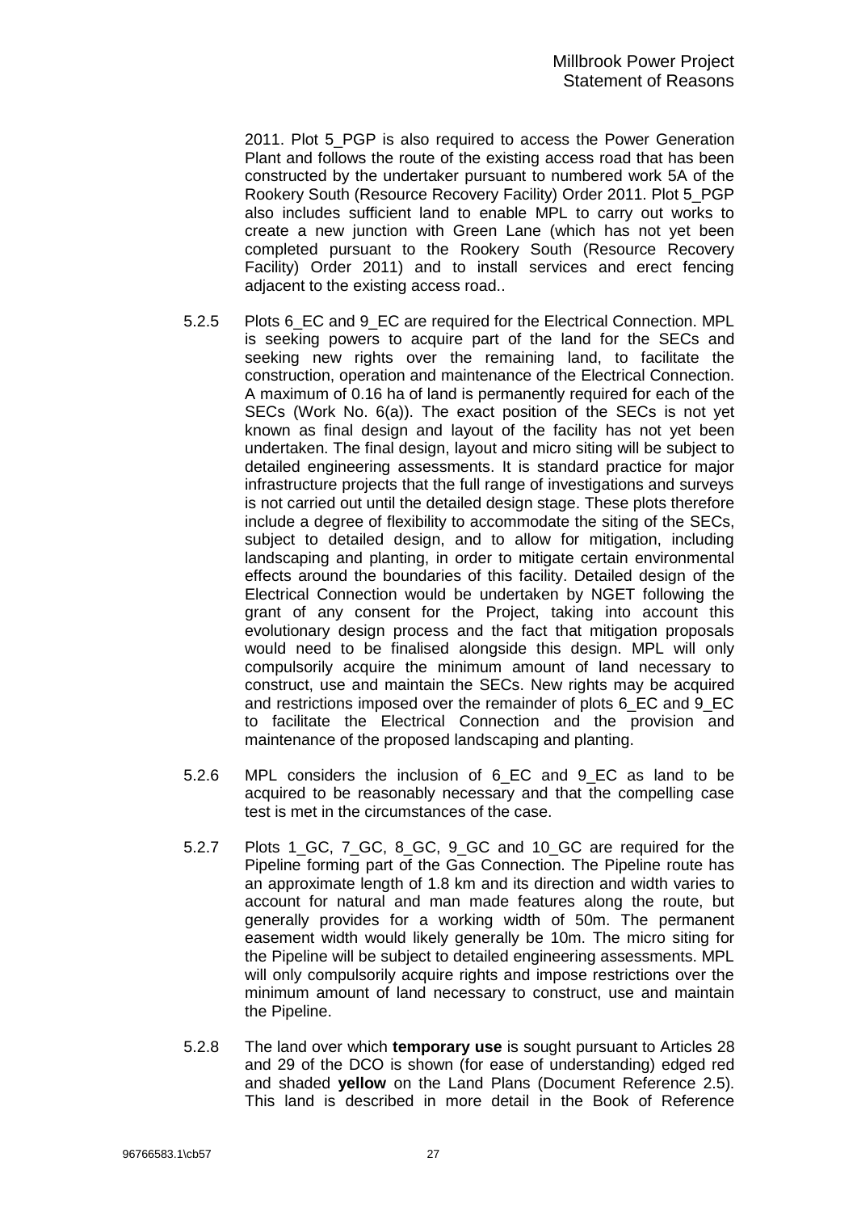2011. Plot 5_PGP is also required to access the Power Generation Plant and follows the route of the existing access road that has been constructed by the undertaker pursuant to numbered work 5A of the Rookery South (Resource Recovery Facility) Order 2011. Plot 5_PGP also includes sufficient land to enable MPL to carry out works to create a new junction with Green Lane (which has not yet been completed pursuant to the Rookery South (Resource Recovery Facility) Order 2011) and to install services and erect fencing adjacent to the existing access road..

5.2.5 Plots 6_EC and 9_EC are required for the Electrical Connection. MPL is seeking powers to acquire part of the land for the SECs and seeking new rights over the remaining land, to facilitate the construction, operation and maintenance of the Electrical Connection. A maximum of 0.16 ha of land is permanently required for each of the SECs (Work No. 6(a)). The exact position of the SECs is not yet known as final design and layout of the facility has not yet been undertaken. The final design, layout and micro siting will be subject to detailed engineering assessments. It is standard practice for major infrastructure projects that the full range of investigations and surveys is not carried out until the detailed design stage. These plots therefore include a degree of flexibility to accommodate the siting of the SECs, subject to detailed design, and to allow for mitigation, including landscaping and planting, in order to mitigate certain environmental effects around the boundaries of this facility. Detailed design of the Electrical Connection would be undertaken by NGET following the grant of any consent for the Project, taking into account this evolutionary design process and the fact that mitigation proposals would need to be finalised alongside this design. MPL will only compulsorily acquire the minimum amount of land necessary to construct, use and maintain the SECs. New rights may be acquired and restrictions imposed over the remainder of plots 6_EC and 9_EC to facilitate the Electrical Connection and the provision and maintenance of the proposed landscaping and planting.

5.2.6 MPL considers the inclusion of 6_EC and 9_EC as land to be acquired to be reasonably necessary and that the compelling case test is met in the circumstances of the case.

5.2.7 Plots 1_GC, 7_GC, 8_GC, 9_GC and 10_GC are required for the Pipeline forming part of the Gas Connection. The Pipeline route has an approximate length of 1.8 km and its direction and width varies to account for natural and man made features along the route, but generally provides for a working width of 50m. The permanent easement width would likely generally be 10m. The micro siting for the Pipeline will be subject to detailed engineering assessments. MPL will only compulsorily acquire rights and impose restrictions over the minimum amount of land necessary to construct, use and maintain the Pipeline.

5.2.8 The land over which **temporary use** is sought pursuant to Articles 28 and 29 of the DCO is shown (for ease of understanding) edged red and shaded **yellow** on the Land Plans (Document Reference 2.5). This land is described in more detail in the Book of Reference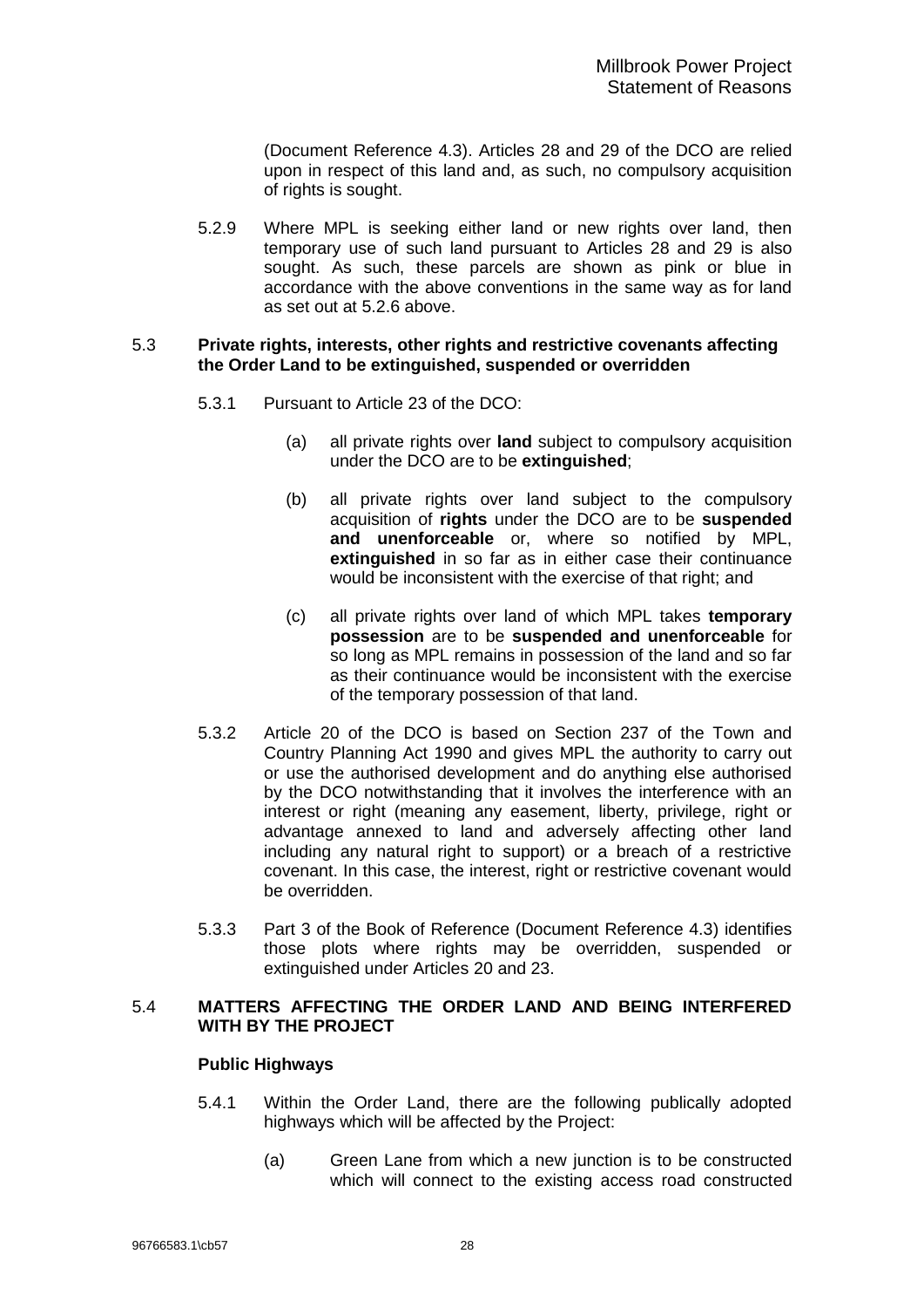(Document Reference 4.3). Articles 28 and 29 of the DCO are relied upon in respect of this land and, as such, no compulsory acquisition of rights is sought.

5.2.9 Where MPL is seeking either land or new rights over land, then temporary use of such land pursuant to Articles 28 and 29 is also sought. As such, these parcels are shown as pink or blue in accordance with the above conventions in the same way as for land as set out at 5.2.6 above.

## 5.3 Private rights, interests, other rights and restrictive covenants affecting the Order Land to be extinguished, suspended or overridden

5.3.1 Pursuant to Article 23 of the DCO:

(a) all private rights over **land** subject to compulsory acquisition under the DCO are to be **extinguished**;

(b) all private rights over land subject to the compulsory acquisition of **rights** under the DCO are to be **suspended and unenforceable** or, where so notified by MPL, **extinguished** in so far as in either case their continuance would be inconsistent with the exercise of that right; and

(c) all private rights over land of which MPL takes **temporary possession** are to be **suspended and unenforceable** for so long as MPL remains in possession of the land and so far as their continuance would be inconsistent with the exercise of the temporary possession of that land.

5.3.2 Article 20 of the DCO is based on Section 237 of the Town and Country Planning Act 1990 and gives MPL the authority to carry out or use the authorised development and do anything else authorised by the DCO notwithstanding that it involves the interference with an interest or right (meaning any easement, liberty, privilege, right or advantage annexed to land and adversely affecting other land including any natural right to support) or a breach of a restrictive covenant. In this case, the interest, right or restrictive covenant would be overridden.

5.3.3 Part 3 of the Book of Reference (Document Reference 4.3) identifies those plots where rights may be overridden, suspended or extinguished under Articles 20 and 23.

## 5.4 MATTERS AFFECTING THE ORDER LAND AND BEING INTERFERED WITH BY THE PROJECT

### Public Highways

5.4.1 Within the Order Land, there are the following publically adopted highways which will be affected by the Project:

(a) Green Lane from which a new junction is to be constructed which will connect to the existing access road constructed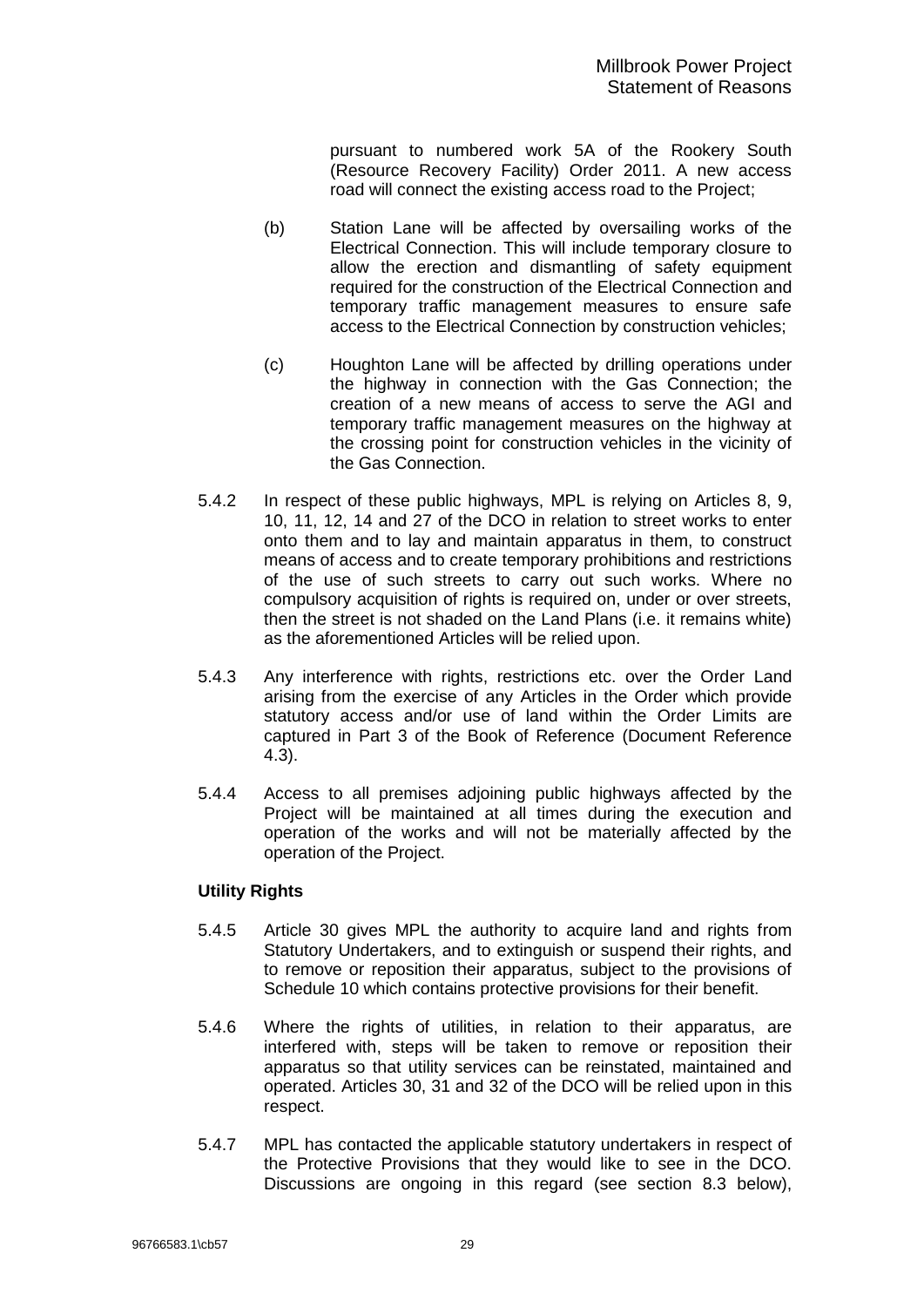pursuant to numbered work 5A of the Rookery South (Resource Recovery Facility) Order 2011. A new access road will connect the existing access road to the Project;

(b) Station Lane will be affected by oversailing works of the Electrical Connection. This will include temporary closure to allow the erection and dismantling of safety equipment required for the construction of the Electrical Connection and temporary traffic management measures to ensure safe access to the Electrical Connection by construction vehicles;

(c) Houghton Lane will be affected by drilling operations under the highway in connection with the Gas Connection; the creation of a new means of access to serve the AGI and temporary traffic management measures on the highway at the crossing point for construction vehicles in the vicinity of the Gas Connection.

5.4.2 In respect of these public highways, MPL is relying on Articles 8, 9, 10, 11, 12, 14 and 27 of the DCO in relation to street works to enter onto them and to lay and maintain apparatus in them, to construct means of access and to create temporary prohibitions and restrictions of the use of such streets to carry out such works. Where no compulsory acquisition of rights is required on, under or over streets, then the street is not shaded on the Land Plans (i.e. it remains white) as the aforementioned Articles will be relied upon.

5.4.3 Any interference with rights, restrictions etc. over the Order Land arising from the exercise of any Articles in the Order which provide statutory access and/or use of land within the Order Limits are captured in Part 3 of the Book of Reference (Document Reference 4.3).

5.4.4 Access to all premises adjoining public highways affected by the Project will be maintained at all times during the execution and operation of the works and will not be materially affected by the operation of the Project.

**Utility Rights**

5.4.5 Article 30 gives MPL the authority to acquire land and rights from Statutory Undertakers, and to extinguish or suspend their rights, and to remove or reposition their apparatus, subject to the provisions of Schedule 10 which contains protective provisions for their benefit.

5.4.6 Where the rights of utilities, in relation to their apparatus, are interfered with, steps will be taken to remove or reposition their apparatus so that utility services can be reinstated, maintained and operated. Articles 30, 31 and 32 of the DCO will be relied upon in this respect.

5.4.7 MPL has contacted the applicable statutory undertakers in respect of the Protective Provisions that they would like to see in the DCO. Discussions are ongoing in this regard (see section 8.3 below),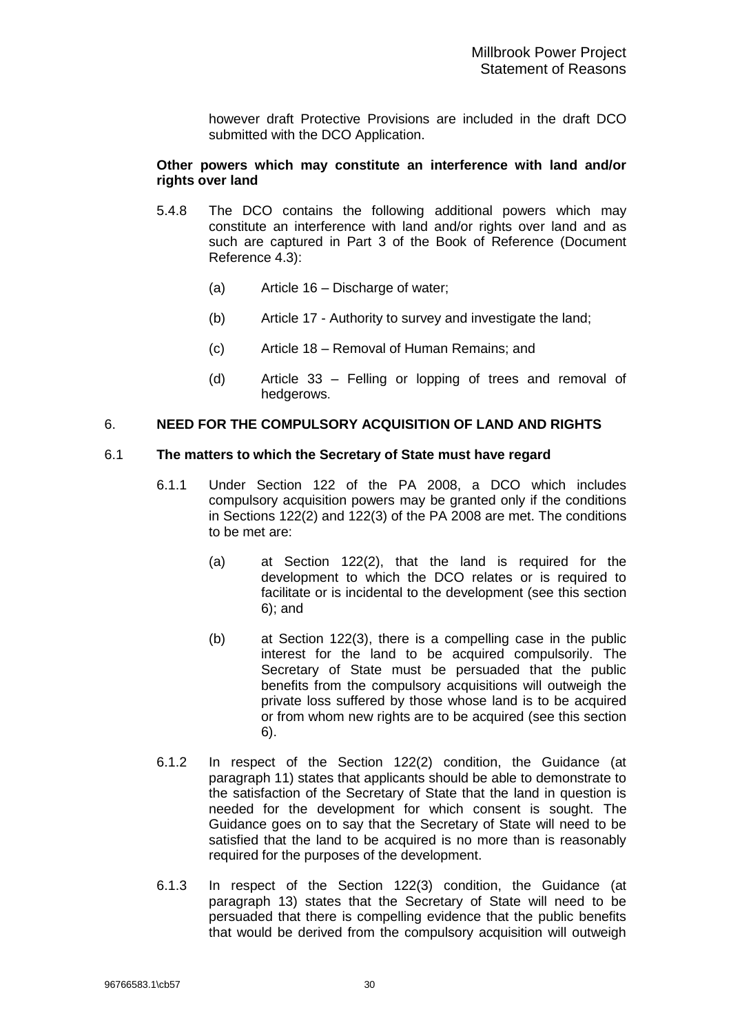however draft Protective Provisions are included in the draft DCO submitted with the DCO Application.

**Other powers which may constitute an interference with land and/or rights over land**

5.4.8 The DCO contains the following additional powers which may constitute an interference with land and/or rights over land and as such are captured in Part 3 of the Book of Reference (Document Reference 4.3):

(a) Article 16 – Discharge of water;

(b) Article 17 - Authority to survey and investigate the land;

(c) Article 18 – Removal of Human Remains; and

(d) Article 33 – Felling or lopping of trees and removal of hedgerows.

## 6. NEED FOR THE COMPULSORY ACQUISITION OF LAND AND RIGHTS

### 6.1 The matters to which the Secretary of State must have regard

6.1.1 Under Section 122 of the PA 2008, a DCO which includes compulsory acquisition powers may be granted only if the conditions in Sections 122(2) and 122(3) of the PA 2008 are met. The conditions to be met are:

(a) at Section 122(2), that the land is required for the development to which the DCO relates or is required to facilitate or is incidental to the development (see this section 6); and

(b) at Section 122(3), there is a compelling case in the public interest for the land to be acquired compulsorily. The Secretary of State must be persuaded that the public benefits from the compulsory acquisitions will outweigh the private loss suffered by those whose land is to be acquired or from whom new rights are to be acquired (see this section 6).

6.1.2 In respect of the Section 122(2) condition, the Guidance (at paragraph 11) states that applicants should be able to demonstrate to the satisfaction of the Secretary of State that the land in question is needed for the development for which consent is sought. The Guidance goes on to say that the Secretary of State will need to be satisfied that the land to be acquired is no more than is reasonably required for the purposes of the development.

6.1.3 In respect of the Section 122(3) condition, the Guidance (at paragraph 13) states that the Secretary of State will need to be persuaded that there is compelling evidence that the public benefits that would be derived from the compulsory acquisition will outweigh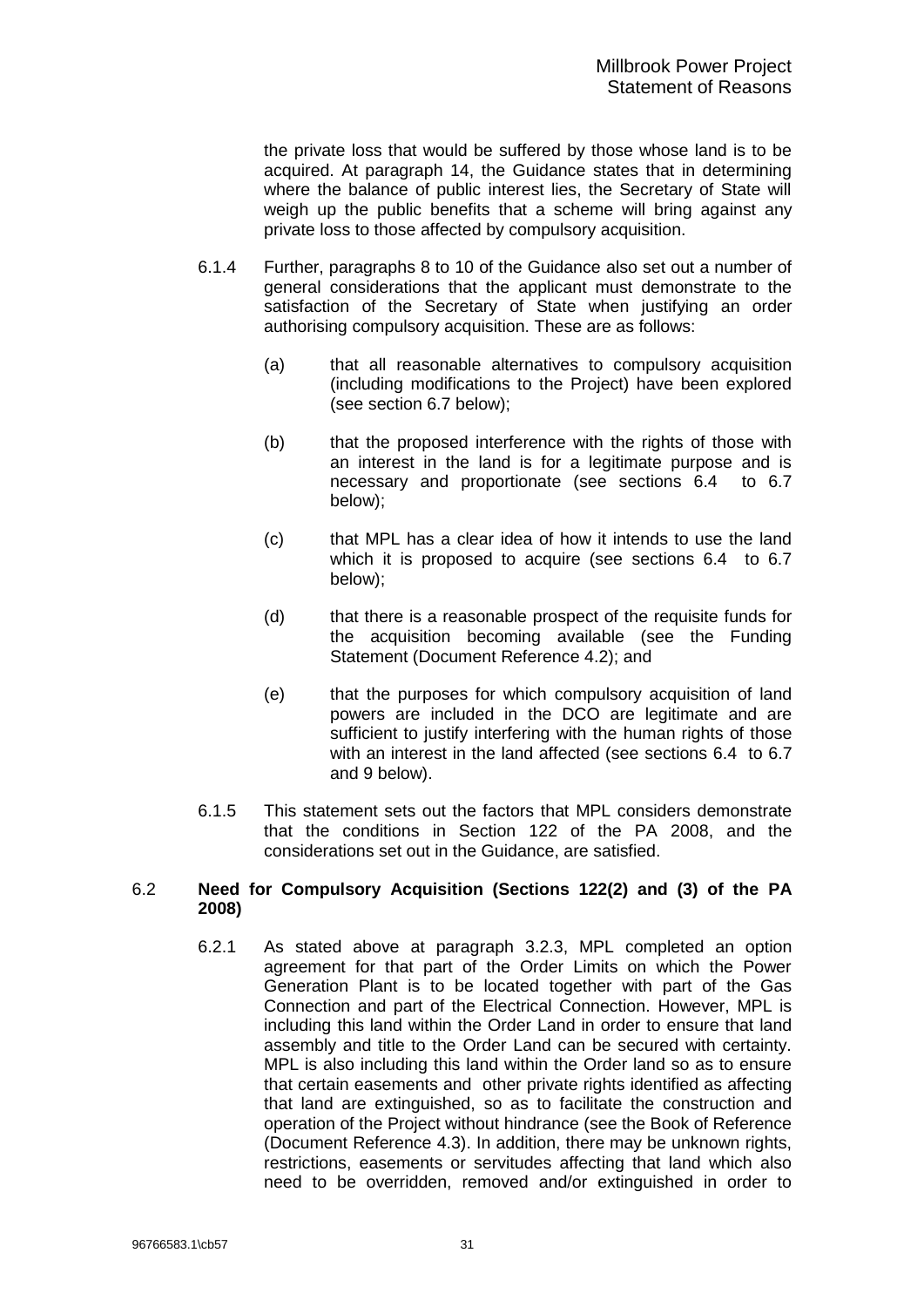the private loss that would be suffered by those whose land is to be acquired. At paragraph 14, the Guidance states that in determining where the balance of public interest lies, the Secretary of State will weigh up the public benefits that a scheme will bring against any private loss to those affected by compulsory acquisition.

6.1.4 Further, paragraphs 8 to 10 of the Guidance also set out a number of general considerations that the applicant must demonstrate to the satisfaction of the Secretary of State when justifying an order authorising compulsory acquisition. These are as follows:

(a) that all reasonable alternatives to compulsory acquisition (including modifications to the Project) have been explored (see section 6.7 below);

(b) that the proposed interference with the rights of those with an interest in the land is for a legitimate purpose and is necessary and proportionate (see sections 6.4 to 6.7 below);

(c) that MPL has a clear idea of how it intends to use the land which it is proposed to acquire (see sections 6.4 to 6.7 below);

(d) that there is a reasonable prospect of the requisite funds for the acquisition becoming available (see the Funding Statement (Document Reference 4.2); and

(e) that the purposes for which compulsory acquisition of land powers are included in the DCO are legitimate and are sufficient to justify interfering with the human rights of those with an interest in the land affected (see sections 6.4 to 6.7 and 9 below).

6.1.5 This statement sets out the factors that MPL considers demonstrate that the conditions in Section 122 of the PA 2008, and the considerations set out in the Guidance, are satisfied.

## 6.2 Need for Compulsory Acquisition (Sections 122(2) and (3) of the PA 2008)

6.2.1 As stated above at paragraph 3.2.3, MPL completed an option agreement for that part of the Order Limits on which the Power Generation Plant is to be located together with part of the Gas Connection and part of the Electrical Connection. However, MPL is including this land within the Order Land in order to ensure that land assembly and title to the Order Land can be secured with certainty. MPL is also including this land within the Order land so as to ensure that certain easements and other private rights identified as affecting that land are extinguished, so as to facilitate the construction and operation of the Project without hindrance (see the Book of Reference (Document Reference 4.3). In addition, there may be unknown rights, restrictions, easements or servitudes affecting that land which also need to be overridden, removed and/or extinguished in order to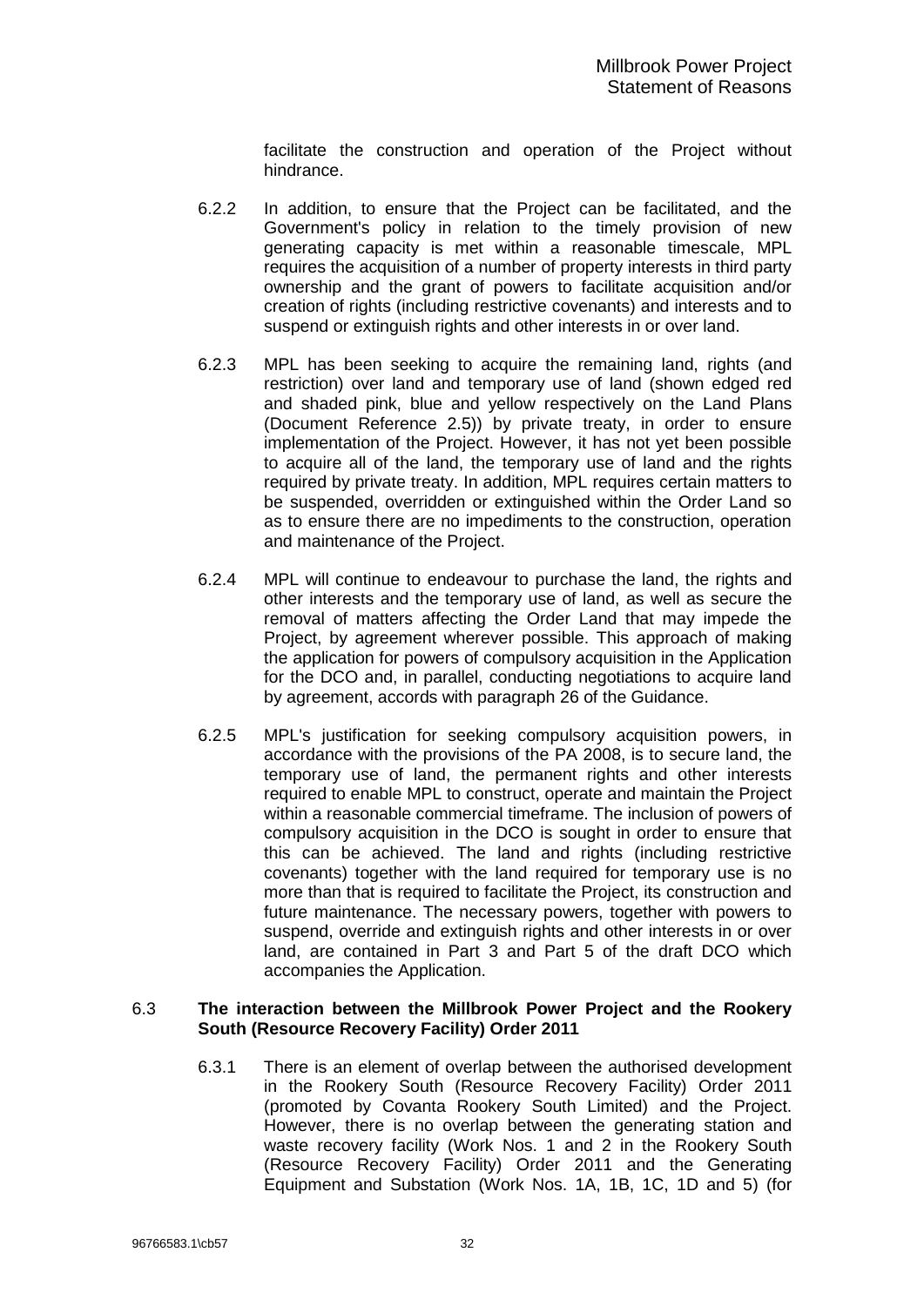facilitate the construction and operation of the Project without hindrance.

6.2.2 In addition, to ensure that the Project can be facilitated, and the Government's policy in relation to the timely provision of new generating capacity is met within a reasonable timescale, MPL requires the acquisition of a number of property interests in third party ownership and the grant of powers to facilitate acquisition and/or creation of rights (including restrictive covenants) and interests and to suspend or extinguish rights and other interests in or over land.

6.2.3 MPL has been seeking to acquire the remaining land, rights (and restriction) over land and temporary use of land (shown edged red and shaded pink, blue and yellow respectively on the Land Plans (Document Reference 2.5)) by private treaty, in order to ensure implementation of the Project. However, it has not yet been possible to acquire all of the land, the temporary use of land and the rights required by private treaty. In addition, MPL requires certain matters to be suspended, overridden or extinguished within the Order Land so as to ensure there are no impediments to the construction, operation and maintenance of the Project.

6.2.4 MPL will continue to endeavour to purchase the land, the rights and other interests and the temporary use of land, as well as secure the removal of matters affecting the Order Land that may impede the Project, by agreement wherever possible. This approach of making the application for powers of compulsory acquisition in the Application for the DCO and, in parallel, conducting negotiations to acquire land by agreement, accords with paragraph 26 of the Guidance.

6.2.5 MPL's justification for seeking compulsory acquisition powers, in accordance with the provisions of the PA 2008, is to secure land, the temporary use of land, the permanent rights and other interests required to enable MPL to construct, operate and maintain the Project within a reasonable commercial timeframe. The inclusion of powers of compulsory acquisition in the DCO is sought in order to ensure that this can be achieved. The land and rights (including restrictive covenants) together with the land required for temporary use is no more than that is required to facilitate the Project, its construction and future maintenance. The necessary powers, together with powers to suspend, override and extinguish rights and other interests in or over land, are contained in Part 3 and Part 5 of the draft DCO which accompanies the Application.

## 6.3 The interaction between the Millbrook Power Project and the Rookery South (Resource Recovery Facility) Order 2011

6.3.1 There is an element of overlap between the authorised development in the Rookery South (Resource Recovery Facility) Order 2011 (promoted by Covanta Rookery South Limited) and the Project. However, there is no overlap between the generating station and waste recovery facility (Work Nos. 1 and 2 in the Rookery South (Resource Recovery Facility) Order 2011 and the Generating Equipment and Substation (Work Nos. 1A, 1B, 1C, 1D and 5) (for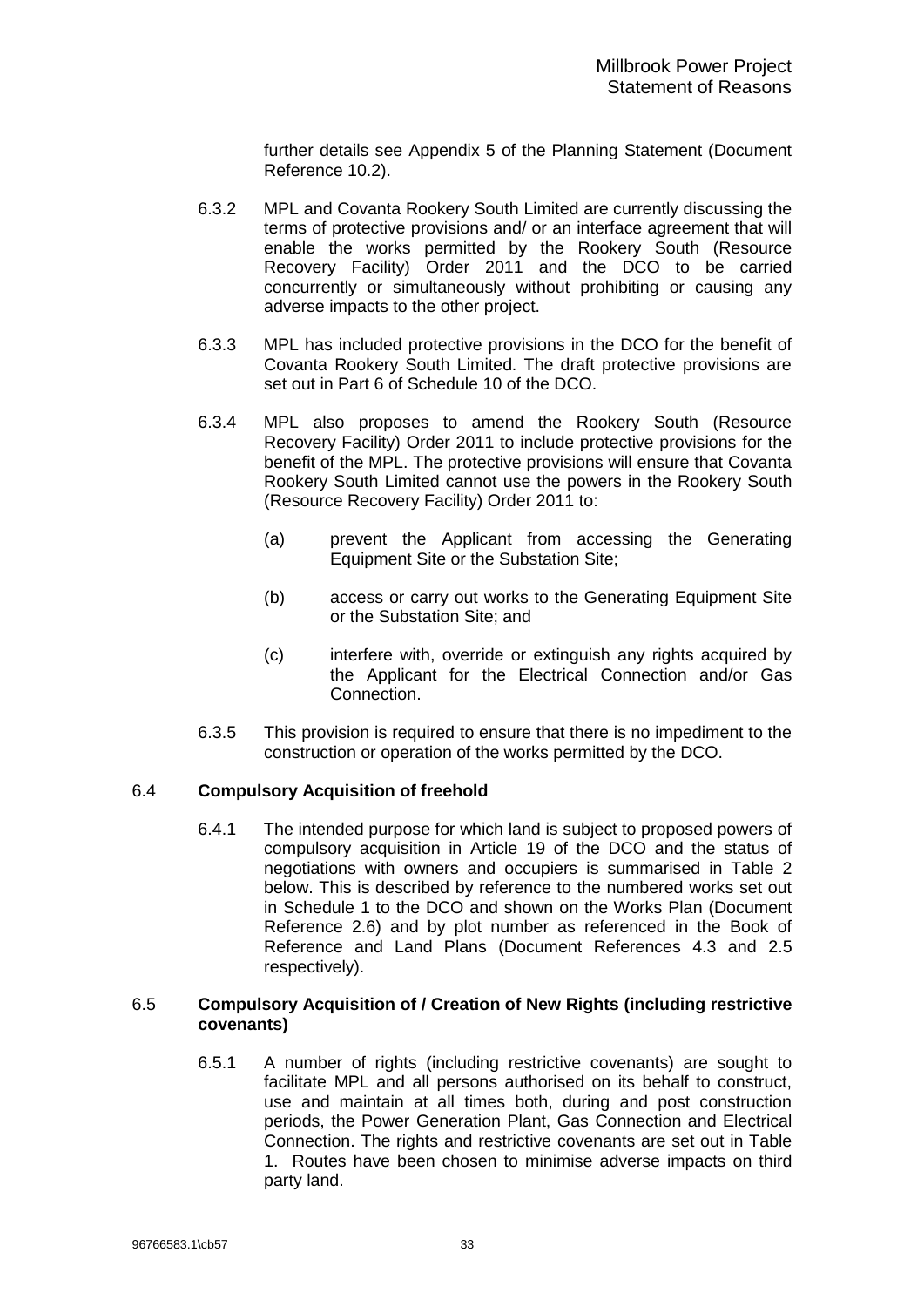further details see Appendix 5 of the Planning Statement (Document Reference 10.2).

6.3.2 MPL and Covanta Rookery South Limited are currently discussing the terms of protective provisions and/ or an interface agreement that will enable the works permitted by the Rookery South (Resource Recovery Facility) Order 2011 and the DCO to be carried concurrently or simultaneously without prohibiting or causing any adverse impacts to the other project.

6.3.3 MPL has included protective provisions in the DCO for the benefit of Covanta Rookery South Limited. The draft protective provisions are set out in Part 6 of Schedule 10 of the DCO.

6.3.4 MPL also proposes to amend the Rookery South (Resource Recovery Facility) Order 2011 to include protective provisions for the benefit of the MPL. The protective provisions will ensure that Covanta Rookery South Limited cannot use the powers in the Rookery South (Resource Recovery Facility) Order 2011 to:

(a) prevent the Applicant from accessing the Generating Equipment Site or the Substation Site;

(b) access or carry out works to the Generating Equipment Site or the Substation Site; and

(c) interfere with, override or extinguish any rights acquired by the Applicant for the Electrical Connection and/or Gas Connection.

6.3.5 This provision is required to ensure that there is no impediment to the construction or operation of the works permitted by the DCO.

## 6.4 Compulsory Acquisition of freehold

6.4.1 The intended purpose for which land is subject to proposed powers of compulsory acquisition in Article 19 of the DCO and the status of negotiations with owners and occupiers is summarised in Table 2 below. This is described by reference to the numbered works set out in Schedule 1 to the DCO and shown on the Works Plan (Document Reference 2.6) and by plot number as referenced in the Book of Reference and Land Plans (Document References 4.3 and 2.5 respectively).

## 6.5 Compulsory Acquisition of / Creation of New Rights (including restrictive covenants)

6.5.1 A number of rights (including restrictive covenants) are sought to facilitate MPL and all persons authorised on its behalf to construct, use and maintain at all times both, during and post construction periods, the Power Generation Plant, Gas Connection and Electrical Connection. The rights and restrictive covenants are set out in Table 1. Routes have been chosen to minimise adverse impacts on third party land.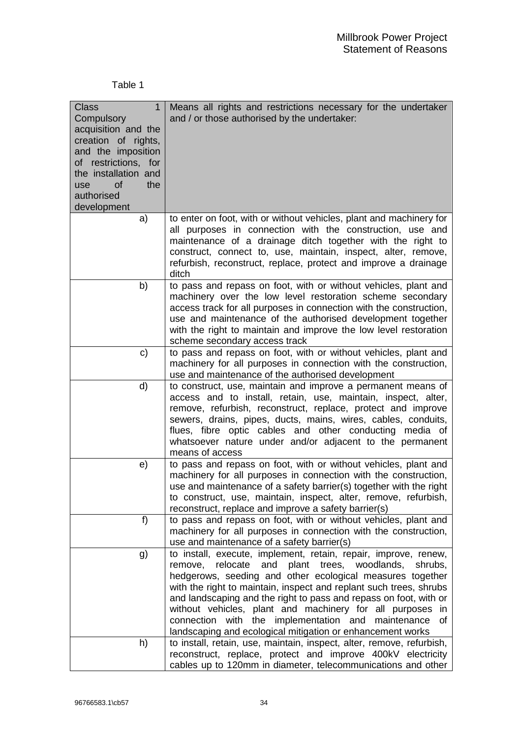Table 1

| Class 1 Compulsory acquisition and the creation of rights, and the imposition of restrictions, for the installation and use of the authorised development | Means all rights and restrictions necessary for the undertaker and / or those authorised by the undertaker: |
|---|---|
| a) | to enter on foot, with or without vehicles, plant and machinery for all purposes in connection with the construction, use and maintenance of a drainage ditch together with the right to construct, connect to, use, maintain, inspect, alter, remove, refurbish, reconstruct, replace, protect and improve a drainage ditch |
| b) | to pass and repass on foot, with or without vehicles, plant and machinery over the low level restoration scheme secondary access track for all purposes in connection with the construction, use and maintenance of the authorised development together with the right to maintain and improve the low level restoration scheme secondary access track |
| c) | to pass and repass on foot, with or without vehicles, plant and machinery for all purposes in connection with the construction, use and maintenance of the authorised development |
| d) | to construct, use, maintain and improve a permanent means of access and to install, retain, use, maintain, inspect, alter, remove, refurbish, reconstruct, replace, protect and improve sewers, drains, pipes, ducts, mains, wires, cables, conduits, flues, fibre optic cables and other conducting media of whatsoever nature under and/or adjacent to the permanent means of access |
| e) | to pass and repass on foot, with or without vehicles, plant and machinery for all purposes in connection with the construction, use and maintenance of a safety barrier(s) together with the right to construct, use, maintain, inspect, alter, remove, refurbish, reconstruct, replace and improve a safety barrier(s) |
| f) | to pass and repass on foot, with or without vehicles, plant and machinery for all purposes in connection with the construction, use and maintenance of a safety barrier(s) |
| g) | to install, execute, implement, retain, repair, improve, renew, remove, relocate and plant trees, woodlands, shrubs, hedgerows, seeding and other ecological measures together with the right to maintain, inspect and replant such trees, shrubs and landscaping and the right to pass and repass on foot, with or without vehicles, plant and machinery for all purposes in connection with the implementation and maintenance of landscaping and ecological mitigation or enhancement works |
| h) | to install, retain, use, maintain, inspect, alter, remove, refurbish, reconstruct, replace, protect and improve 400kV electricity cables up to 120mm in diameter, telecommunications and other |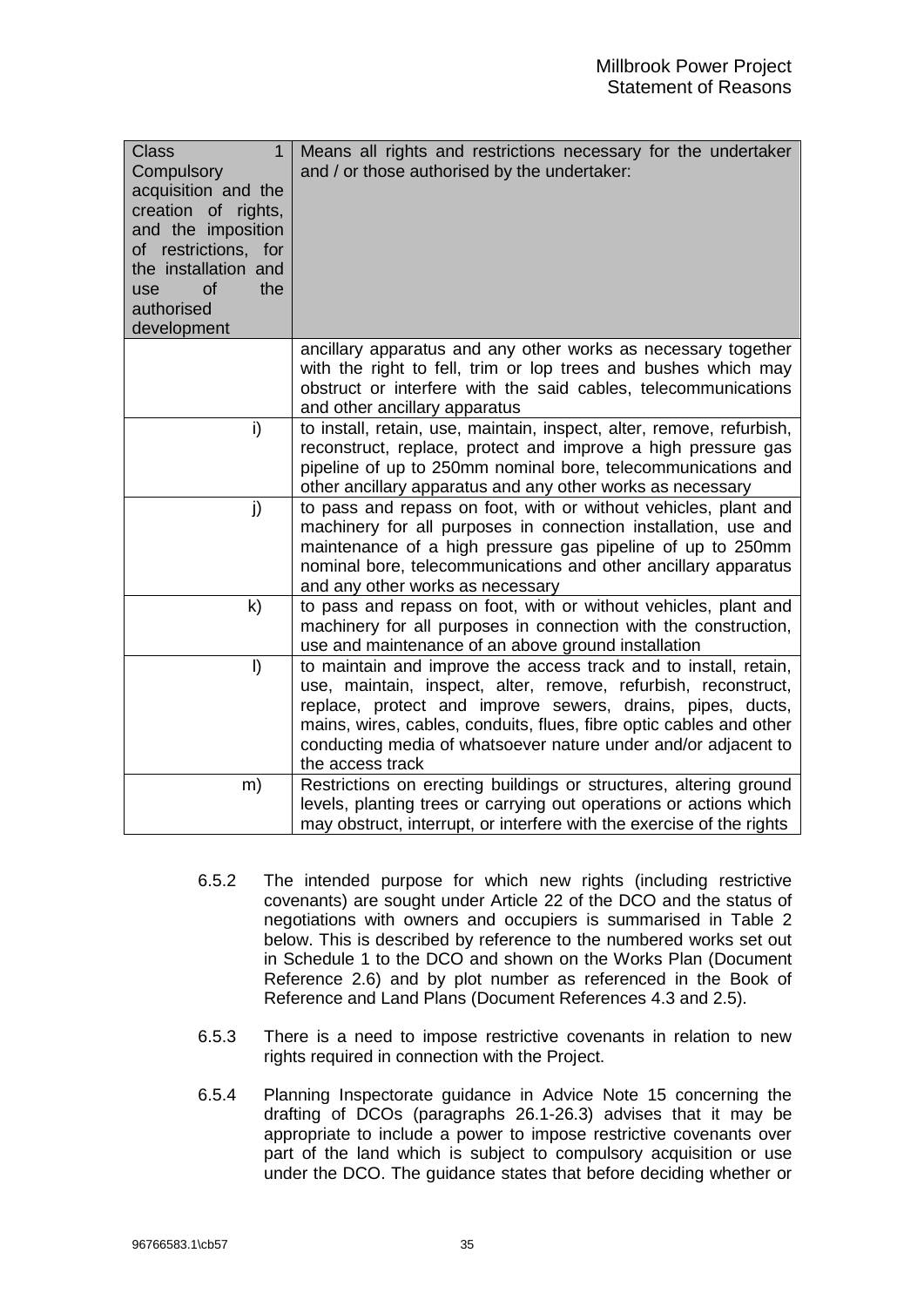| Class 1 Compulsory acquisition and the creation of rights, and the imposition of restrictions, for the installation and use of the authorised development | Means all rights and restrictions necessary for the undertaker and / or those authorised by the undertaker: |
|---|---|
| | ancillary apparatus and any other works as necessary together with the right to fell, trim or lop trees and bushes which may obstruct or interfere with the said cables, telecommunications and other ancillary apparatus |
| i) | to install, retain, use, maintain, inspect, alter, remove, refurbish, reconstruct, replace, protect and improve a high pressure gas pipeline of up to 250mm nominal bore, telecommunications and other ancillary apparatus and any other works as necessary |
| j) | to pass and repass on foot, with or without vehicles, plant and machinery for all purposes in connection installation, use and maintenance of a high pressure gas pipeline of up to 250mm nominal bore, telecommunications and other ancillary apparatus and any other works as necessary |
| k) | to pass and repass on foot, with or without vehicles, plant and machinery for all purposes in connection with the construction, use and maintenance of an above ground installation |
| l) | to maintain and improve the access track and to install, retain, use, maintain, inspect, alter, remove, refurbish, reconstruct, replace, protect and improve sewers, drains, pipes, ducts, mains, wires, cables, conduits, flues, fibre optic cables and other conducting media of whatsoever nature under and/or adjacent to the access track |
| m) | Restrictions on erecting buildings or structures, altering ground levels, planting trees or carrying out operations or actions which may obstruct, interrupt, or interfere with the exercise of the rights |

6.5.2 The intended purpose for which new rights (including restrictive covenants) are sought under Article 22 of the DCO and the status of negotiations with owners and occupiers is summarised in Table 2 below. This is described by reference to the numbered works set out in Schedule 1 to the DCO and shown on the Works Plan (Document Reference 2.6) and by plot number as referenced in the Book of Reference and Land Plans (Document References 4.3 and 2.5).

6.5.3 There is a need to impose restrictive covenants in relation to new rights required in connection with the Project.

6.5.4 Planning Inspectorate guidance in Advice Note 15 concerning the drafting of DCOs (paragraphs 26.1-26.3) advises that it may be appropriate to include a power to impose restrictive covenants over part of the land which is subject to compulsory acquisition or use under the DCO. The guidance states that before deciding whether or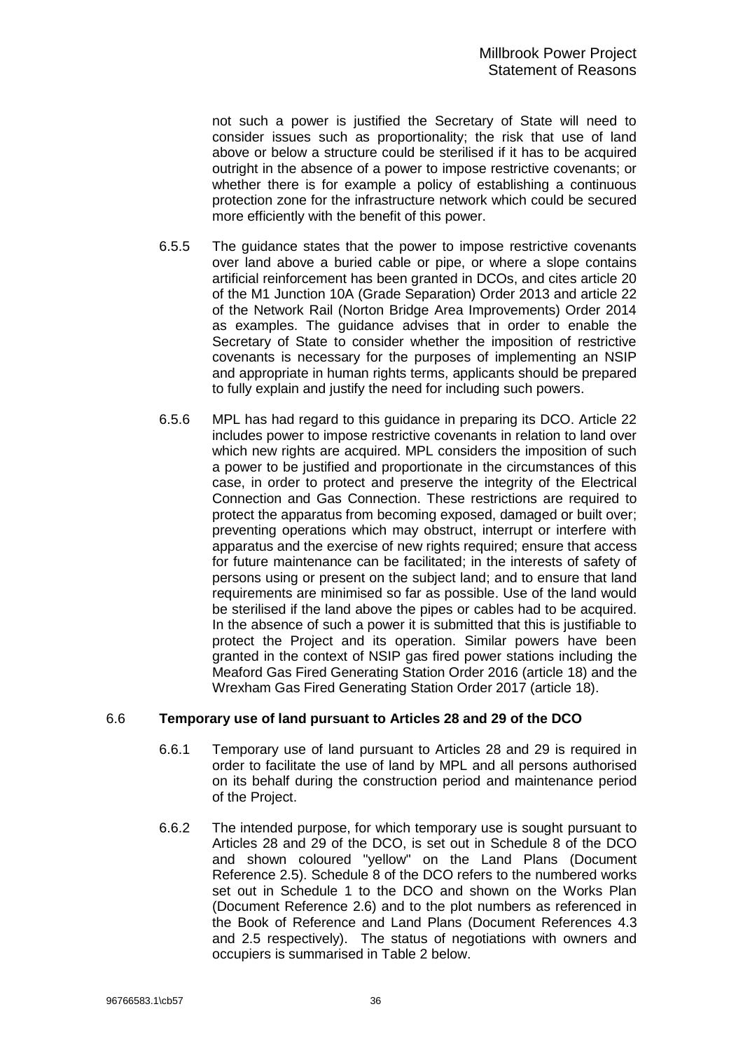not such a power is justified the Secretary of State will need to consider issues such as proportionality; the risk that use of land above or below a structure could be sterilised if it has to be acquired outright in the absence of a power to impose restrictive covenants; or whether there is for example a policy of establishing a continuous protection zone for the infrastructure network which could be secured more efficiently with the benefit of this power.

6.5.5 The guidance states that the power to impose restrictive covenants over land above a buried cable or pipe, or where a slope contains artificial reinforcement has been granted in DCOs, and cites article 20 of the M1 Junction 10A (Grade Separation) Order 2013 and article 22 of the Network Rail (Norton Bridge Area Improvements) Order 2014 as examples. The guidance advises that in order to enable the Secretary of State to consider whether the imposition of restrictive covenants is necessary for the purposes of implementing an NSIP and appropriate in human rights terms, applicants should be prepared to fully explain and justify the need for including such powers.

6.5.6 MPL has had regard to this guidance in preparing its DCO. Article 22 includes power to impose restrictive covenants in relation to land over which new rights are acquired. MPL considers the imposition of such a power to be justified and proportionate in the circumstances of this case, in order to protect and preserve the integrity of the Electrical Connection and Gas Connection. These restrictions are required to protect the apparatus from becoming exposed, damaged or built over; preventing operations which may obstruct, interrupt or interfere with apparatus and the exercise of new rights required; ensure that access for future maintenance can be facilitated; in the interests of safety of persons using or present on the subject land; and to ensure that land requirements are minimised so far as possible. Use of the land would be sterilised if the land above the pipes or cables had to be acquired. In the absence of such a power it is submitted that this is justifiable to protect the Project and its operation. Similar powers have been granted in the context of NSIP gas fired power stations including the Meaford Gas Fired Generating Station Order 2016 (article 18) and the Wrexham Gas Fired Generating Station Order 2017 (article 18).

## 6.6 Temporary use of land pursuant to Articles 28 and 29 of the DCO

6.6.1 Temporary use of land pursuant to Articles 28 and 29 is required in order to facilitate the use of land by MPL and all persons authorised on its behalf during the construction period and maintenance period of the Project.

6.6.2 The intended purpose, for which temporary use is sought pursuant to Articles 28 and 29 of the DCO, is set out in Schedule 8 of the DCO and shown coloured "yellow" on the Land Plans (Document Reference 2.5). Schedule 8 of the DCO refers to the numbered works set out in Schedule 1 to the DCO and shown on the Works Plan (Document Reference 2.6) and to the plot numbers as referenced in the Book of Reference and Land Plans (Document References 4.3 and 2.5 respectively). The status of negotiations with owners and occupiers is summarised in Table 2 below.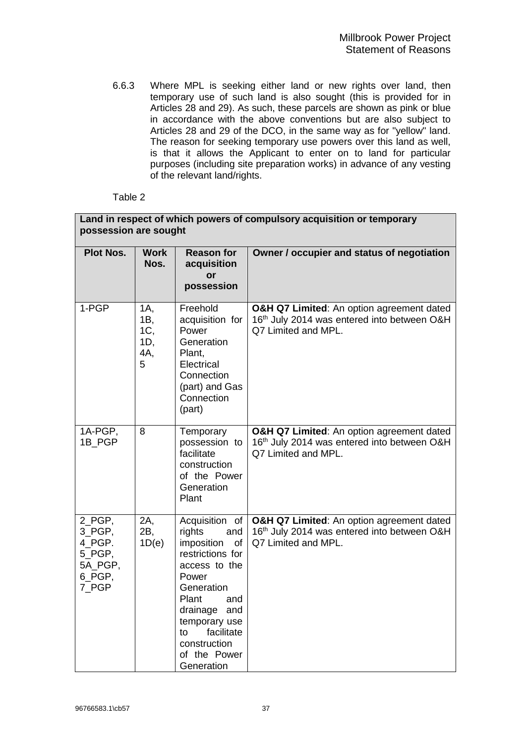6.6.3 Where MPL is seeking either land or new rights over land, then temporary use of such land is also sought (this is provided for in Articles 28 and 29). As such, these parcels are shown as pink or blue in accordance with the above conventions but are also subject to Articles 28 and 29 of the DCO, in the same way as for "yellow" land. The reason for seeking temporary use powers over this land as well, is that it allows the Applicant to enter on to land for particular purposes (including site preparation works) in advance of any vesting of the relevant land/rights.

Table 2

| **Land in respect of which powers of compulsory acquisition or temporary possession are sought** | | | |
|---|---|---|---|
| **Plot Nos.** | **Work Nos.** | **Reason for acquisition or possession** | **Owner / occupier and status of negotiation** |
| 1-PGP | 1A, 1B, 1C, 1D, 4A, 5 | Freehold acquisition for Power Generation Plant, Electrical Connection (part) and Gas Connection (part) | **O&H Q7 Limited**: An option agreement dated 16th July 2014 was entered into between O&H Q7 Limited and MPL. |
| 1A-PGP, 1B_PGP | 8 | Temporary possession to facilitate construction of the Power Generation Plant | **O&H Q7 Limited**: An option agreement dated 16th July 2014 was entered into between O&H Q7 Limited and MPL. |
| 2_PGP, 3_PGP, 4_PGP. 5_PGP, 5A_PGP, 6_PGP, 7_PGP | 2A, 2B, 1D(e) | Acquisition of rights and imposition of restrictions for access to the Power Generation Plant and drainage and temporary use to facilitate construction of the Power Generation | **O&H Q7 Limited**: An option agreement dated 16th July 2014 was entered into between O&H Q7 Limited and MPL. |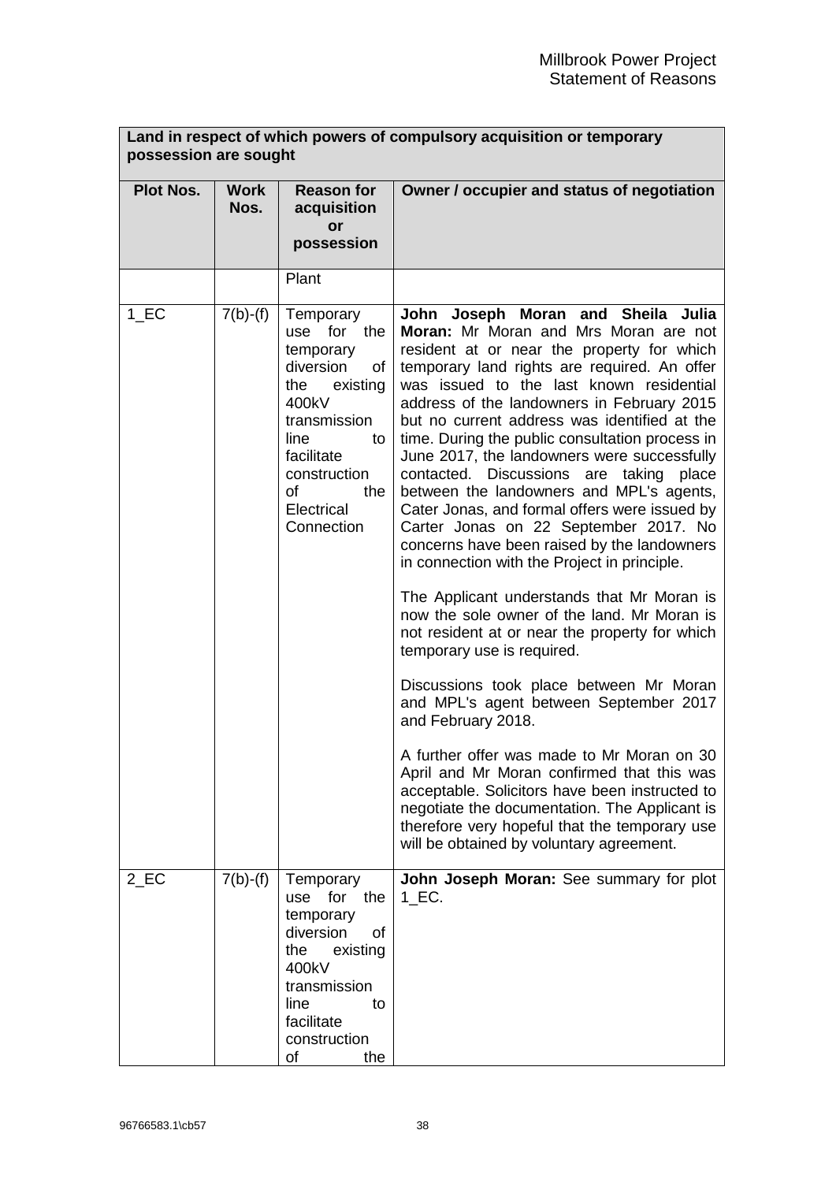| Land in respect of which powers of compulsory acquisition or temporary possession are sought | | | |
|---|---|---|---|
| **Plot Nos.** | **Work Nos.** | **Reason for acquisition or possession** | **Owner / occupier and status of negotiation** |
| | | Plant | |
| 1_EC | 7(b)-(f) | Temporary use for the temporary diversion of the existing 400kV transmission line to facilitate construction of the Electrical Connection | **John Joseph Moran and Sheila Julia Moran:** Mr Moran and Mrs Moran are not resident at or near the property for which temporary land rights are required. An offer was issued to the last known residential address of the landowners in February 2015 but no current address was identified at the time. During the public consultation process in June 2017, the landowners were successfully contacted. Discussions are taking place between the landowners and MPL's agents, Cater Jonas, and formal offers were issued by Carter Jonas on 22 September 2017. No concerns have been raised by the landowners in connection with the Project in principle.<br><br>The Applicant understands that Mr Moran is now the sole owner of the land. Mr Moran is not resident at or near the property for which temporary use is required.<br><br>Discussions took place between Mr Moran and MPL's agent between September 2017 and February 2018.<br><br>A further offer was made to Mr Moran on 30 April and Mr Moran confirmed that this was acceptable. Solicitors have been instructed to negotiate the documentation. The Applicant is therefore very hopeful that the temporary use will be obtained by voluntary agreement. |
| 2_EC | 7(b)-(f) | Temporary use for the temporary diversion of the existing 400kV transmission line to facilitate construction of the | **John Joseph Moran:** See summary for plot 1_EC. |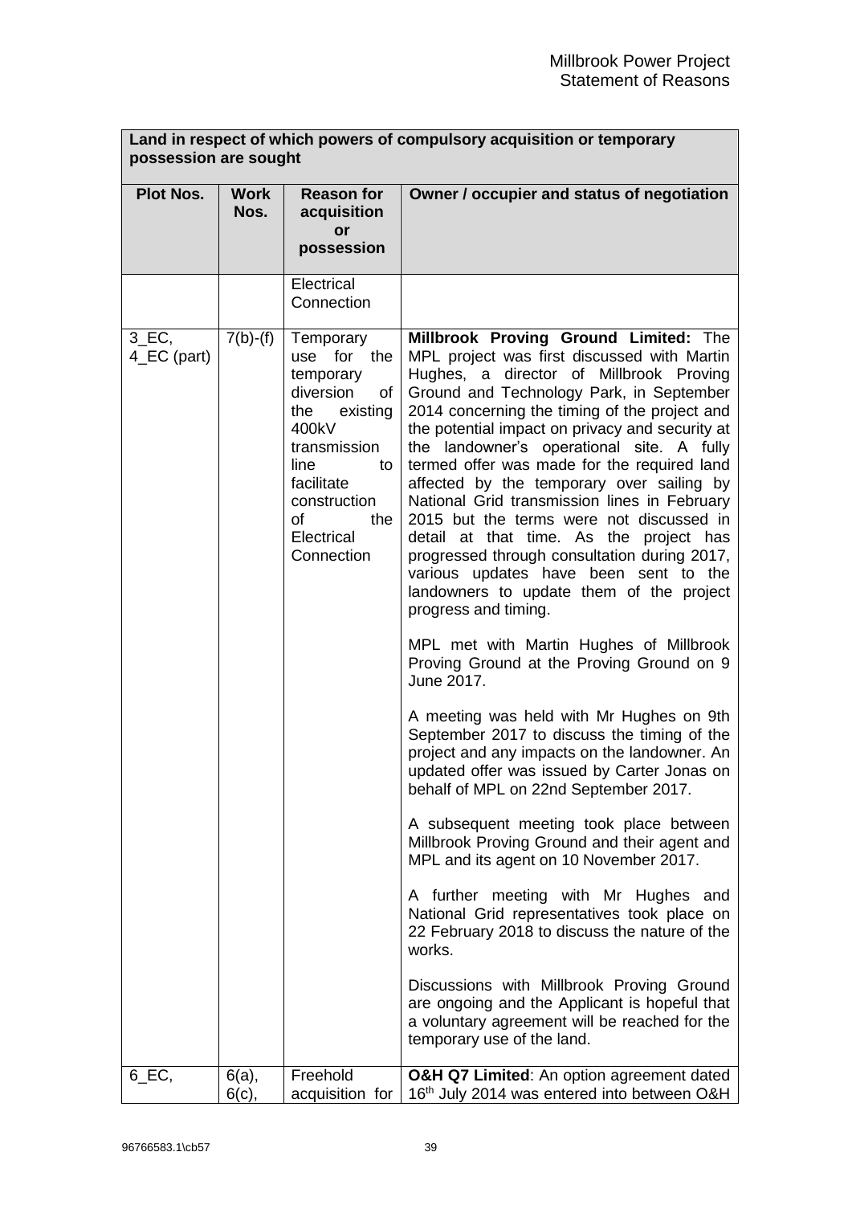| Land in respect of which powers of compulsory acquisition or temporary possession are sought | | | |
|---|---|---|---|
| **Plot Nos.** | **Work Nos.** | **Reason for acquisition or possession** | **Owner / occupier and status of negotiation** |
| | | Electrical Connection | |
| 3_EC, 4_EC (part) | 7(b)-(f) | Temporary use for the temporary diversion of the existing 400kV transmission line to facilitate construction of the Electrical Connection | **Millbrook Proving Ground Limited:** The MPL project was first discussed with Martin Hughes, a director of Millbrook Proving Ground and Technology Park, in September 2014 concerning the timing of the project and the potential impact on privacy and security at the landowner's operational site. A fully termed offer was made for the required land affected by the temporary over sailing by National Grid transmission lines in February 2015 but the terms were not discussed in detail at that time. As the project has progressed through consultation during 2017, various updates have been sent to the landowners to update them of the project progress and timing.<br><br>MPL met with Martin Hughes of Millbrook Proving Ground at the Proving Ground on 9 June 2017.<br><br>A meeting was held with Mr Hughes on 9th September 2017 to discuss the timing of the project and any impacts on the landowner. An updated offer was issued by Carter Jonas on behalf of MPL on 22nd September 2017.<br><br>A subsequent meeting took place between Millbrook Proving Ground and their agent and MPL and its agent on 10 November 2017.<br><br>A further meeting with Mr Hughes and National Grid representatives took place on 22 February 2018 to discuss the nature of the works.<br><br>Discussions with Millbrook Proving Ground are ongoing and the Applicant is hopeful that a voluntary agreement will be reached for the temporary use of the land. |
| 6_EC, | 6(a), 6(c), | Freehold acquisition for | **O&H Q7 Limited**: An option agreement dated 16th July 2014 was entered into between O&H |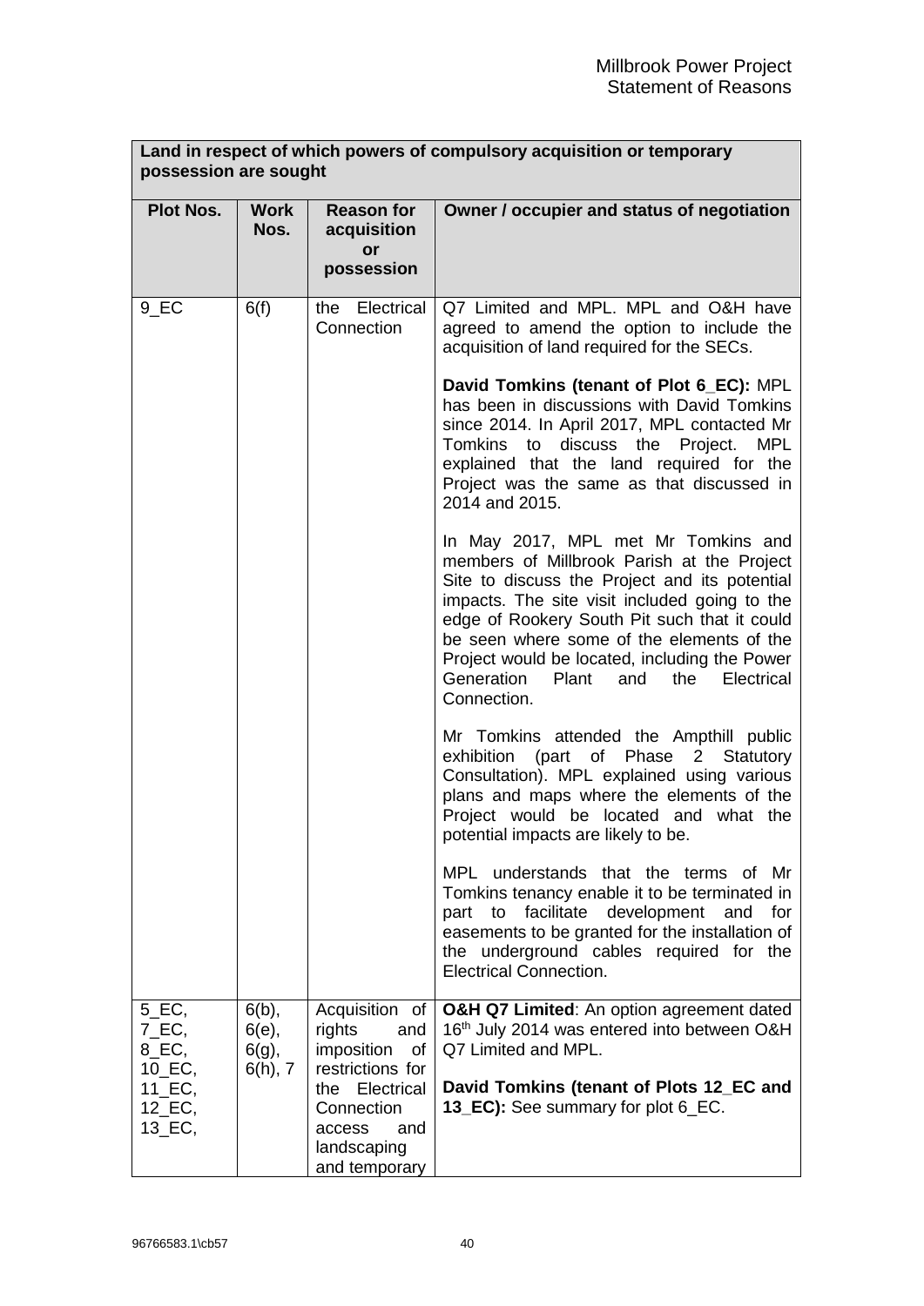| Land in respect of which powers of compulsory acquisition or temporary possession are sought | | | |
|---|---|---|---|
| **Plot Nos.** | **Work Nos.** | **Reason for acquisition or possession** | **Owner / occupier and status of negotiation** |
| 9_EC | 6(f) | the Electrical Connection | Q7 Limited and MPL. MPL and O&H have agreed to amend the option to include the acquisition of land required for the SECs.<br><br>**David Tomkins (tenant of Plot 6_EC):** MPL has been in discussions with David Tomkins since 2014. In April 2017, MPL contacted Mr Tomkins to discuss the Project. MPL explained that the land required for the Project was the same as that discussed in 2014 and 2015.<br><br>In May 2017, MPL met Mr Tomkins and members of Millbrook Parish at the Project Site to discuss the Project and its potential impacts. The site visit included going to the edge of Rookery South Pit such that it could be seen where some of the elements of the Project would be located, including the Power Generation Plant and the Electrical Connection.<br><br>Mr Tomkins attended the Ampthill public exhibition (part of Phase 2 Statutory Consultation). MPL explained using various plans and maps where the elements of the Project would be located and what the potential impacts are likely to be.<br><br>MPL understands that the terms of Mr Tomkins tenancy enable it to be terminated in part to facilitate development and for easements to be granted for the installation of the underground cables required for the Electrical Connection. |
| 5_EC, 7_EC, 8_EC, 10_EC, 11_EC, 12_EC, 13_EC, | 6(b), 6(e), 6(g), 6(h), 7 | Acquisition of rights and imposition of restrictions for the Electrical Connection access and landscaping and temporary | **O&H Q7 Limited**: An option agreement dated 16th July 2014 was entered into between O&H Q7 Limited and MPL.<br><br>**David Tomkins (tenant of Plots 12_EC and 13_EC):** See summary for plot 6_EC. |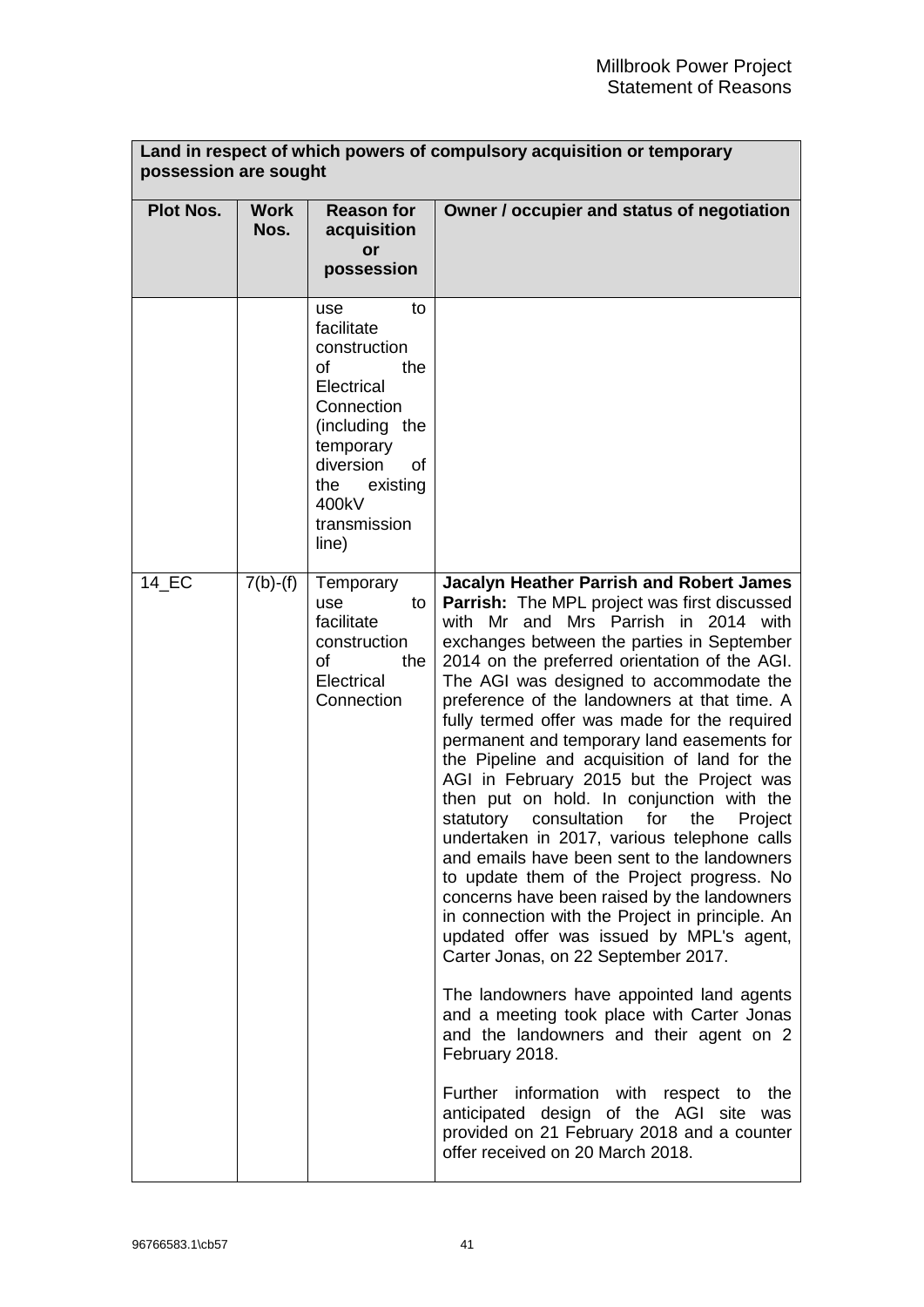| Land in respect of which powers of compulsory acquisition or temporary possession are sought | | | |
|---|---|---|---|
| **Plot Nos.** | **Work Nos.** | **Reason for acquisition or possession** | **Owner / occupier and status of negotiation** |
| | | use to facilitate construction of the Electrical Connection (including the temporary diversion of the existing 400kV transmission line) | |
| 14_EC | 7(b)-(f) | Temporary use to facilitate construction of the Electrical Connection | **Jacalyn Heather Parrish and Robert James Parrish:** The MPL project was first discussed with Mr and Mrs Parrish in 2014 with exchanges between the parties in September 2014 on the preferred orientation of the AGI. The AGI was designed to accommodate the preference of the landowners at that time. A fully termed offer was made for the required permanent and temporary land easements for the Pipeline and acquisition of land for the AGI in February 2015 but the Project was then put on hold. In conjunction with the statutory consultation for the Project undertaken in 2017, various telephone calls and emails have been sent to the landowners to update them of the Project progress. No concerns have been raised by the landowners in connection with the Project in principle. An updated offer was issued by MPL's agent, Carter Jonas, on 22 September 2017.<br><br>The landowners have appointed land agents and a meeting took place with Carter Jonas and the landowners and their agent on 2 February 2018.<br><br>Further information with respect to the anticipated design of the AGI site was provided on 21 February 2018 and a counter offer received on 20 March 2018. |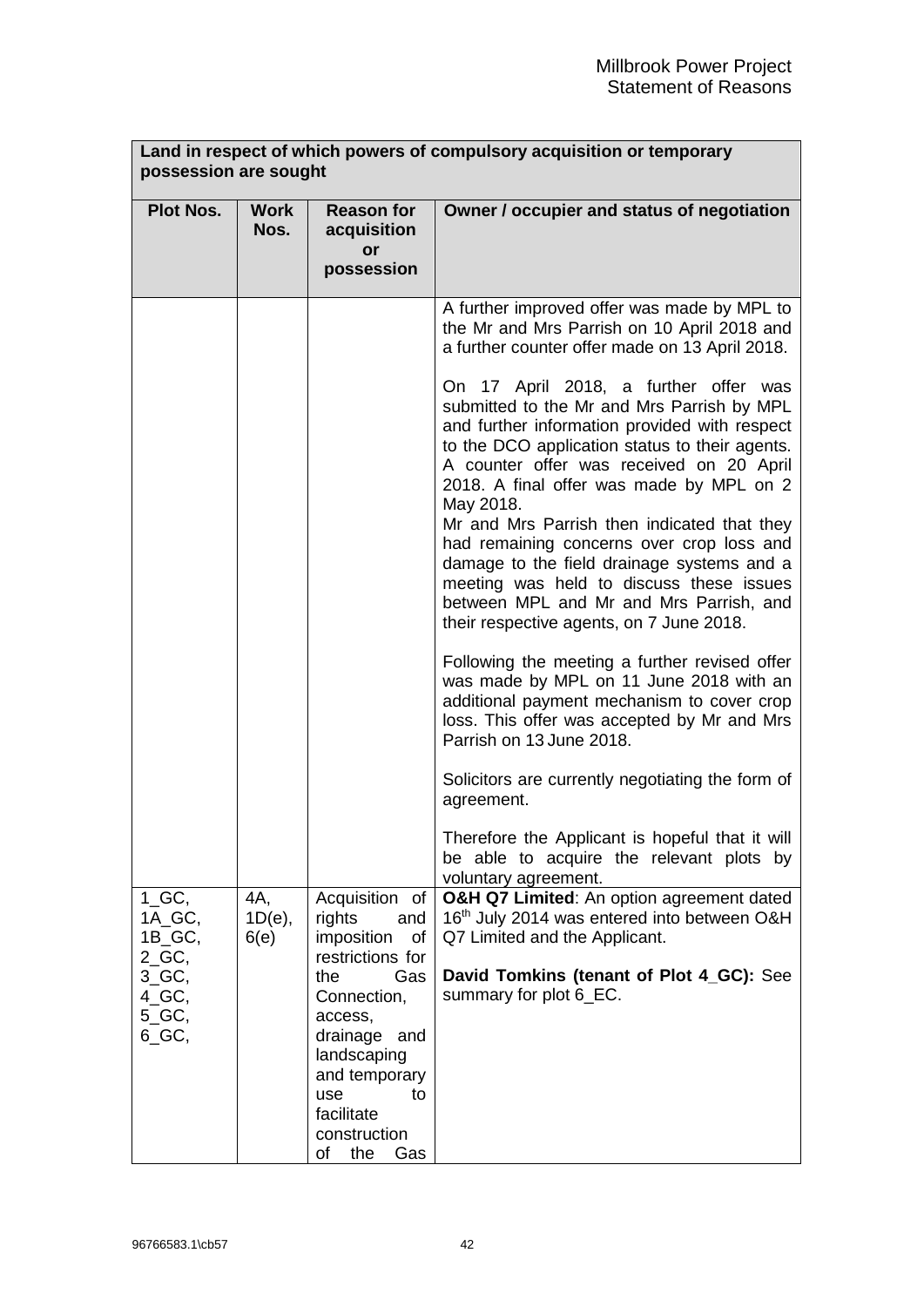| Land in respect of which powers of compulsory acquisition or temporary possession are sought | | | |
|---|---|---|---|
| **Plot Nos.** | **Work Nos.** | **Reason for acquisition or possession** | **Owner / occupier and status of negotiation** |
| | | | A further improved offer was made by MPL to the Mr and Mrs Parrish on 10 April 2018 and a further counter offer made on 13 April 2018.<br><br>On 17 April 2018, a further offer was submitted to the Mr and Mrs Parrish by MPL and further information provided with respect to the DCO application status to their agents. A counter offer was received on 20 April 2018. A final offer was made by MPL on 2 May 2018.<br>Mr and Mrs Parrish then indicated that they had remaining concerns over crop loss and damage to the field drainage systems and a meeting was held to discuss these issues between MPL and Mr and Mrs Parrish, and their respective agents, on 7 June 2018.<br><br>Following the meeting a further revised offer was made by MPL on 11 June 2018 with an additional payment mechanism to cover crop loss. This offer was accepted by Mr and Mrs Parrish on 13 June 2018.<br><br>Solicitors are currently negotiating the form of agreement.<br><br>Therefore the Applicant is hopeful that it will be able to acquire the relevant plots by voluntary agreement. |
| 1_GC, 1A_GC, 1B_GC, 2_GC, 3_GC, 4_GC, 5_GC, 6_GC, | 4A, 1D(e), 6(e) | Acquisition of rights and imposition of restrictions for the Gas Connection, access, drainage and landscaping and temporary use to facilitate construction of the Gas | **O&H Q7 Limited**: An option agreement dated 16th July 2014 was entered into between O&H Q7 Limited and the Applicant.<br><br>**David Tomkins (tenant of Plot 4_GC):** See summary for plot 6_EC. |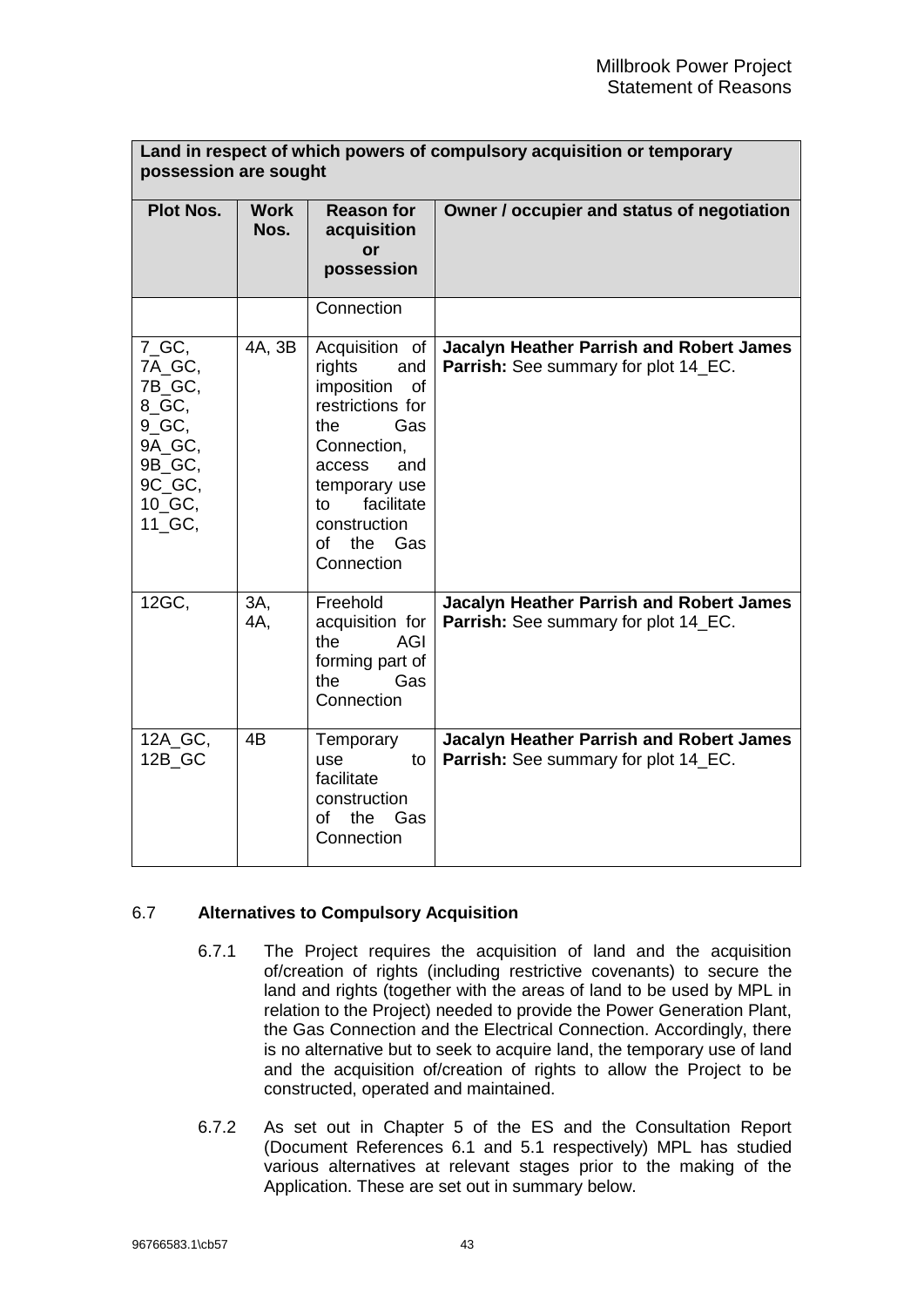| Land in respect of which powers of compulsory acquisition or temporary possession are sought | | | |
|---|---|---|---|
| **Plot Nos.** | **Work Nos.** | **Reason for acquisition or possession** | **Owner / occupier and status of negotiation** |
| | | Connection | |
| 7_GC, 7A_GC, 7B_GC, 8_GC, 9_GC, 9A_GC, 9B_GC, 9C_GC, 10_GC, 11_GC, | 4A, 3B | Acquisition of rights and imposition of restrictions for the Gas Connection, access and temporary use to facilitate construction of the Gas Connection | **Jacalyn Heather Parrish and Robert James Parrish:** See summary for plot 14_EC. |
| 12GC, | 3A, 4A, | Freehold acquisition for the AGI forming part of the Gas Connection | **Jacalyn Heather Parrish and Robert James Parrish:** See summary for plot 14_EC. |
| 12A_GC, 12B_GC | 4B | Temporary use to facilitate construction of the Gas Connection | **Jacalyn Heather Parrish and Robert James Parrish:** See summary for plot 14_EC. |

## 6.7 Alternatives to Compulsory Acquisition

6.7.1 The Project requires the acquisition of land and the acquisition of/creation of rights (including restrictive covenants) to secure the land and rights (together with the areas of land to be used by MPL in relation to the Project) needed to provide the Power Generation Plant, the Gas Connection and the Electrical Connection. Accordingly, there is no alternative but to seek to acquire land, the temporary use of land and the acquisition of/creation of rights to allow the Project to be constructed, operated and maintained.

6.7.2 As set out in Chapter 5 of the ES and the Consultation Report (Document References 6.1 and 5.1 respectively) MPL has studied various alternatives at relevant stages prior to the making of the Application. These are set out in summary below.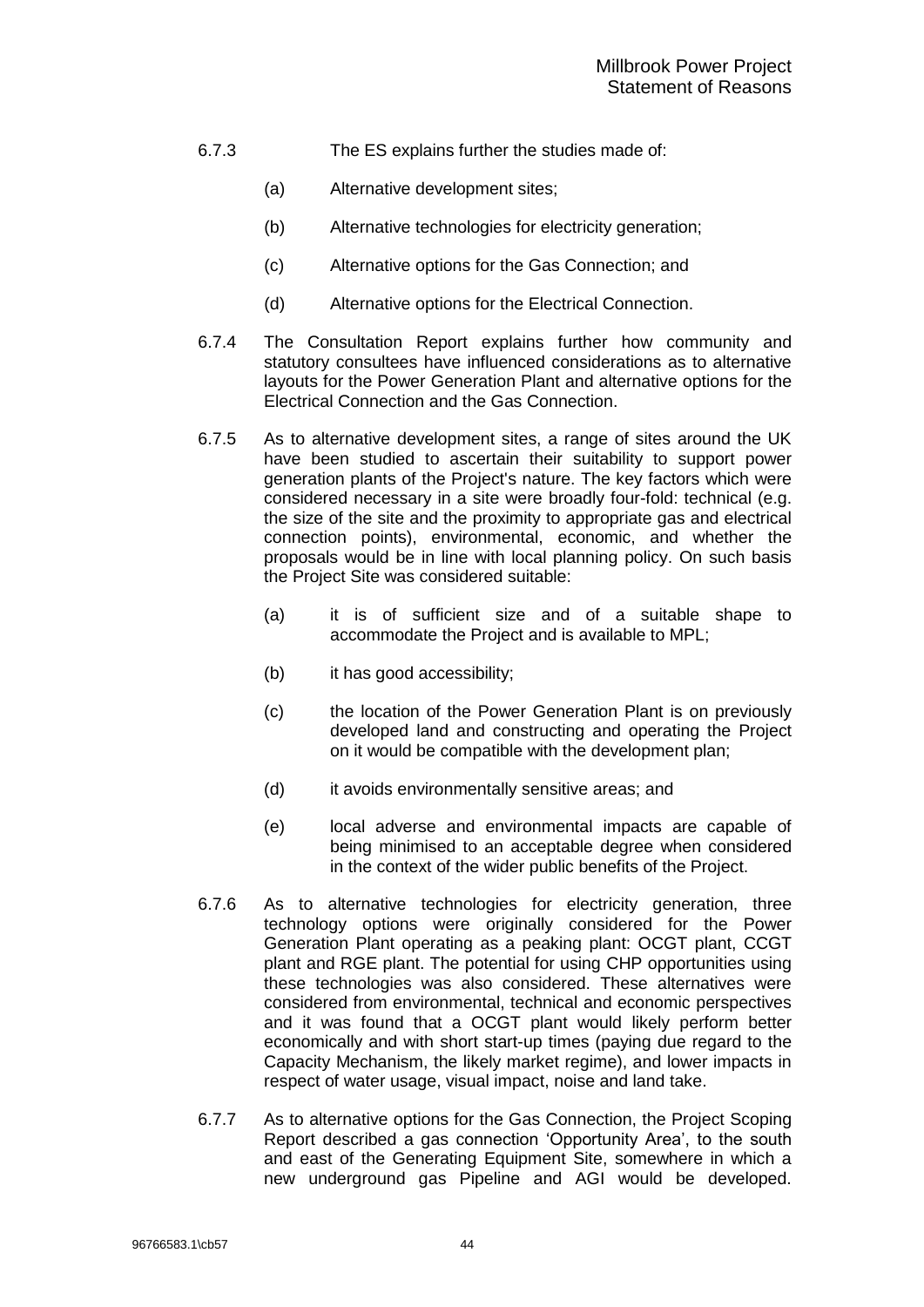6.7.3 The ES explains further the studies made of:

(a) Alternative development sites;

(b) Alternative technologies for electricity generation;

(c) Alternative options for the Gas Connection; and

(d) Alternative options for the Electrical Connection.

6.7.4 The Consultation Report explains further how community and statutory consultees have influenced considerations as to alternative layouts for the Power Generation Plant and alternative options for the Electrical Connection and the Gas Connection.

6.7.5 As to alternative development sites, a range of sites around the UK have been studied to ascertain their suitability to support power generation plants of the Project's nature. The key factors which were considered necessary in a site were broadly four-fold: technical (e.g. the size of the site and the proximity to appropriate gas and electrical connection points), environmental, economic, and whether the proposals would be in line with local planning policy. On such basis the Project Site was considered suitable:

(a) it is of sufficient size and of a suitable shape to accommodate the Project and is available to MPL;

(b) it has good accessibility;

(c) the location of the Power Generation Plant is on previously developed land and constructing and operating the Project on it would be compatible with the development plan;

(d) it avoids environmentally sensitive areas; and

(e) local adverse and environmental impacts are capable of being minimised to an acceptable degree when considered in the context of the wider public benefits of the Project.

6.7.6 As to alternative technologies for electricity generation, three technology options were originally considered for the Power Generation Plant operating as a peaking plant: OCGT plant, CCGT plant and RGE plant. The potential for using CHP opportunities using these technologies was also considered. These alternatives were considered from environmental, technical and economic perspectives and it was found that a OCGT plant would likely perform better economically and with short start-up times (paying due regard to the Capacity Mechanism, the likely market regime), and lower impacts in respect of water usage, visual impact, noise and land take.

6.7.7 As to alternative options for the Gas Connection, the Project Scoping Report described a gas connection 'Opportunity Area', to the south and east of the Generating Equipment Site, somewhere in which a new underground gas Pipeline and AGI would be developed.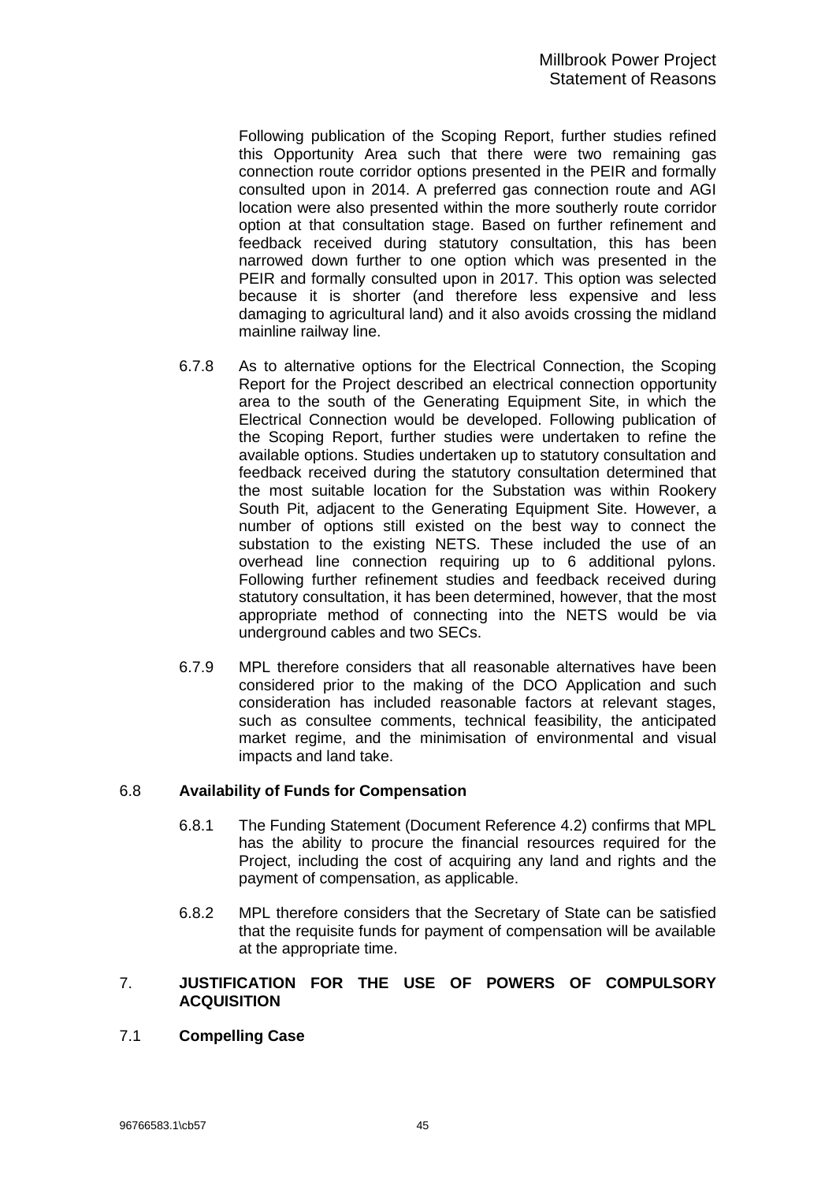Following publication of the Scoping Report, further studies refined this Opportunity Area such that there were two remaining gas connection route corridor options presented in the PEIR and formally consulted upon in 2014. A preferred gas connection route and AGI location were also presented within the more southerly route corridor option at that consultation stage. Based on further refinement and feedback received during statutory consultation, this has been narrowed down further to one option which was presented in the PEIR and formally consulted upon in 2017. This option was selected because it is shorter (and therefore less expensive and less damaging to agricultural land) and it also avoids crossing the midland mainline railway line.

6.7.8 As to alternative options for the Electrical Connection, the Scoping Report for the Project described an electrical connection opportunity area to the south of the Generating Equipment Site, in which the Electrical Connection would be developed. Following publication of the Scoping Report, further studies were undertaken to refine the available options. Studies undertaken up to statutory consultation and feedback received during the statutory consultation determined that the most suitable location for the Substation was within Rookery South Pit, adjacent to the Generating Equipment Site. However, a number of options still existed on the best way to connect the substation to the existing NETS. These included the use of an overhead line connection requiring up to 6 additional pylons. Following further refinement studies and feedback received during statutory consultation, it has been determined, however, that the most appropriate method of connecting into the NETS would be via underground cables and two SECs.

6.7.9 MPL therefore considers that all reasonable alternatives have been considered prior to the making of the DCO Application and such consideration has included reasonable factors at relevant stages, such as consultee comments, technical feasibility, the anticipated market regime, and the minimisation of environmental and visual impacts and land take.

## 6.8 Availability of Funds for Compensation

6.8.1 The Funding Statement (Document Reference 4.2) confirms that MPL has the ability to procure the financial resources required for the Project, including the cost of acquiring any land and rights and the payment of compensation, as applicable.

6.8.2 MPL therefore considers that the Secretary of State can be satisfied that the requisite funds for payment of compensation will be available at the appropriate time.

# 7. JUSTIFICATION FOR THE USE OF POWERS OF COMPULSORY ACQUISITION

## 7.1 Compelling Case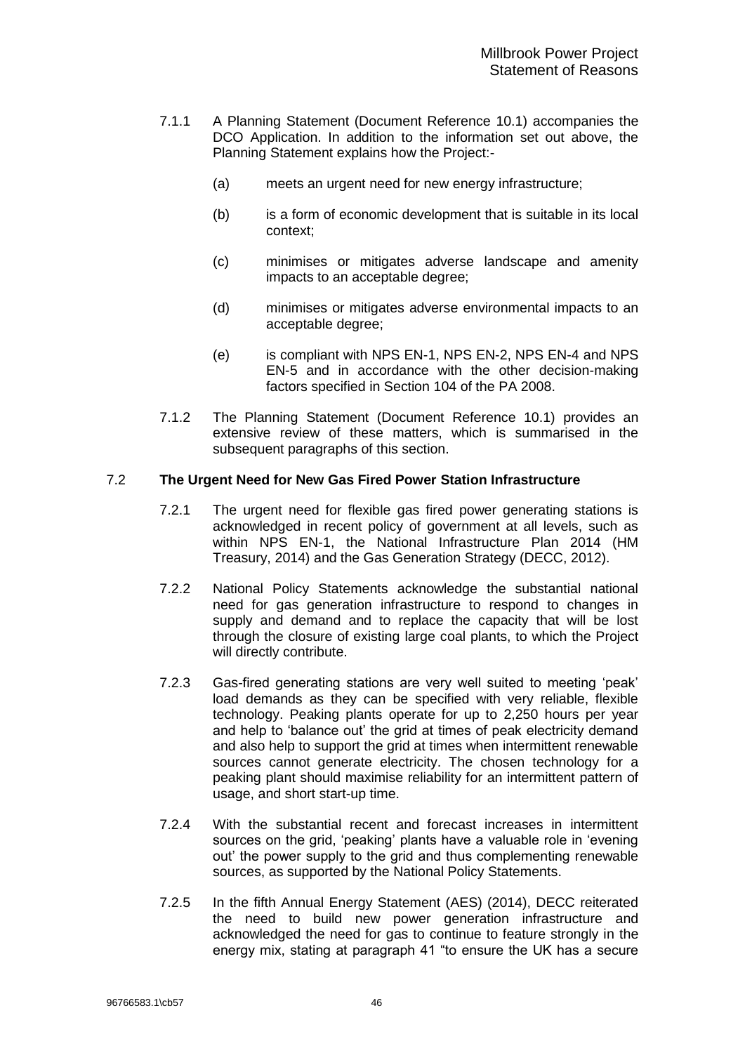7.1.1 A Planning Statement (Document Reference 10.1) accompanies the DCO Application. In addition to the information set out above, the Planning Statement explains how the Project:-

(a) meets an urgent need for new energy infrastructure;

(b) is a form of economic development that is suitable in its local context;

(c) minimises or mitigates adverse landscape and amenity impacts to an acceptable degree;

(d) minimises or mitigates adverse environmental impacts to an acceptable degree;

(e) is compliant with NPS EN-1, NPS EN-2, NPS EN-4 and NPS EN-5 and in accordance with the other decision-making factors specified in Section 104 of the PA 2008.

7.1.2 The Planning Statement (Document Reference 10.1) provides an extensive review of these matters, which is summarised in the subsequent paragraphs of this section.

## 7.2 The Urgent Need for New Gas Fired Power Station Infrastructure

7.2.1 The urgent need for flexible gas fired power generating stations is acknowledged in recent policy of government at all levels, such as within NPS EN-1, the National Infrastructure Plan 2014 (HM Treasury, 2014) and the Gas Generation Strategy (DECC, 2012).

7.2.2 National Policy Statements acknowledge the substantial national need for gas generation infrastructure to respond to changes in supply and demand and to replace the capacity that will be lost through the closure of existing large coal plants, to which the Project will directly contribute.

7.2.3 Gas-fired generating stations are very well suited to meeting 'peak' load demands as they can be specified with very reliable, flexible technology. Peaking plants operate for up to 2,250 hours per year and help to 'balance out' the grid at times of peak electricity demand and also help to support the grid at times when intermittent renewable sources cannot generate electricity. The chosen technology for a peaking plant should maximise reliability for an intermittent pattern of usage, and short start-up time.

7.2.4 With the substantial recent and forecast increases in intermittent sources on the grid, 'peaking' plants have a valuable role in 'evening out' the power supply to the grid and thus complementing renewable sources, as supported by the National Policy Statements.

7.2.5 In the fifth Annual Energy Statement (AES) (2014), DECC reiterated the need to build new power generation infrastructure and acknowledged the need for gas to continue to feature strongly in the energy mix, stating at paragraph 41 "to ensure the UK has a secure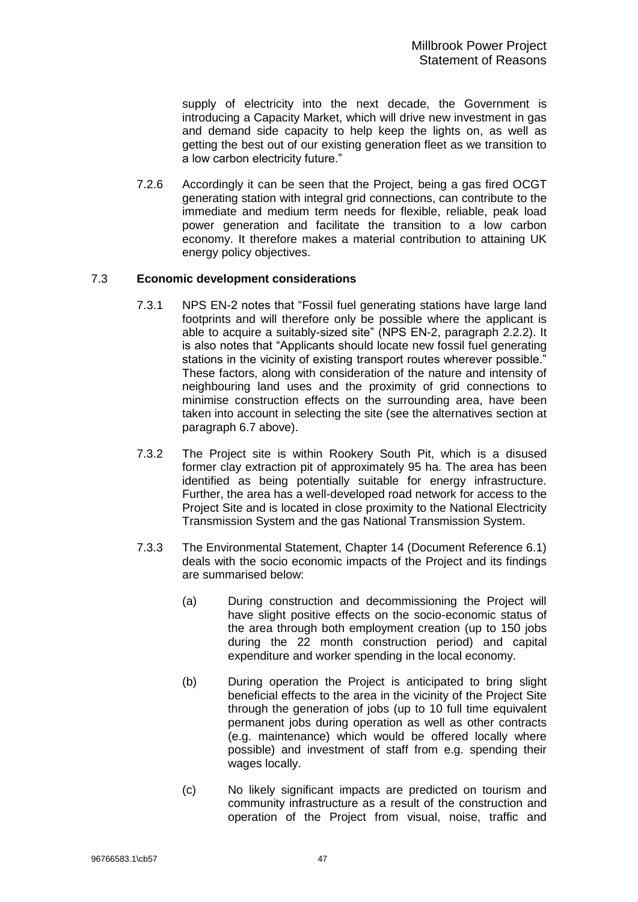supply of electricity into the next decade, the Government is introducing a Capacity Market, which will drive new investment in gas and demand side capacity to help keep the lights on, as well as getting the best out of our existing generation fleet as we transition to a low carbon electricity future."

7.2.6 Accordingly it can be seen that the Project, being a gas fired OCGT generating station with integral grid connections, can contribute to the immediate and medium term needs for flexible, reliable, peak load power generation and facilitate the transition to a low carbon economy. It therefore makes a material contribution to attaining UK energy policy objectives.

## 7.3 **Economic development considerations**

7.3.1 NPS EN-2 notes that "Fossil fuel generating stations have large land footprints and will therefore only be possible where the applicant is able to acquire a suitably-sized site" (NPS EN-2, paragraph 2.2.2). It is also notes that "Applicants should locate new fossil fuel generating stations in the vicinity of existing transport routes wherever possible." These factors, along with consideration of the nature and intensity of neighbouring land uses and the proximity of grid connections to minimise construction effects on the surrounding area, have been taken into account in selecting the site (see the alternatives section at paragraph 6.7 above).

7.3.2 The Project site is within Rookery South Pit, which is a disused former clay extraction pit of approximately 95 ha. The area has been identified as being potentially suitable for energy infrastructure. Further, the area has a well-developed road network for access to the Project Site and is located in close proximity to the National Electricity Transmission System and the gas National Transmission System.

7.3.3 The Environmental Statement, Chapter 14 (Document Reference 6.1) deals with the socio economic impacts of the Project and its findings are summarised below:

(a) During construction and decommissioning the Project will have slight positive effects on the socio-economic status of the area through both employment creation (up to 150 jobs during the 22 month construction period) and capital expenditure and worker spending in the local economy.

(b) During operation the Project is anticipated to bring slight beneficial effects to the area in the vicinity of the Project Site through the generation of jobs (up to 10 full time equivalent permanent jobs during operation as well as other contracts (e.g. maintenance) which would be offered locally where possible) and investment of staff from e.g. spending their wages locally.

(c) No likely significant impacts are predicted on tourism and community infrastructure as a result of the construction and operation of the Project from visual, noise, traffic and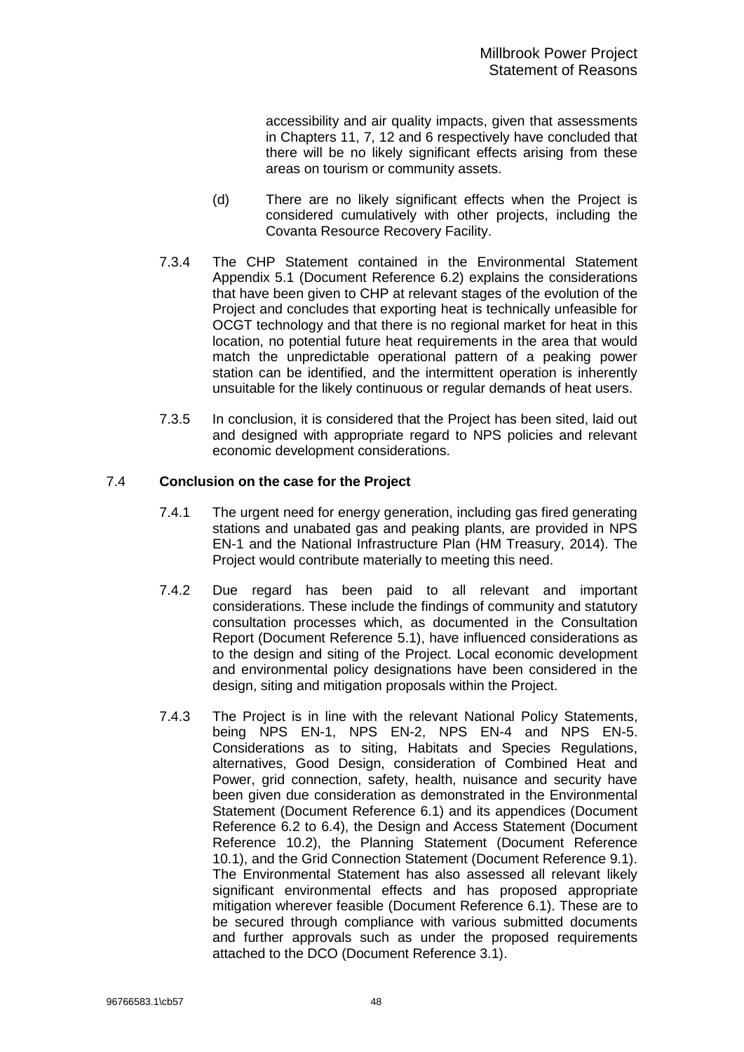accessibility and air quality impacts, given that assessments in Chapters 11, 7, 12 and 6 respectively have concluded that there will be no likely significant effects arising from these areas on tourism or community assets.

(d) There are no likely significant effects when the Project is considered cumulatively with other projects, including the Covanta Resource Recovery Facility.

7.3.4 The CHP Statement contained in the Environmental Statement Appendix 5.1 (Document Reference 6.2) explains the considerations that have been given to CHP at relevant stages of the evolution of the Project and concludes that exporting heat is technically unfeasible for OCGT technology and that there is no regional market for heat in this location, no potential future heat requirements in the area that would match the unpredictable operational pattern of a peaking power station can be identified, and the intermittent operation is inherently unsuitable for the likely continuous or regular demands of heat users.

7.3.5 In conclusion, it is considered that the Project has been sited, laid out and designed with appropriate regard to NPS policies and relevant economic development considerations.

## 7.4 Conclusion on the case for the Project

7.4.1 The urgent need for energy generation, including gas fired generating stations and unabated gas and peaking plants, are provided in NPS EN-1 and the National Infrastructure Plan (HM Treasury, 2014). The Project would contribute materially to meeting this need.

7.4.2 Due regard has been paid to all relevant and important considerations. These include the findings of community and statutory consultation processes which, as documented in the Consultation Report (Document Reference 5.1), have influenced considerations as to the design and siting of the Project. Local economic development and environmental policy designations have been considered in the design, siting and mitigation proposals within the Project.

7.4.3 The Project is in line with the relevant National Policy Statements, being NPS EN-1, NPS EN-2, NPS EN-4 and NPS EN-5. Considerations as to siting, Habitats and Species Regulations, alternatives, Good Design, consideration of Combined Heat and Power, grid connection, safety, health, nuisance and security have been given due consideration as demonstrated in the Environmental Statement (Document Reference 6.1) and its appendices (Document Reference 6.2 to 6.4), the Design and Access Statement (Document Reference 10.2), the Planning Statement (Document Reference 10.1), and the Grid Connection Statement (Document Reference 9.1). The Environmental Statement has also assessed all relevant likely significant environmental effects and has proposed appropriate mitigation wherever feasible (Document Reference 6.1). These are to be secured through compliance with various submitted documents and further approvals such as under the proposed requirements attached to the DCO (Document Reference 3.1).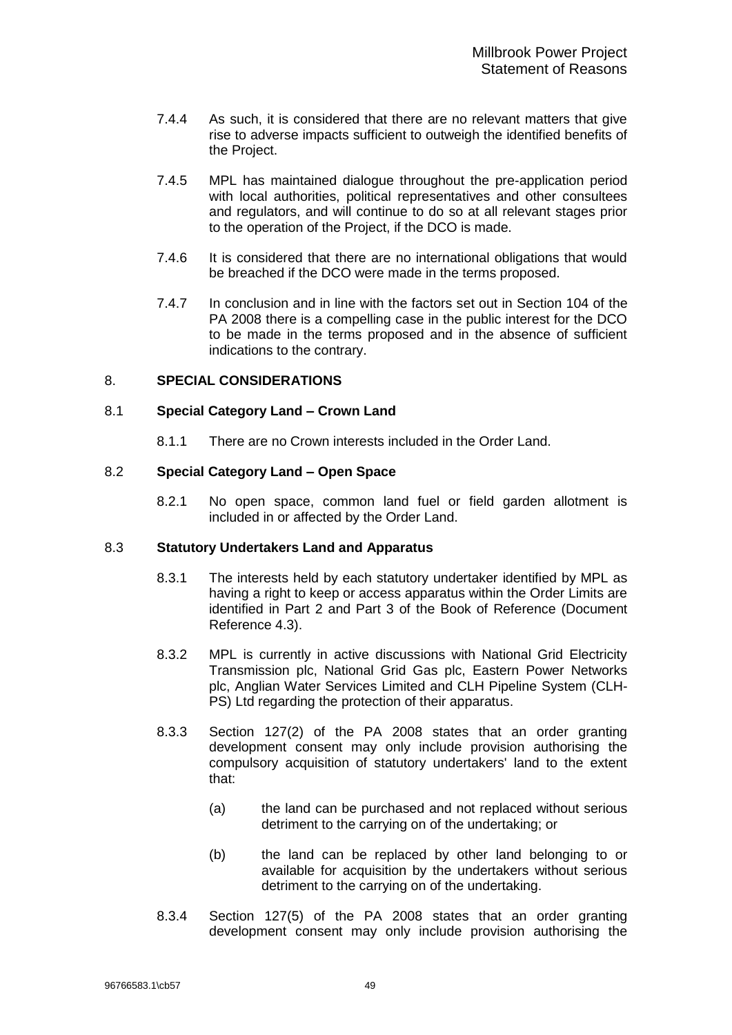7.4.4 As such, it is considered that there are no relevant matters that give rise to adverse impacts sufficient to outweigh the identified benefits of the Project.

7.4.5 MPL has maintained dialogue throughout the pre-application period with local authorities, political representatives and other consultees and regulators, and will continue to do so at all relevant stages prior to the operation of the Project, if the DCO is made.

7.4.6 It is considered that there are no international obligations that would be breached if the DCO were made in the terms proposed.

7.4.7 In conclusion and in line with the factors set out in Section 104 of the PA 2008 there is a compelling case in the public interest for the DCO to be made in the terms proposed and in the absence of sufficient indications to the contrary.

## 8. SPECIAL CONSIDERATIONS

### 8.1 Special Category Land – Crown Land

8.1.1 There are no Crown interests included in the Order Land.

### 8.2 Special Category Land – Open Space

8.2.1 No open space, common land fuel or field garden allotment is included in or affected by the Order Land.

### 8.3 Statutory Undertakers Land and Apparatus

8.3.1 The interests held by each statutory undertaker identified by MPL as having a right to keep or access apparatus within the Order Limits are identified in Part 2 and Part 3 of the Book of Reference (Document Reference 4.3).

8.3.2 MPL is currently in active discussions with National Grid Electricity Transmission plc, National Grid Gas plc, Eastern Power Networks plc, Anglian Water Services Limited and CLH Pipeline System (CLH-PS) Ltd regarding the protection of their apparatus.

8.3.3 Section 127(2) of the PA 2008 states that an order granting development consent may only include provision authorising the compulsory acquisition of statutory undertakers' land to the extent that:

(a) the land can be purchased and not replaced without serious detriment to the carrying on of the undertaking; or

(b) the land can be replaced by other land belonging to or available for acquisition by the undertakers without serious detriment to the carrying on of the undertaking.

8.3.4 Section 127(5) of the PA 2008 states that an order granting development consent may only include provision authorising the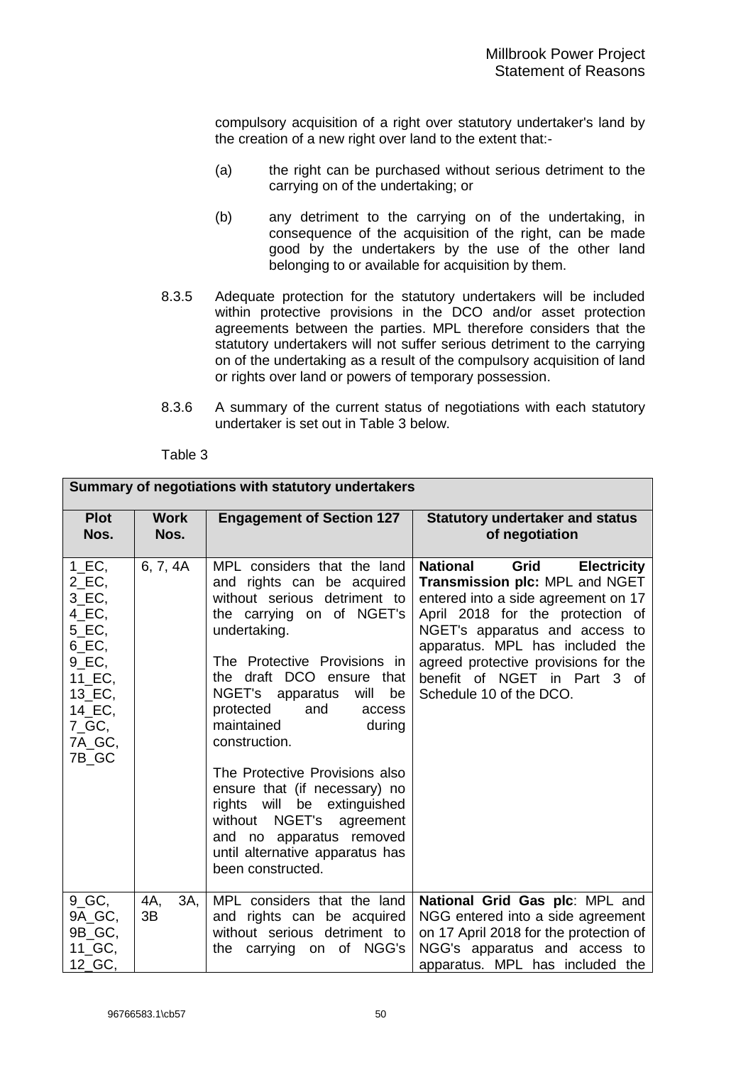compulsory acquisition of a right over statutory undertaker's land by the creation of a new right over land to the extent that:-

(a) the right can be purchased without serious detriment to the carrying on of the undertaking; or

(b) any detriment to the carrying on of the undertaking, in consequence of the acquisition of the right, can be made good by the undertakers by the use of the other land belonging to or available for acquisition by them.

8.3.5 Adequate protection for the statutory undertakers will be included within protective provisions in the DCO and/or asset protection agreements between the parties. MPL therefore considers that the statutory undertakers will not suffer serious detriment to the carrying on of the undertaking as a result of the compulsory acquisition of land or rights over land or powers of temporary possession.

8.3.6 A summary of the current status of negotiations with each statutory undertaker is set out in Table 3 below.

Table 3

| Summary of negotiations with statutory undertakers | | | |
|---|---|---|---|
| **Plot Nos.** | **Work Nos.** | **Engagement of Section 127** | **Statutory undertaker and status of negotiation** |
| 1_EC, 2_EC, 3_EC, 4_EC, 5_EC, 6_EC, 9_EC, 11_EC, 13_EC, 14_EC, 7_GC, 7A_GC, 7B_GC | 6, 7, 4A | MPL considers that the land and rights can be acquired without serious detriment to the carrying on of NGET's undertaking.<br><br>The Protective Provisions in the draft DCO ensure that NGET's apparatus will be protected and access maintained during construction.<br><br>The Protective Provisions also ensure that (if necessary) no rights will be extinguished without NGET's agreement and no apparatus removed until alternative apparatus has been constructed. | **National Grid Electricity Transmission plc:** MPL and NGET entered into a side agreement on 17 April 2018 for the protection of NGET's apparatus and access to apparatus. MPL has included the agreed protective provisions for the benefit of NGET in Part 3 of Schedule 10 of the DCO. |
| 9_GC, 9A_GC, 9B_GC, 11_GC, 12_GC, | 4A, 3A, 3B | MPL considers that the land and rights can be acquired without serious detriment to the carrying on of NGG's | **National Grid Gas plc**: MPL and NGG entered into a side agreement on 17 April 2018 for the protection of NGG's apparatus and access to apparatus. MPL has included the |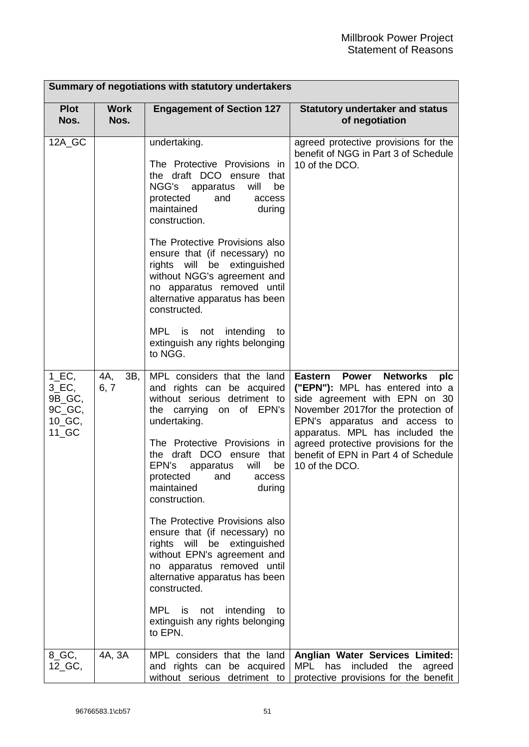| Summary of negotiations with statutory undertakers | | | |
|---|---|---|---|
| **Plot Nos.** | **Work Nos.** | **Engagement of Section 127** | **Statutory undertaker and status of negotiation** |
| 12A_GC | | undertaking.<br><br>The Protective Provisions in the draft DCO ensure that NGG's apparatus will be protected and access maintained during construction.<br><br>The Protective Provisions also ensure that (if necessary) no rights will be extinguished without NGG's agreement and no apparatus removed until alternative apparatus has been constructed.<br><br>MPL is not intending to extinguish any rights belonging to NGG. | agreed protective provisions for the benefit of NGG in Part 3 of Schedule 10 of the DCO. |
| 1_EC, 3_EC, 9B_GC, 9C_GC, 10_GC, 11_GC | 4A, 3B, 6, 7 | MPL considers that the land and rights can be acquired without serious detriment to the carrying on of EPN's undertaking.<br><br>The Protective Provisions in the draft DCO ensure that EPN's apparatus will be protected and access maintained during construction.<br><br>The Protective Provisions also ensure that (if necessary) no rights will be extinguished without EPN's agreement and no apparatus removed until alternative apparatus has been constructed.<br><br>MPL is not intending to extinguish any rights belonging to EPN. | **Eastern Power Networks plc ("EPN"):** MPL has entered into a side agreement with EPN on 30 November 2017for the protection of EPN's apparatus and access to apparatus. MPL has included the agreed protective provisions for the benefit of EPN in Part 4 of Schedule 10 of the DCO. |
| 8_GC, 12_GC, | 4A, 3A | MPL considers that the land and rights can be acquired without serious detriment to | **Anglian Water Services Limited:** MPL has included the agreed protective provisions for the benefit |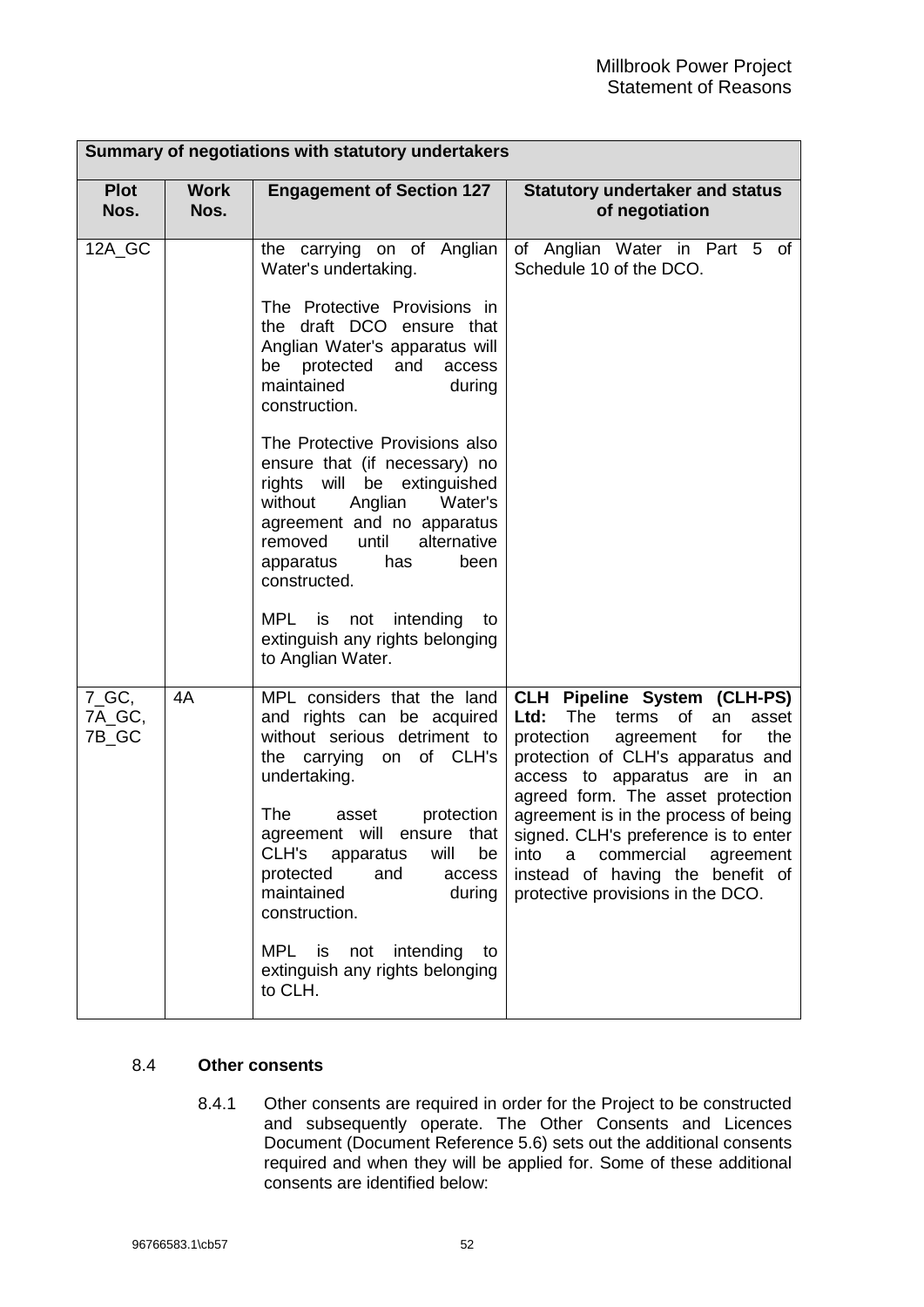| Summary of negotiations with statutory undertakers | | | |
|---|---|---|---|
| **Plot Nos.** | **Work Nos.** | **Engagement of Section 127** | **Statutory undertaker and status of negotiation** |
| 12A_GC | | the carrying on of Anglian Water's undertaking.<br><br>The Protective Provisions in the draft DCO ensure that Anglian Water's apparatus will be protected and access maintained during construction.<br><br>The Protective Provisions also ensure that (if necessary) no rights will be extinguished without Anglian Water's agreement and no apparatus removed until alternative apparatus has been constructed.<br><br>MPL is not intending to extinguish any rights belonging to Anglian Water. | of Anglian Water in Part 5 of Schedule 10 of the DCO. |
| 7_GC, 7A_GC, 7B_GC | 4A | MPL considers that the land and rights can be acquired without serious detriment to the carrying on of CLH's undertaking.<br><br>The asset protection agreement will ensure that CLH's apparatus will be protected and access maintained during construction.<br><br>MPL is not intending to extinguish any rights belonging to CLH. | **CLH Pipeline System (CLH-PS) Ltd:** The terms of an asset protection agreement for the protection of CLH's apparatus and access to apparatus are in an agreed form. The asset protection agreement is in the process of being signed. CLH's preference is to enter into a commercial agreement instead of having the benefit of protective provisions in the DCO. |

### 8.4 **Other consents**

8.4.1 Other consents are required in order for the Project to be constructed and subsequently operate. The Other Consents and Licences Document (Document Reference 5.6) sets out the additional consents required and when they will be applied for. Some of these additional consents are identified below: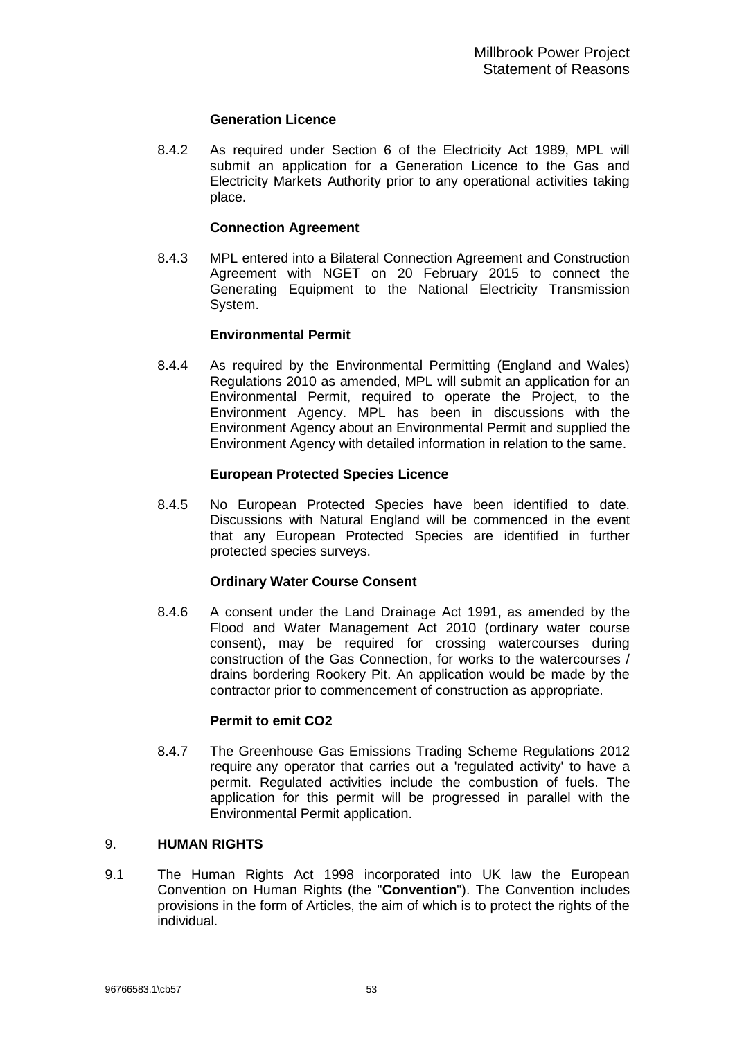**Generation Licence**

8.4.2 As required under Section 6 of the Electricity Act 1989, MPL will submit an application for a Generation Licence to the Gas and Electricity Markets Authority prior to any operational activities taking place.

**Connection Agreement**

8.4.3 MPL entered into a Bilateral Connection Agreement and Construction Agreement with NGET on 20 February 2015 to connect the Generating Equipment to the National Electricity Transmission System.

**Environmental Permit**

8.4.4 As required by the Environmental Permitting (England and Wales) Regulations 2010 as amended, MPL will submit an application for an Environmental Permit, required to operate the Project, to the Environment Agency. MPL has been in discussions with the Environment Agency about an Environmental Permit and supplied the Environment Agency with detailed information in relation to the same.

**European Protected Species Licence**

8.4.5 No European Protected Species have been identified to date. Discussions with Natural England will be commenced in the event that any European Protected Species are identified in further protected species surveys.

**Ordinary Water Course Consent**

8.4.6 A consent under the Land Drainage Act 1991, as amended by the Flood and Water Management Act 2010 (ordinary water course consent), may be required for crossing watercourses during construction of the Gas Connection, for works to the watercourses / drains bordering Rookery Pit. An application would be made by the contractor prior to commencement of construction as appropriate.

**Permit to emit CO2**

8.4.7 The Greenhouse Gas Emissions Trading Scheme Regulations 2012 require any operator that carries out a 'regulated activity' to have a permit. Regulated activities include the combustion of fuels. The application for this permit will be progressed in parallel with the Environmental Permit application.

## 9. HUMAN RIGHTS

9.1 The Human Rights Act 1998 incorporated into UK law the European Convention on Human Rights (the "**Convention**"). The Convention includes provisions in the form of Articles, the aim of which is to protect the rights of the individual.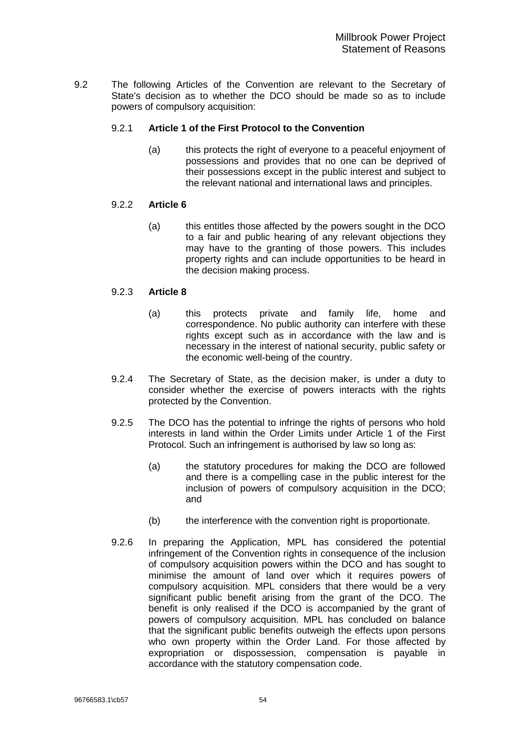9.2 The following Articles of the Convention are relevant to the Secretary of State's decision as to whether the DCO should be made so as to include powers of compulsory acquisition:

9.2.1 **Article 1 of the First Protocol to the Convention**

(a) this protects the right of everyone to a peaceful enjoyment of possessions and provides that no one can be deprived of their possessions except in the public interest and subject to the relevant national and international laws and principles.

9.2.2 **Article 6**

(a) this entitles those affected by the powers sought in the DCO to a fair and public hearing of any relevant objections they may have to the granting of those powers. This includes property rights and can include opportunities to be heard in the decision making process.

9.2.3 **Article 8**

(a) this protects private and family life, home and correspondence. No public authority can interfere with these rights except such as in accordance with the law and is necessary in the interest of national security, public safety or the economic well-being of the country.

9.2.4 The Secretary of State, as the decision maker, is under a duty to consider whether the exercise of powers interacts with the rights protected by the Convention.

9.2.5 The DCO has the potential to infringe the rights of persons who hold interests in land within the Order Limits under Article 1 of the First Protocol. Such an infringement is authorised by law so long as:

(a) the statutory procedures for making the DCO are followed and there is a compelling case in the public interest for the inclusion of powers of compulsory acquisition in the DCO; and

(b) the interference with the convention right is proportionate.

9.2.6 In preparing the Application, MPL has considered the potential infringement of the Convention rights in consequence of the inclusion of compulsory acquisition powers within the DCO and has sought to minimise the amount of land over which it requires powers of compulsory acquisition. MPL considers that there would be a very significant public benefit arising from the grant of the DCO. The benefit is only realised if the DCO is accompanied by the grant of powers of compulsory acquisition. MPL has concluded on balance that the significant public benefits outweigh the effects upon persons who own property within the Order Land. For those affected by expropriation or dispossession, compensation is payable in accordance with the statutory compensation code.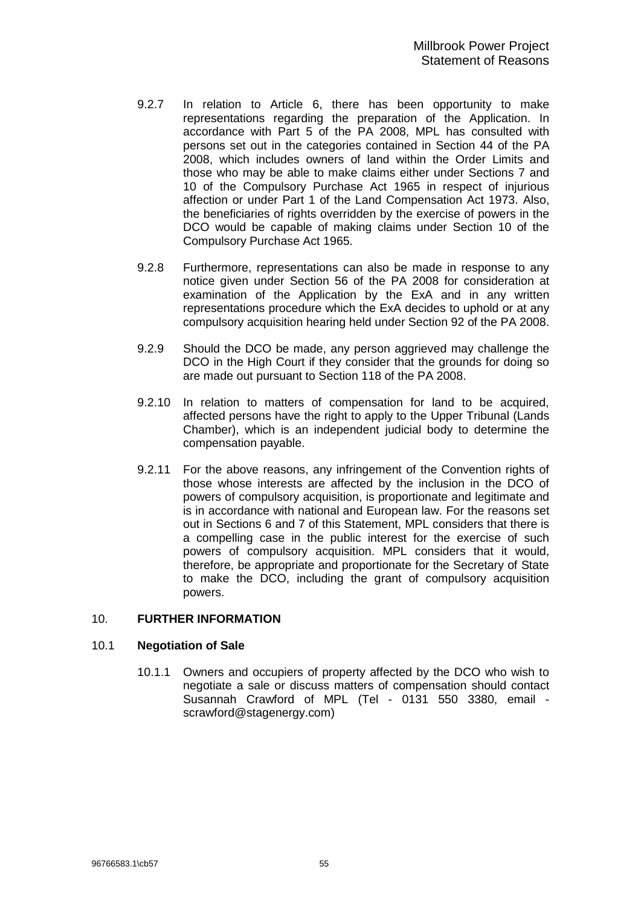9.2.7 In relation to Article 6, there has been opportunity to make representations regarding the preparation of the Application. In accordance with Part 5 of the PA 2008, MPL has consulted with persons set out in the categories contained in Section 44 of the PA 2008, which includes owners of land within the Order Limits and those who may be able to make claims either under Sections 7 and 10 of the Compulsory Purchase Act 1965 in respect of injurious affection or under Part 1 of the Land Compensation Act 1973. Also, the beneficiaries of rights overridden by the exercise of powers in the DCO would be capable of making claims under Section 10 of the Compulsory Purchase Act 1965.

9.2.8 Furthermore, representations can also be made in response to any notice given under Section 56 of the PA 2008 for consideration at examination of the Application by the ExA and in any written representations procedure which the ExA decides to uphold or at any compulsory acquisition hearing held under Section 92 of the PA 2008.

9.2.9 Should the DCO be made, any person aggrieved may challenge the DCO in the High Court if they consider that the grounds for doing so are made out pursuant to Section 118 of the PA 2008.

9.2.10 In relation to matters of compensation for land to be acquired, affected persons have the right to apply to the Upper Tribunal (Lands Chamber), which is an independent judicial body to determine the compensation payable.

9.2.11 For the above reasons, any infringement of the Convention rights of those whose interests are affected by the inclusion in the DCO of powers of compulsory acquisition, is proportionate and legitimate and is in accordance with national and European law. For the reasons set out in Sections 6 and 7 of this Statement, MPL considers that there is a compelling case in the public interest for the exercise of such powers of compulsory acquisition. MPL considers that it would, therefore, be appropriate and proportionate for the Secretary of State to make the DCO, including the grant of compulsory acquisition powers.

## 10. FURTHER INFORMATION

### 10.1 Negotiation of Sale

10.1.1 Owners and occupiers of property affected by the DCO who wish to negotiate a sale or discuss matters of compensation should contact Susannah Crawford of MPL (Tel - 0131 550 3380, email - scrawford@stagenergy.com)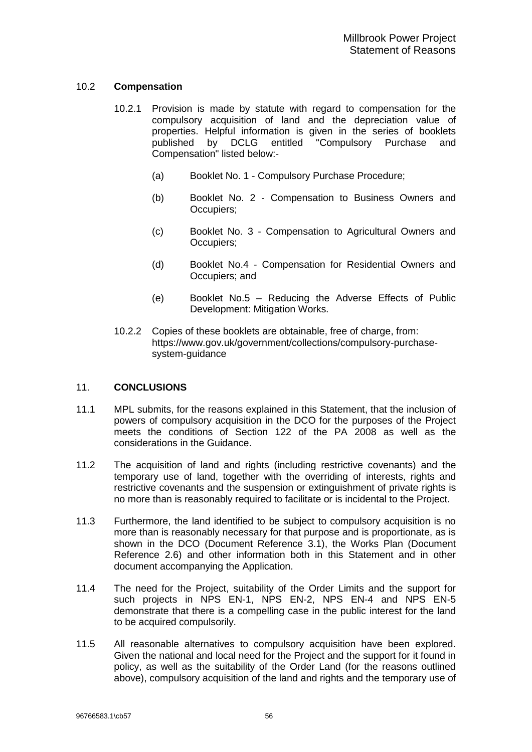### 10.2 **Compensation**

10.2.1 Provision is made by statute with regard to compensation for the compulsory acquisition of land and the depreciation value of properties. Helpful information is given in the series of booklets published by DCLG entitled "Compulsory Purchase and Compensation" listed below:-

(a) Booklet No. 1 - Compulsory Purchase Procedure;

(b) Booklet No. 2 - Compensation to Business Owners and Occupiers;

(c) Booklet No. 3 - Compensation to Agricultural Owners and Occupiers;

(d) Booklet No.4 - Compensation for Residential Owners and Occupiers; and

(e) Booklet No.5 – Reducing the Adverse Effects of Public Development: Mitigation Works.

10.2.2 Copies of these booklets are obtainable, free of charge, from: https://www.gov.uk/government/collections/compulsory-purchase-system-guidance

## 11. **CONCLUSIONS**

11.1 MPL submits, for the reasons explained in this Statement, that the inclusion of powers of compulsory acquisition in the DCO for the purposes of the Project meets the conditions of Section 122 of the PA 2008 as well as the considerations in the Guidance.

11.2 The acquisition of land and rights (including restrictive covenants) and the temporary use of land, together with the overriding of interests, rights and restrictive covenants and the suspension or extinguishment of private rights is no more than is reasonably required to facilitate or is incidental to the Project.

11.3 Furthermore, the land identified to be subject to compulsory acquisition is no more than is reasonably necessary for that purpose and is proportionate, as is shown in the DCO (Document Reference 3.1), the Works Plan (Document Reference 2.6) and other information both in this Statement and in other document accompanying the Application.

11.4 The need for the Project, suitability of the Order Limits and the support for such projects in NPS EN-1, NPS EN-2, NPS EN-4 and NPS EN-5 demonstrate that there is a compelling case in the public interest for the land to be acquired compulsorily.

11.5 All reasonable alternatives to compulsory acquisition have been explored. Given the national and local need for the Project and the support for it found in policy, as well as the suitability of the Order Land (for the reasons outlined above), compulsory acquisition of the land and rights and the temporary use of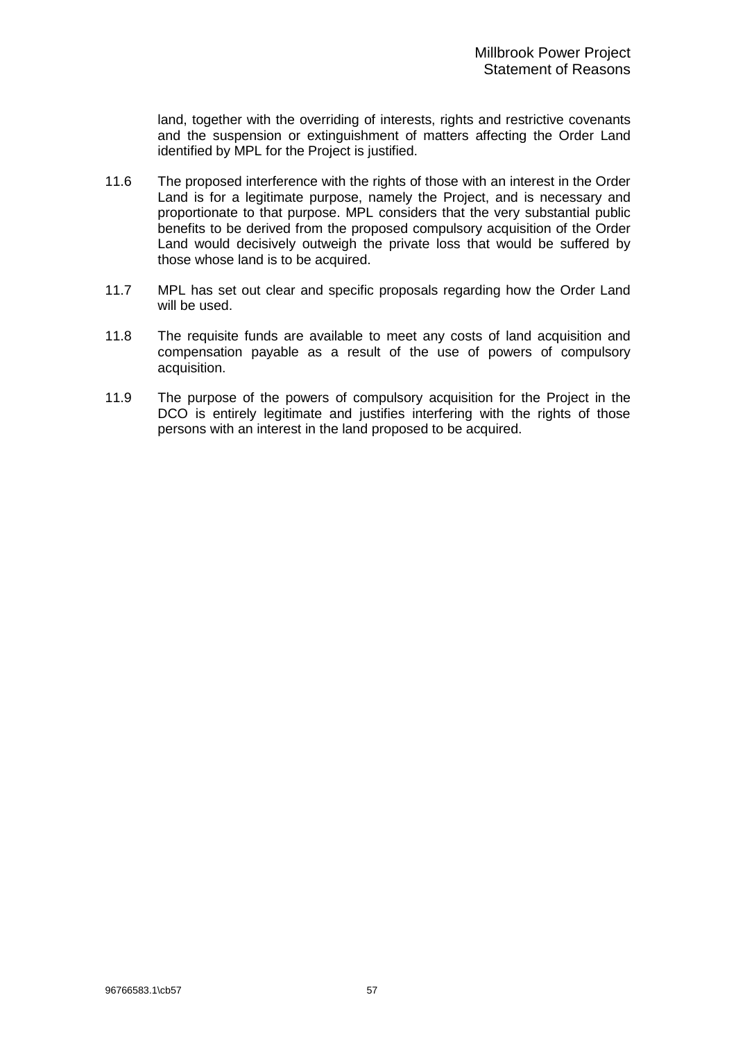land, together with the overriding of interests, rights and restrictive covenants and the suspension or extinguishment of matters affecting the Order Land identified by MPL for the Project is justified.

11.6 The proposed interference with the rights of those with an interest in the Order Land is for a legitimate purpose, namely the Project, and is necessary and proportionate to that purpose. MPL considers that the very substantial public benefits to be derived from the proposed compulsory acquisition of the Order Land would decisively outweigh the private loss that would be suffered by those whose land is to be acquired.

11.7 MPL has set out clear and specific proposals regarding how the Order Land will be used.

11.8 The requisite funds are available to meet any costs of land acquisition and compensation payable as a result of the use of powers of compulsory acquisition.

11.9 The purpose of the powers of compulsory acquisition for the Project in the DCO is entirely legitimate and justifies interfering with the rights of those persons with an interest in the land proposed to be acquired.